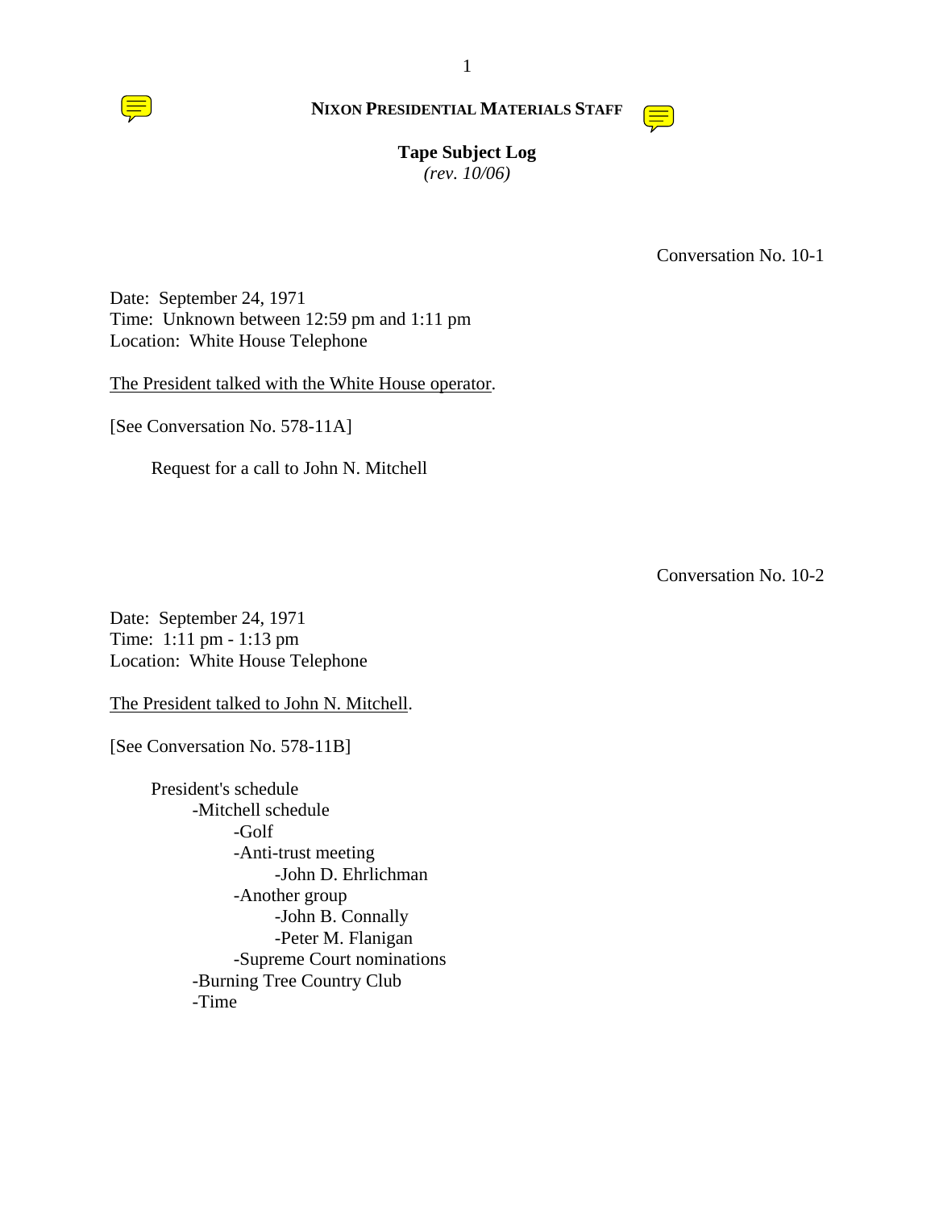**NIXON PRESIDENTIAL MATERIALS STAFF**

**Tape Subject Log**
*(rev. 10/06)*

Conversation No. 10-1

Date: September 24, 1971
Time: Unknown between 12:59 pm and 1:11 pm
Location: White House Telephone

The President talked with the White House operator.

[See Conversation No. 578-11A]

Request for a call to John N. Mitchell

Conversation No. 10-2

Date: September 24, 1971
Time: 1:11 pm - 1:13 pm
Location: White House Telephone

The President talked to John N. Mitchell.

[See Conversation No. 578-11B]

President's schedule
- -Mitchell schedule
  - -Golf
  - -Anti-trust meeting
    - -John D. Ehrlichman
  - -Another group
    - -John B. Connally
    - -Peter M. Flanigan
  - -Supreme Court nominations
- -Burning Tree Country Club
- -Time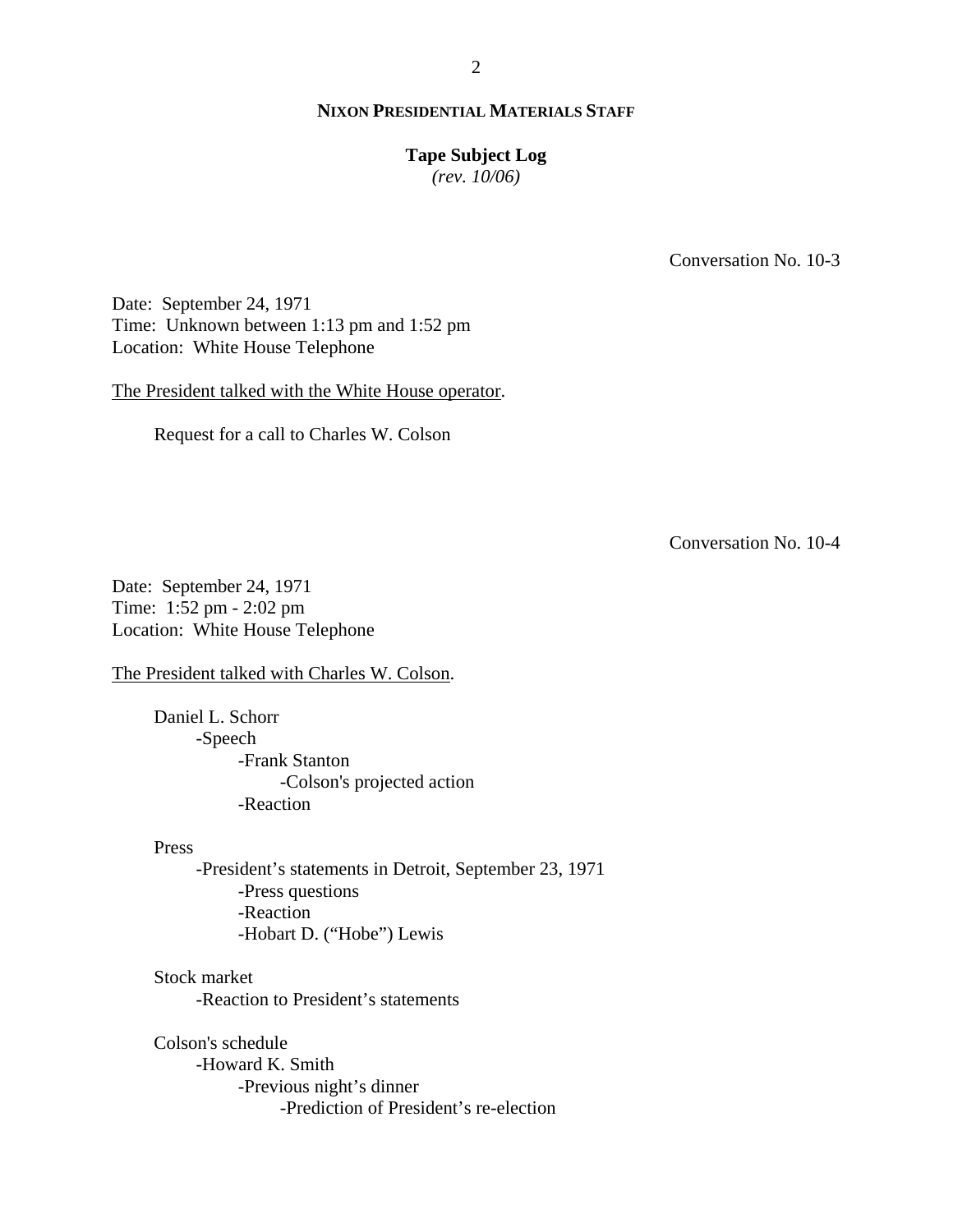**NIXON PRESIDENTIAL MATERIALS STAFF**

**Tape Subject Log**
*(rev. 10/06)*

Conversation No. 10-3

Date: September 24, 1971
Time: Unknown between 1:13 pm and 1:52 pm
Location: White House Telephone

The President talked with the White House operator.

Request for a call to Charles W. Colson

Conversation No. 10-4

Date: September 24, 1971
Time: 1:52 pm - 2:02 pm
Location: White House Telephone

The President talked with Charles W. Colson.

- Daniel L. Schorr
  - -Speech
    - -Frank Stanton
      - -Colson's projected action
    - -Reaction

- Press
  - -President's statements in Detroit, September 23, 1971
    - -Press questions
    - -Reaction
    - -Hobart D. ("Hobe") Lewis

- Stock market
  - -Reaction to President's statements

- Colson's schedule
  - -Howard K. Smith
    - -Previous night's dinner
      - -Prediction of President's re-election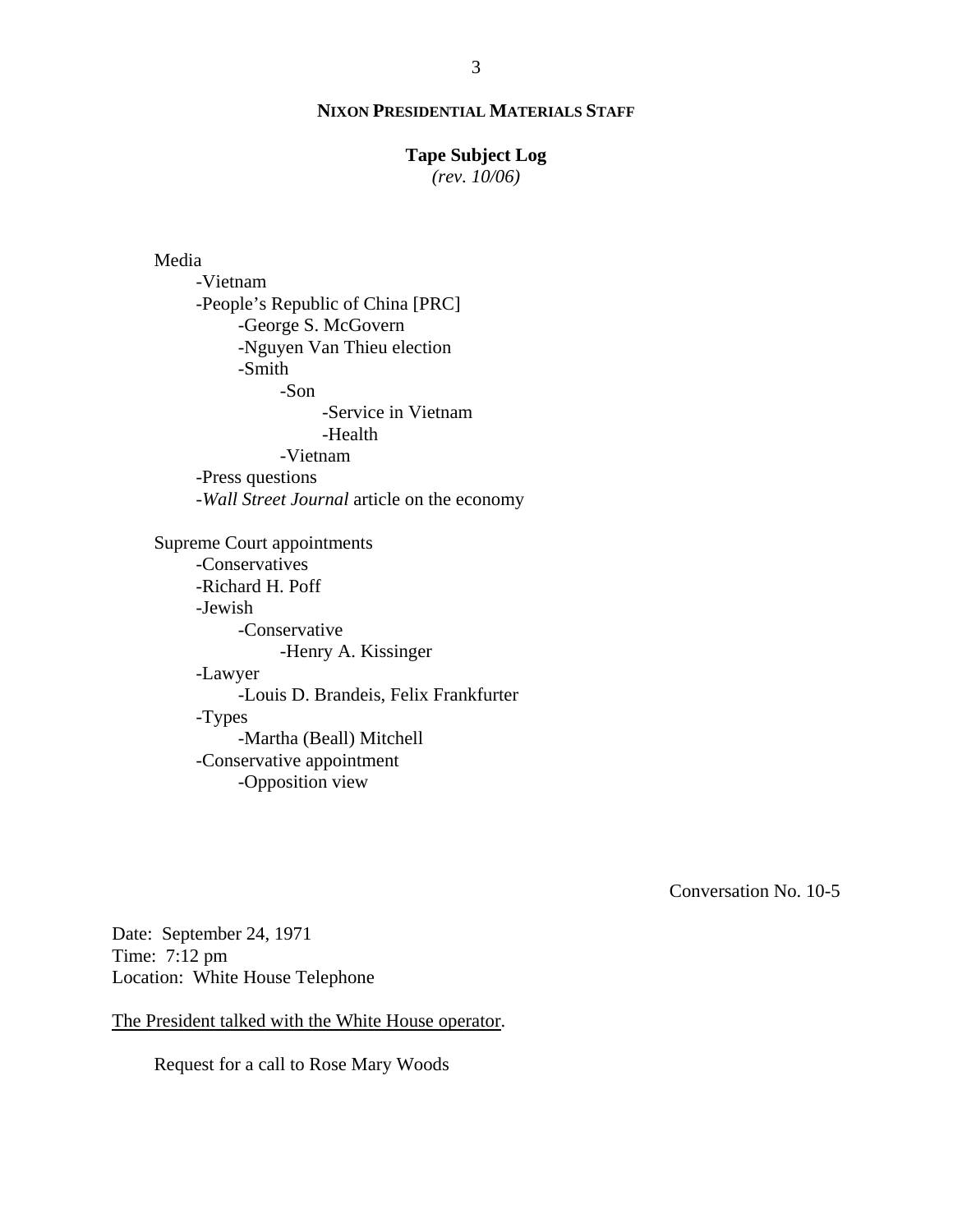Media
- -Vietnam
- -People's Republic of China [PRC]
    - -George S. McGovern
    - -Nguyen Van Thieu election
    - -Smith
        - -Son
            - -Service in Vietnam
            - -Health
        - -Vietnam
- -Press questions
- -*Wall Street Journal* article on the economy

Supreme Court appointments
- -Conservatives
- -Richard H. Poff
- -Jewish
    - -Conservative
        - -Henry A. Kissinger
- -Lawyer
    - -Louis D. Brandeis, Felix Frankfurter
- -Types
    - -Martha (Beall) Mitchell
- -Conservative appointment
    - -Opposition view

Conversation No. 10-5

Date: September 24, 1971
Time: 7:12 pm
Location: White House Telephone

The President talked with the White House operator.

Request for a call to Rose Mary Woods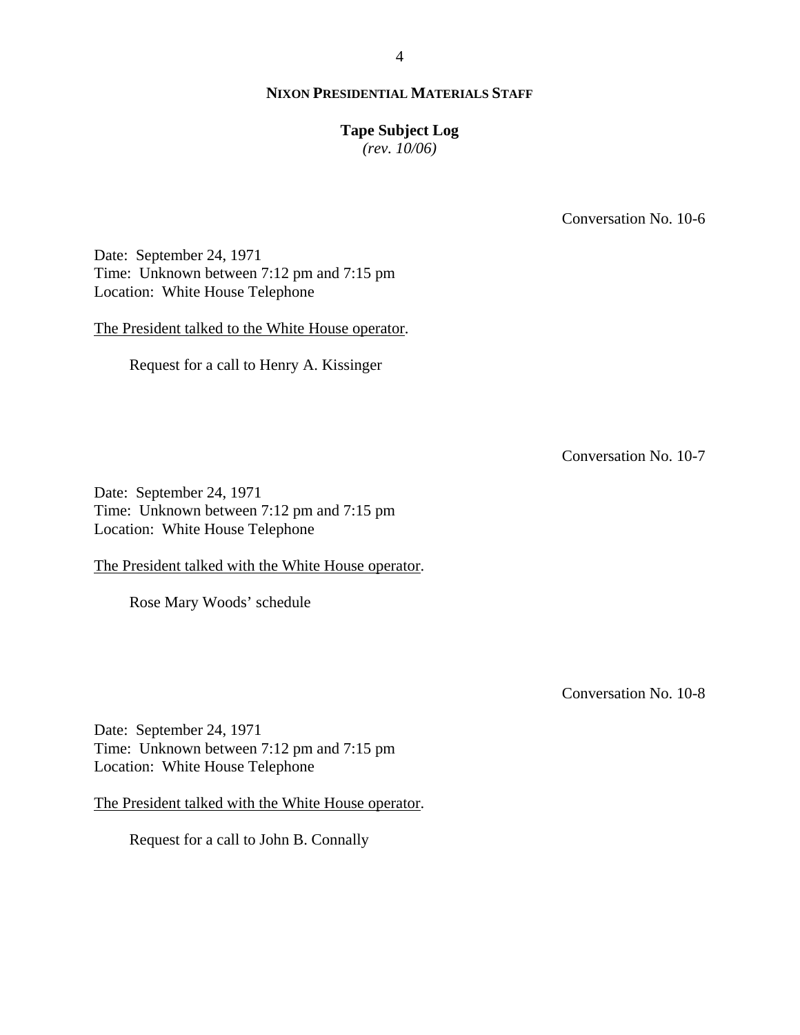**NIXON PRESIDENTIAL MATERIALS STAFF**

**Tape Subject Log**
*(rev. 10/06)*

Conversation No. 10-6

Date: September 24, 1971
Time: Unknown between 7:12 pm and 7:15 pm
Location: White House Telephone

The President talked to the White House operator.

Request for a call to Henry A. Kissinger

Conversation No. 10-7

Date: September 24, 1971
Time: Unknown between 7:12 pm and 7:15 pm
Location: White House Telephone

The President talked with the White House operator.

Rose Mary Woods' schedule

Conversation No. 10-8

Date: September 24, 1971
Time: Unknown between 7:12 pm and 7:15 pm
Location: White House Telephone

The President talked with the White House operator.

Request for a call to John B. Connally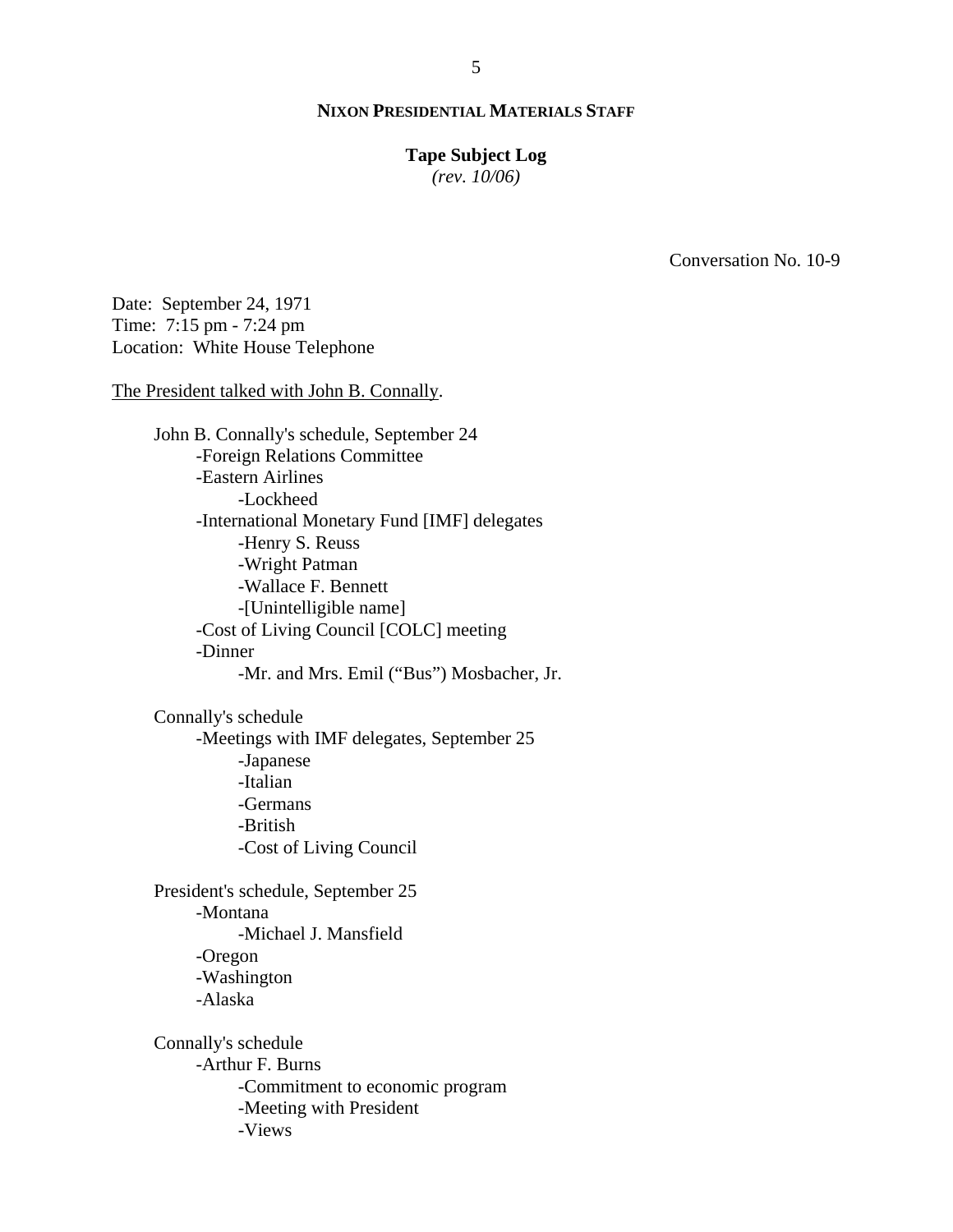**NIXON PRESIDENTIAL MATERIALS STAFF**

**Tape Subject Log**
*(rev. 10/06)*

Conversation No. 10-9

Date: September 24, 1971
Time: 7:15 pm - 7:24 pm
Location: White House Telephone

The President talked with John B. Connally.

- John B. Connally's schedule, September 24
  - -Foreign Relations Committee
  - -Eastern Airlines
    - -Lockheed
  - -International Monetary Fund [IMF] delegates
    - -Henry S. Reuss
    - -Wright Patman
    - -Wallace F. Bennett
    - -[Unintelligible name]
  - -Cost of Living Council [COLC] meeting
  - -Dinner
    - -Mr. and Mrs. Emil ("Bus") Mosbacher, Jr.

- Connally's schedule
  - -Meetings with IMF delegates, September 25
    - -Japanese
    - -Italian
    - -Germans
    - -British
    - -Cost of Living Council

- President's schedule, September 25
  - -Montana
    - -Michael J. Mansfield
  - -Oregon
  - -Washington
  - -Alaska

- Connally's schedule
  - -Arthur F. Burns
    - -Commitment to economic program
    - -Meeting with President
    - -Views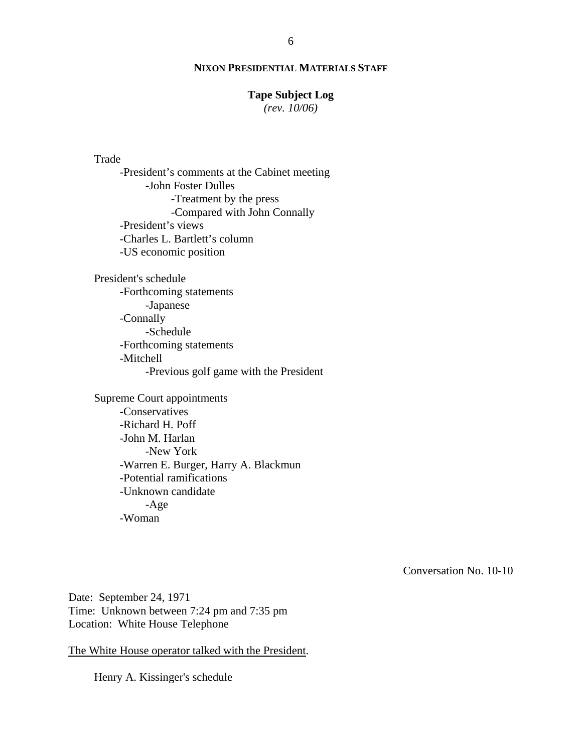Trade
- President's comments at the Cabinet meeting
    - John Foster Dulles
        - Treatment by the press
        - Compared with John Connally
- President's views
- Charles L. Bartlett's column
- US economic position

President's schedule
- Forthcoming statements
    - Japanese
- Connally
    - Schedule
- Forthcoming statements
- Mitchell
    - Previous golf game with the President

Supreme Court appointments
- Conservatives
- Richard H. Poff
- John M. Harlan
    - New York
- Warren E. Burger, Harry A. Blackmun
- Potential ramifications
- Unknown candidate
    - Age
- Woman

Conversation No. 10-10

Date: September 24, 1971
Time: Unknown between 7:24 pm and 7:35 pm
Location: White House Telephone

The White House operator talked with the President.

Henry A. Kissinger's schedule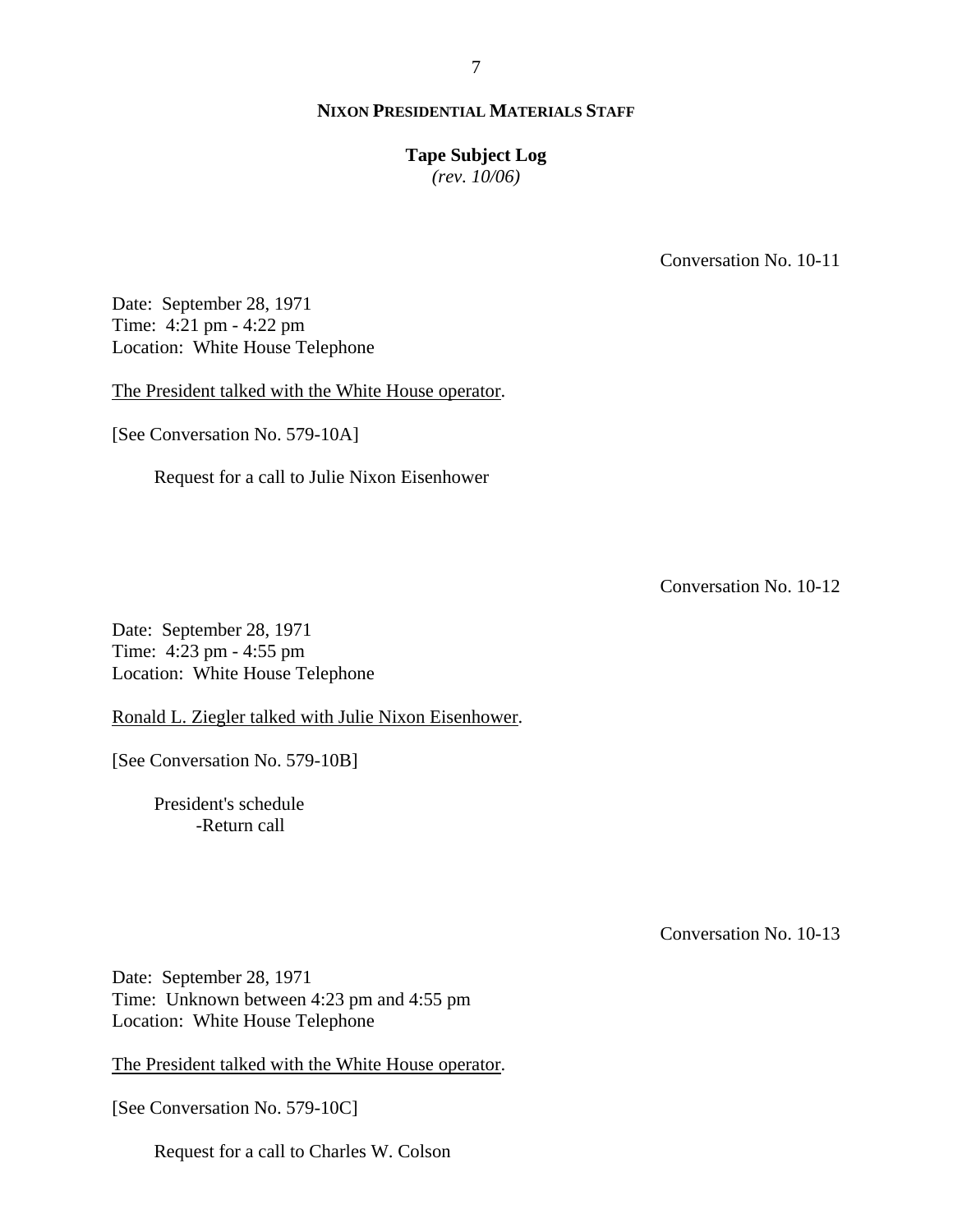**NIXON PRESIDENTIAL MATERIALS STAFF**

**Tape Subject Log**
*(rev. 10/06)*

Conversation No. 10-11

Date: September 28, 1971
Time: 4:21 pm - 4:22 pm
Location: White House Telephone

The President talked with the White House operator.

[See Conversation No. 579-10A]

Request for a call to Julie Nixon Eisenhower

Conversation No. 10-12

Date: September 28, 1971
Time: 4:23 pm - 4:55 pm
Location: White House Telephone

Ronald L. Ziegler talked with Julie Nixon Eisenhower.

[See Conversation No. 579-10B]

President's schedule
- Return call

Conversation No. 10-13

Date: September 28, 1971
Time: Unknown between 4:23 pm and 4:55 pm
Location: White House Telephone

The President talked with the White House operator.

[See Conversation No. 579-10C]

Request for a call to Charles W. Colson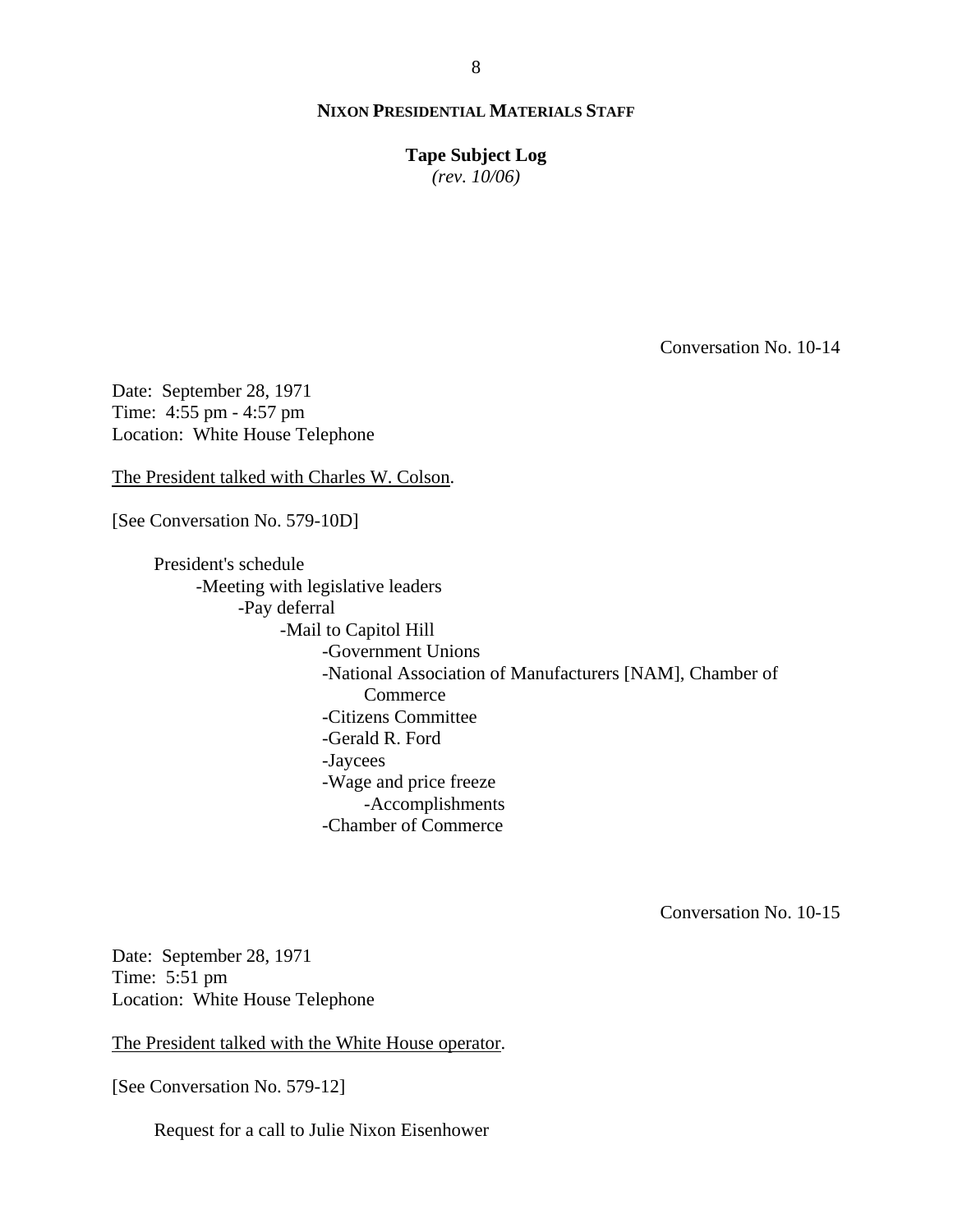Conversation No. 10-14

Date: September 28, 1971
Time: 4:55 pm - 4:57 pm
Location: White House Telephone

The President talked with Charles W. Colson.

[See Conversation No. 579-10D]

- President's schedule
  - Meeting with legislative leaders
    - Pay deferral
      - Mail to Capitol Hill
        - Government Unions
        - National Association of Manufacturers [NAM], Chamber of Commerce
        - Citizens Committee
        - Gerald R. Ford
        - Jaycees
        - Wage and price freeze
          - Accomplishments
        - Chamber of Commerce

Conversation No. 10-15

Date: September 28, 1971
Time: 5:51 pm
Location: White House Telephone

The President talked with the White House operator.

[See Conversation No. 579-12]

- Request for a call to Julie Nixon Eisenhower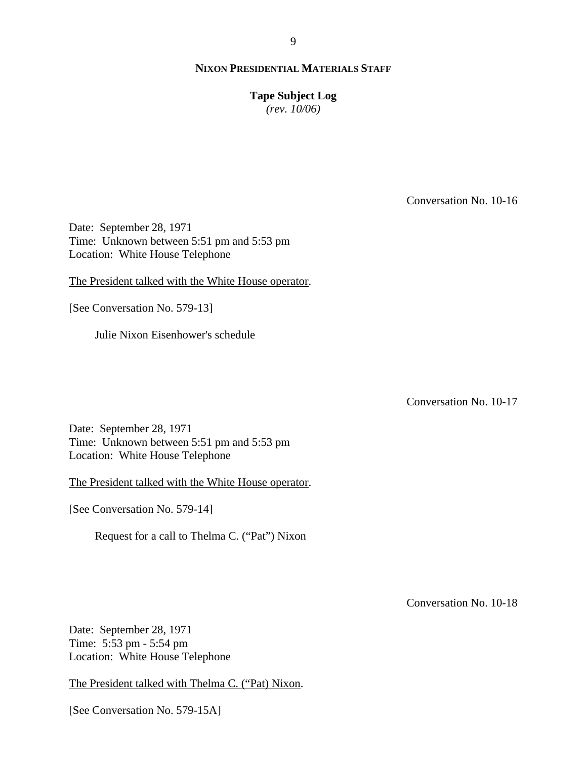Conversation No. 10-16

Date: September 28, 1971
Time: Unknown between 5:51 pm and 5:53 pm
Location: White House Telephone

The President talked with the White House operator.

[See Conversation No. 579-13]

Julie Nixon Eisenhower's schedule

Conversation No. 10-17

Date: September 28, 1971
Time: Unknown between 5:51 pm and 5:53 pm
Location: White House Telephone

The President talked with the White House operator.

[See Conversation No. 579-14]

Request for a call to Thelma C. ("Pat") Nixon

Conversation No. 10-18

Date: September 28, 1971
Time: 5:53 pm - 5:54 pm
Location: White House Telephone

The President talked with Thelma C. ("Pat) Nixon.

[See Conversation No. 579-15A]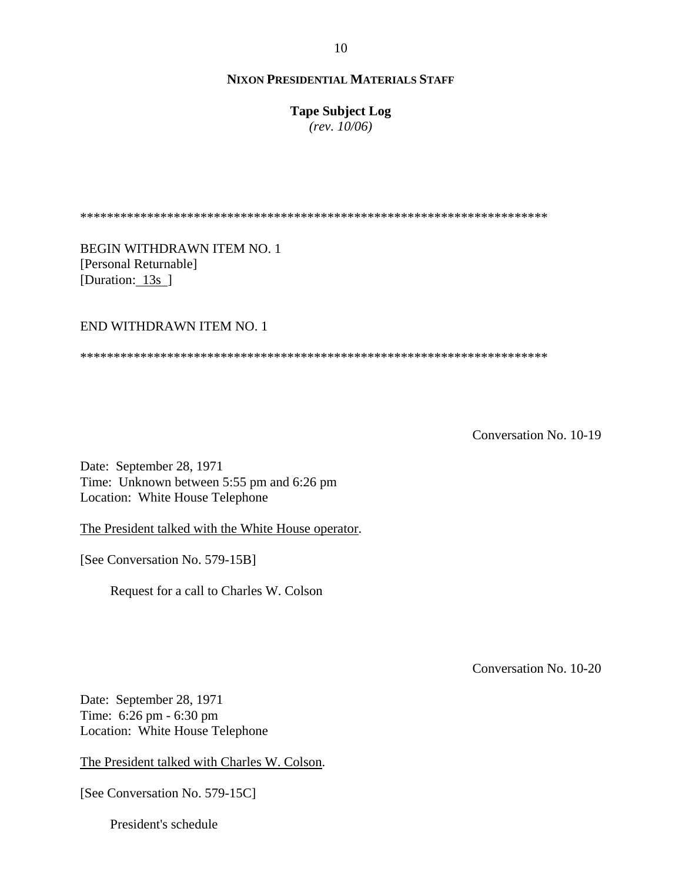**NIXON PRESIDENTIAL MATERIALS STAFF**

**Tape Subject Log**
*(rev. 10/06)*

**********************************************************************

BEGIN WITHDRAWN ITEM NO. 1
[Personal Returnable]
[Duration: 13s ]

END WITHDRAWN ITEM NO. 1

**********************************************************************

Conversation No. 10-19

Date: September 28, 1971
Time: Unknown between 5:55 pm and 6:26 pm
Location: White House Telephone

The President talked with the White House operator.

[See Conversation No. 579-15B]

Request for a call to Charles W. Colson

Conversation No. 10-20

Date: September 28, 1971
Time: 6:26 pm - 6:30 pm
Location: White House Telephone

The President talked with Charles W. Colson.

[See Conversation No. 579-15C]

President's schedule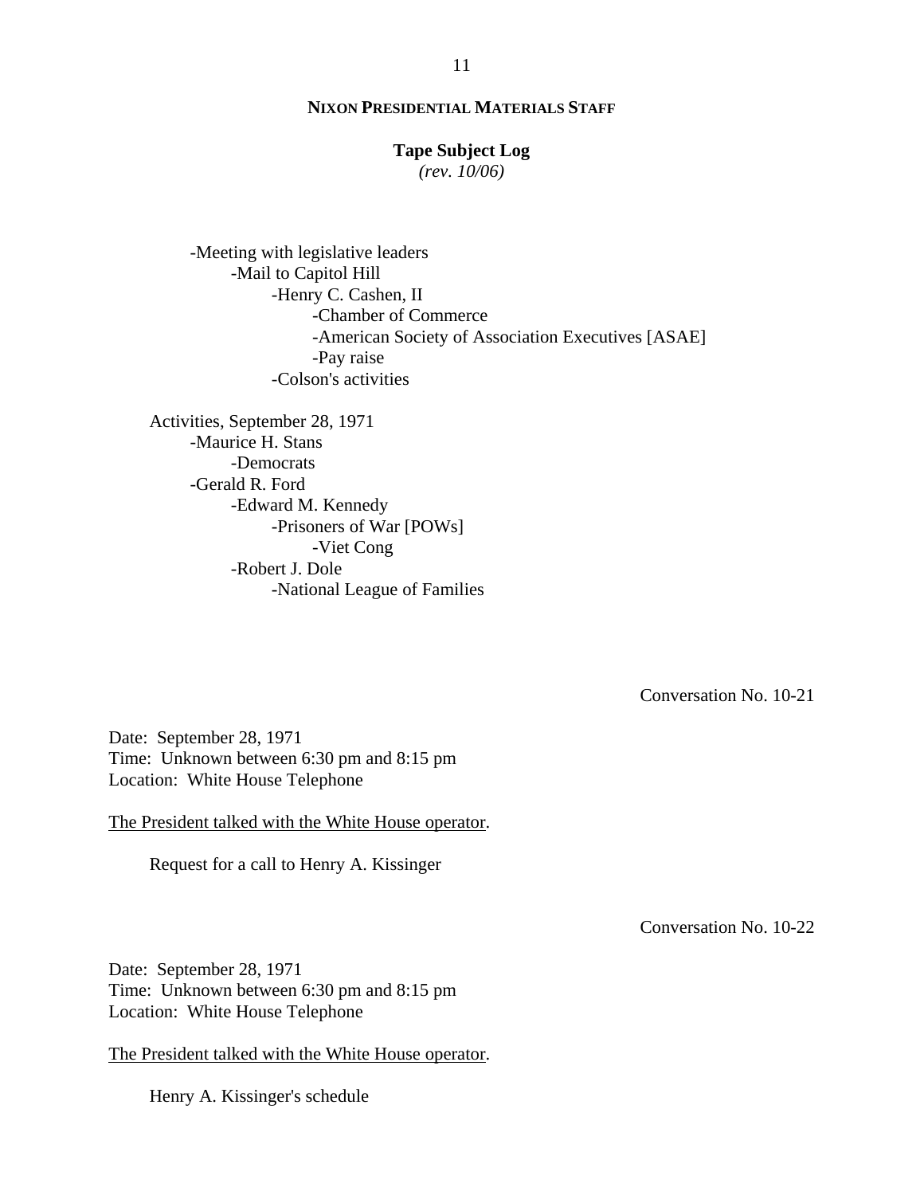- Meeting with legislative leaders
    - Mail to Capitol Hill
        - Henry C. Cashen, II
            - Chamber of Commerce
            - American Society of Association Executives [ASAE]
            - Pay raise
        - Colson's activities

Activities, September 28, 1971
- Maurice H. Stans
    - Democrats
- Gerald R. Ford
    - Edward M. Kennedy
        - Prisoners of War [POWs]
            - Viet Cong
    - Robert J. Dole
        - National League of Families

Conversation No. 10-21

Date: September 28, 1971
Time: Unknown between 6:30 pm and 8:15 pm
Location: White House Telephone

The President talked with the White House operator.

Request for a call to Henry A. Kissinger

Conversation No. 10-22

Date: September 28, 1971
Time: Unknown between 6:30 pm and 8:15 pm
Location: White House Telephone

The President talked with the White House operator.

Henry A. Kissinger's schedule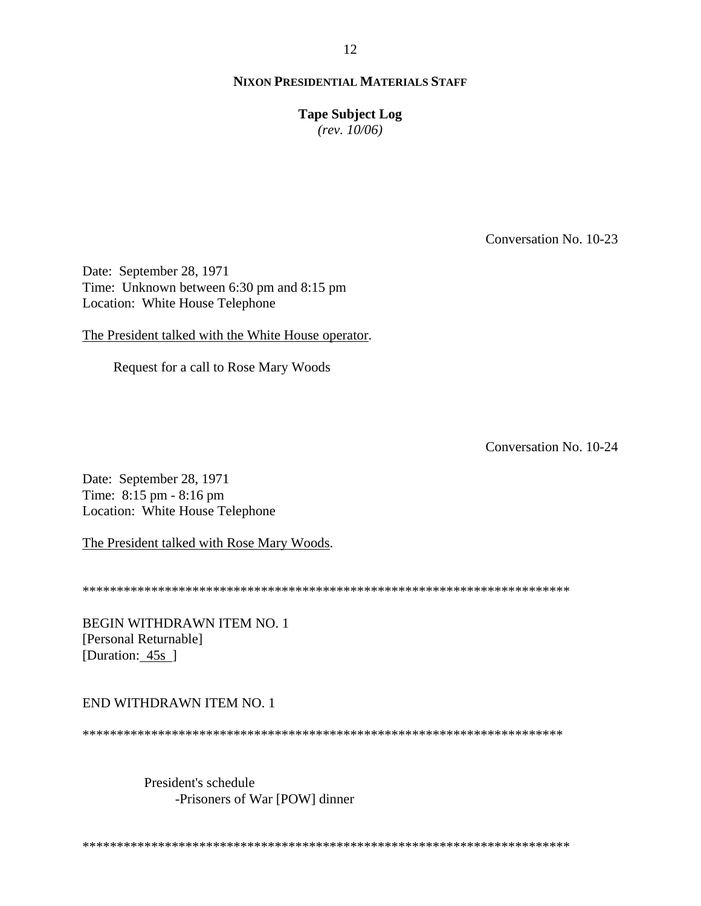Conversation No. 10-23

Date: September 28, 1971
Time: Unknown between 6:30 pm and 8:15 pm
Location: White House Telephone

The President talked with the White House operator.

Request for a call to Rose Mary Woods

Conversation No. 10-24

Date: September 28, 1971
Time: 8:15 pm - 8:16 pm
Location: White House Telephone

The President talked with Rose Mary Woods.

*************************************************************************

BEGIN WITHDRAWN ITEM NO. 1
[Personal Returnable]
[Duration: 45s ]

END WITHDRAWN ITEM NO. 1

*************************************************************************

President's schedule
- Prisoners of War [POW] dinner

*************************************************************************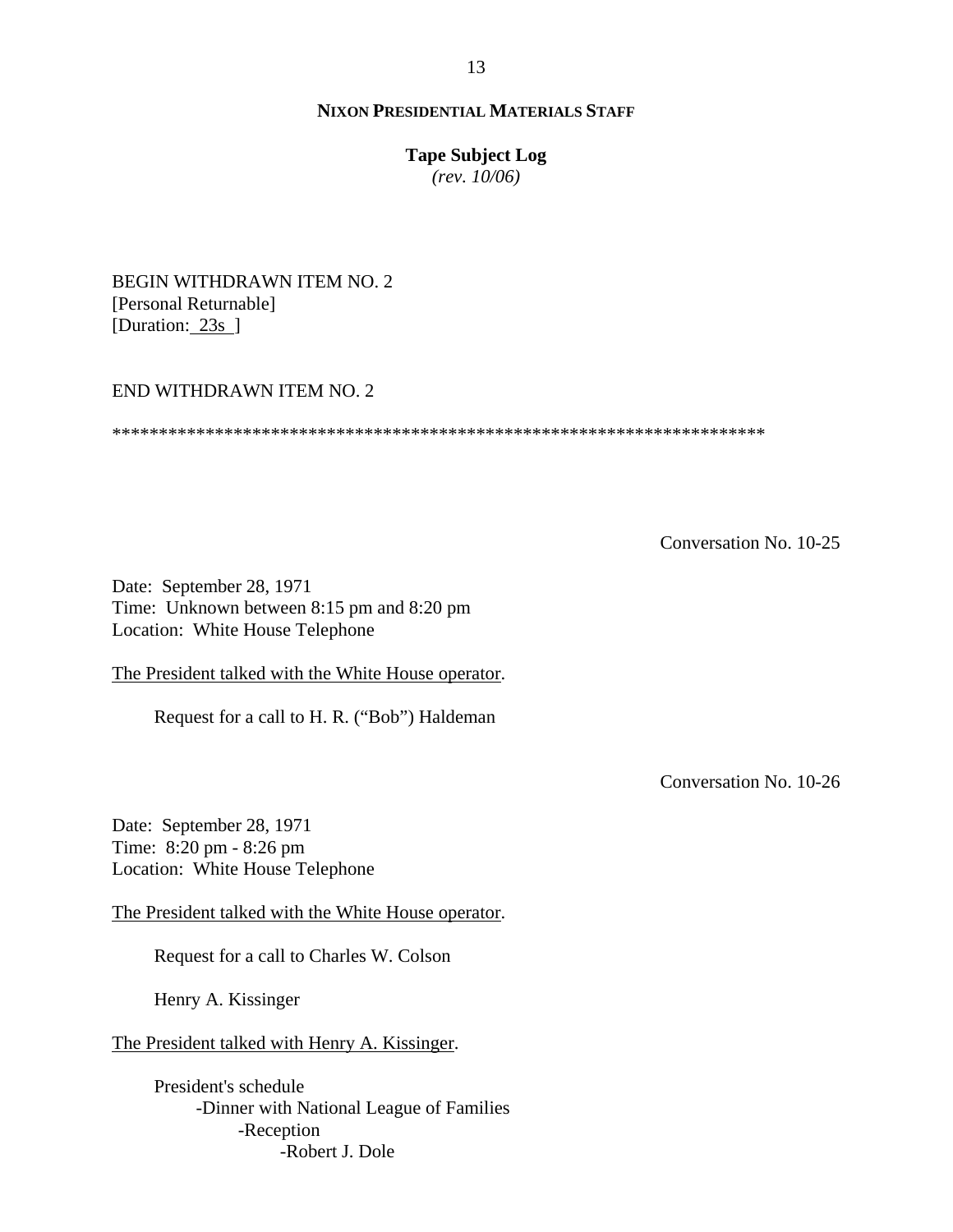BEGIN WITHDRAWN ITEM NO. 2
[Personal Returnable]
[Duration: 23s ]

END WITHDRAWN ITEM NO. 2

*************************************************************************

Conversation No. 10-25

Date: September 28, 1971
Time: Unknown between 8:15 pm and 8:20 pm
Location: White House Telephone

The President talked with the White House operator.

Request for a call to H. R. ("Bob") Haldeman

Conversation No. 10-26

Date: September 28, 1971
Time: 8:20 pm - 8:26 pm
Location: White House Telephone

The President talked with the White House operator.

Request for a call to Charles W. Colson

Henry A. Kissinger

The President talked with Henry A. Kissinger.

President's schedule
- Dinner with National League of Families
  - Reception
    - Robert J. Dole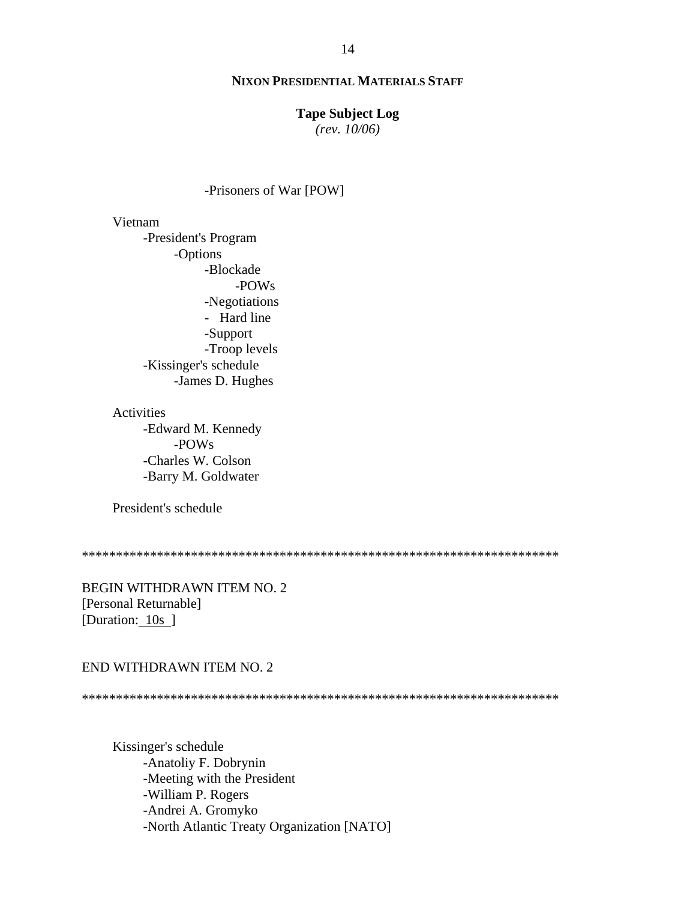-Prisoners of War [POW]

Vietnam
- -President's Program
  - -Options
    - -Blockade
      - -POWs
    - -Negotiations
    - - Hard line
    - -Support
    - -Troop levels
- -Kissinger's schedule
  - -James D. Hughes

Activities
- -Edward M. Kennedy
  - -POWs
- -Charles W. Colson
- -Barry M. Goldwater

President's schedule

*************************************************************************

BEGIN WITHDRAWN ITEM NO. 2
[Personal Returnable]
[Duration: 10s ]

END WITHDRAWN ITEM NO. 2

*************************************************************************

Kissinger's schedule
- -Anatoliy F. Dobrynin
- -Meeting with the President
- -William P. Rogers
- -Andrei A. Gromyko
- -North Atlantic Treaty Organization [NATO]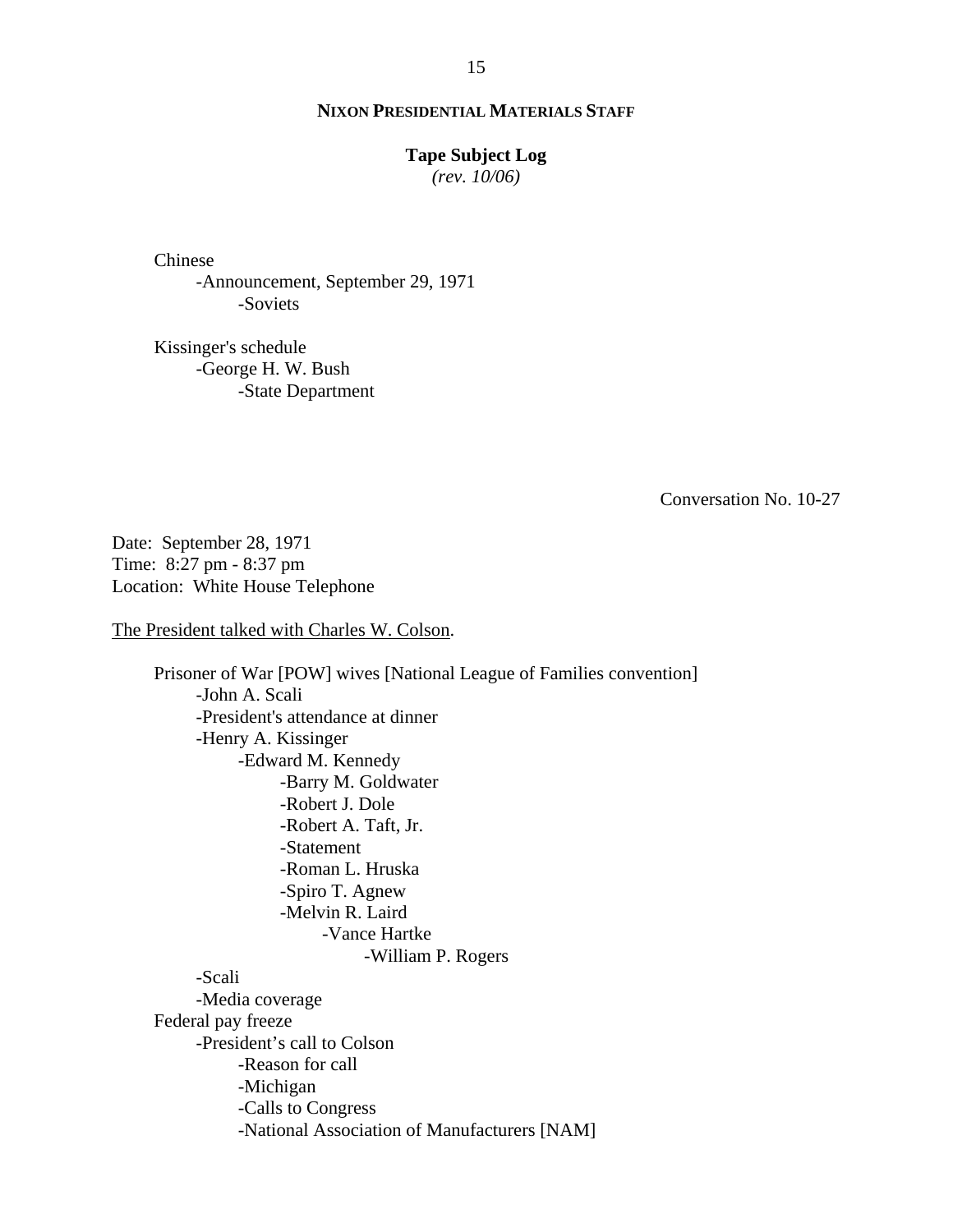Chinese
- -Announcement, September 29, 1971
  - -Soviets

Kissinger's schedule
- -George H. W. Bush
  - -State Department

Conversation No. 10-27

Date: September 28, 1971
Time: 8:27 pm - 8:37 pm
Location: White House Telephone

<u>The President talked with Charles W. Colson</u>.

Prisoner of War [POW] wives [National League of Families convention]
- -John A. Scali
- -President's attendance at dinner
- -Henry A. Kissinger
  - -Edward M. Kennedy
    - -Barry M. Goldwater
    - -Robert J. Dole
    - -Robert A. Taft, Jr.
    - -Statement
    - -Roman L. Hruska
    - -Spiro T. Agnew
    - -Melvin R. Laird
      - -Vance Hartke
        - -William P. Rogers
- -Scali
- -Media coverage

Federal pay freeze
- -President's call to Colson
  - -Reason for call
  - -Michigan
  - -Calls to Congress
  - -National Association of Manufacturers [NAM]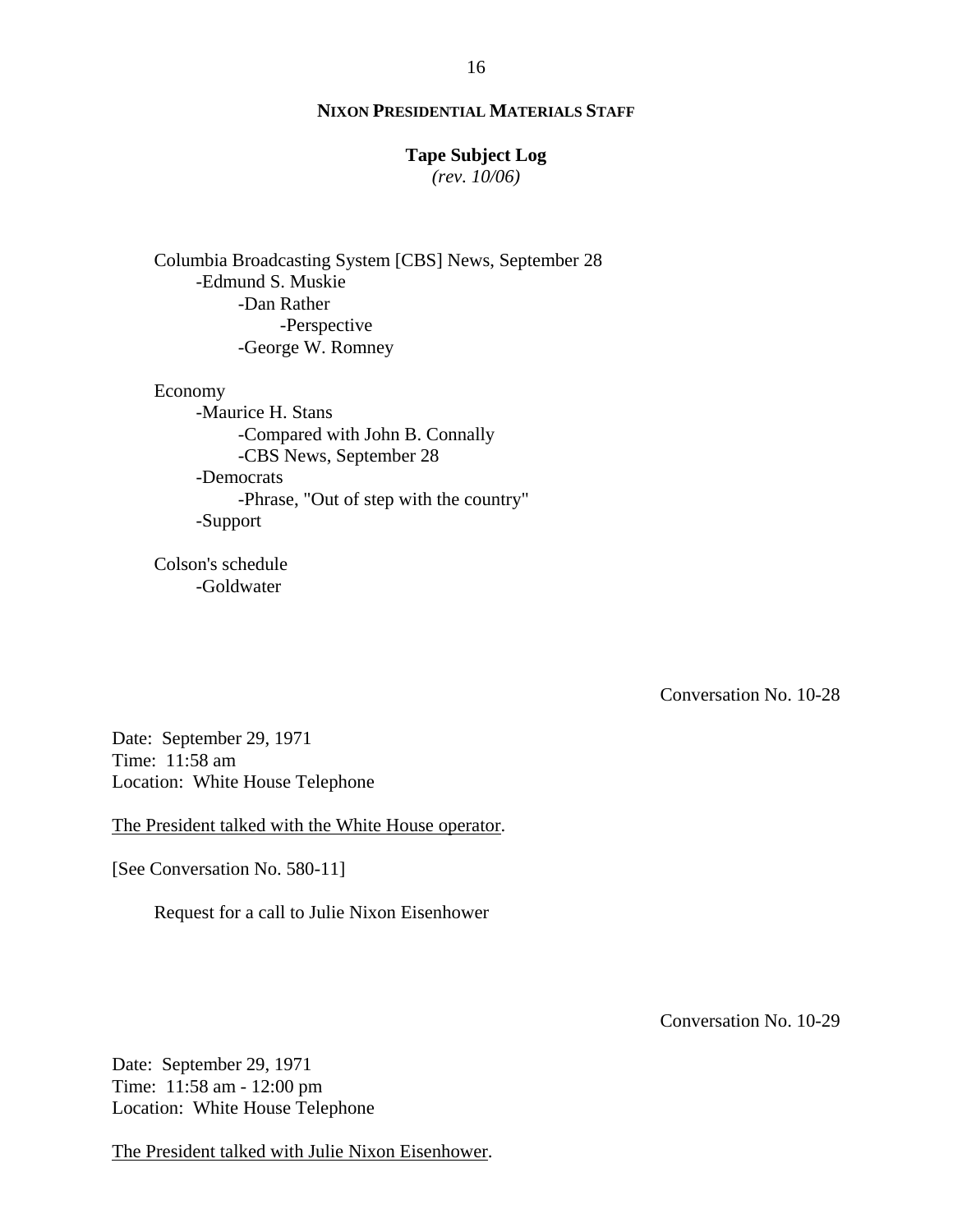Columbia Broadcasting System [CBS] News, September 28
- Edmund S. Muskie
    - Dan Rather
        - Perspective
    - George W. Romney

Economy
- Maurice H. Stans
    - Compared with John B. Connally
    - CBS News, September 28
- Democrats
    - Phrase, "Out of step with the country"
- Support

Colson's schedule
- Goldwater

Conversation No. 10-28

Date: September 29, 1971
Time: 11:58 am
Location: White House Telephone

The President talked with the White House operator.

[See Conversation No. 580-11]

Request for a call to Julie Nixon Eisenhower

Conversation No. 10-29

Date: September 29, 1971
Time: 11:58 am - 12:00 pm
Location: White House Telephone

The President talked with Julie Nixon Eisenhower.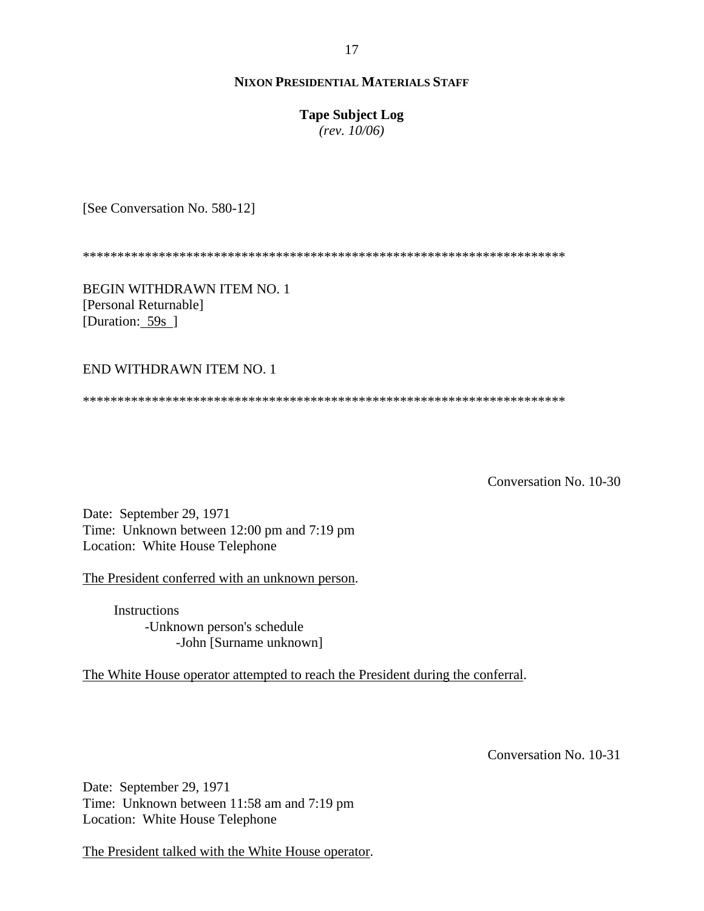**NIXON PRESIDENTIAL MATERIALS STAFF**

**Tape Subject Log**
*(rev. 10/06)*

[See Conversation No. 580-12]

***********************************************************************

BEGIN WITHDRAWN ITEM NO. 1
[Personal Returnable]
[Duration: 59s ]

END WITHDRAWN ITEM NO. 1

***********************************************************************

Conversation No. 10-30

Date: September 29, 1971
Time: Unknown between 12:00 pm and 7:19 pm
Location: White House Telephone

The President conferred with an unknown person.

Instructions
- Unknown person's schedule
  - John [Surname unknown]

The White House operator attempted to reach the President during the conferral.

Conversation No. 10-31

Date: September 29, 1971
Time: Unknown between 11:58 am and 7:19 pm
Location: White House Telephone

The President talked with the White House operator.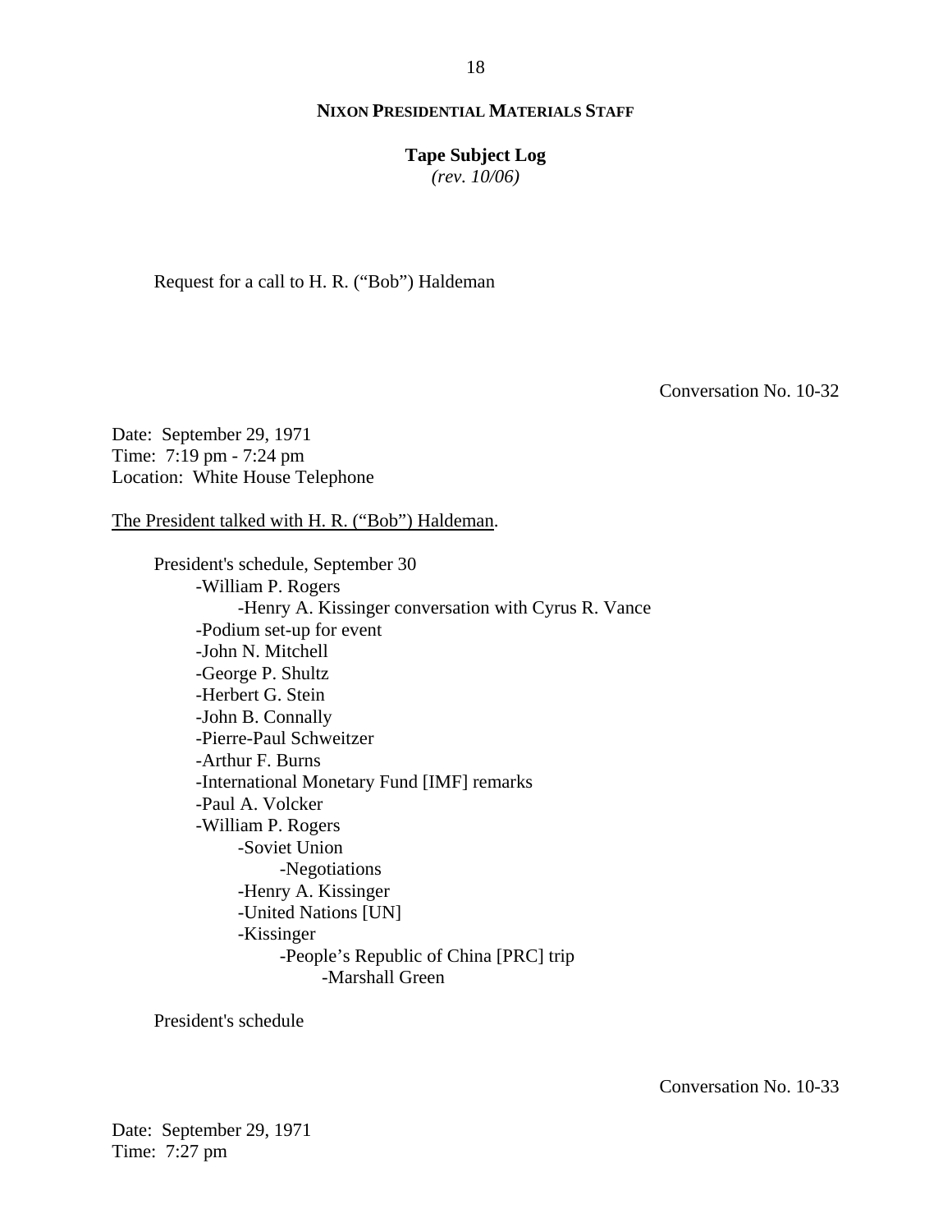Request for a call to H. R. ("Bob") Haldeman

Conversation No. 10-32

Date: September 29, 1971
Time: 7:19 pm - 7:24 pm
Location: White House Telephone

The President talked with H. R. ("Bob") Haldeman.

- President's schedule, September 30
  - William P. Rogers
    - Henry A. Kissinger conversation with Cyrus R. Vance
  - Podium set-up for event
  - John N. Mitchell
  - George P. Shultz
  - Herbert G. Stein
  - John B. Connally
  - Pierre-Paul Schweitzer
  - Arthur F. Burns
  - International Monetary Fund [IMF] remarks
  - Paul A. Volcker
  - William P. Rogers
    - Soviet Union
      - Negotiations
    - Henry A. Kissinger
    - United Nations [UN]
    - Kissinger
      - People's Republic of China [PRC] trip
        - Marshall Green

- President's schedule

Conversation No. 10-33

Date: September 29, 1971
Time: 7:27 pm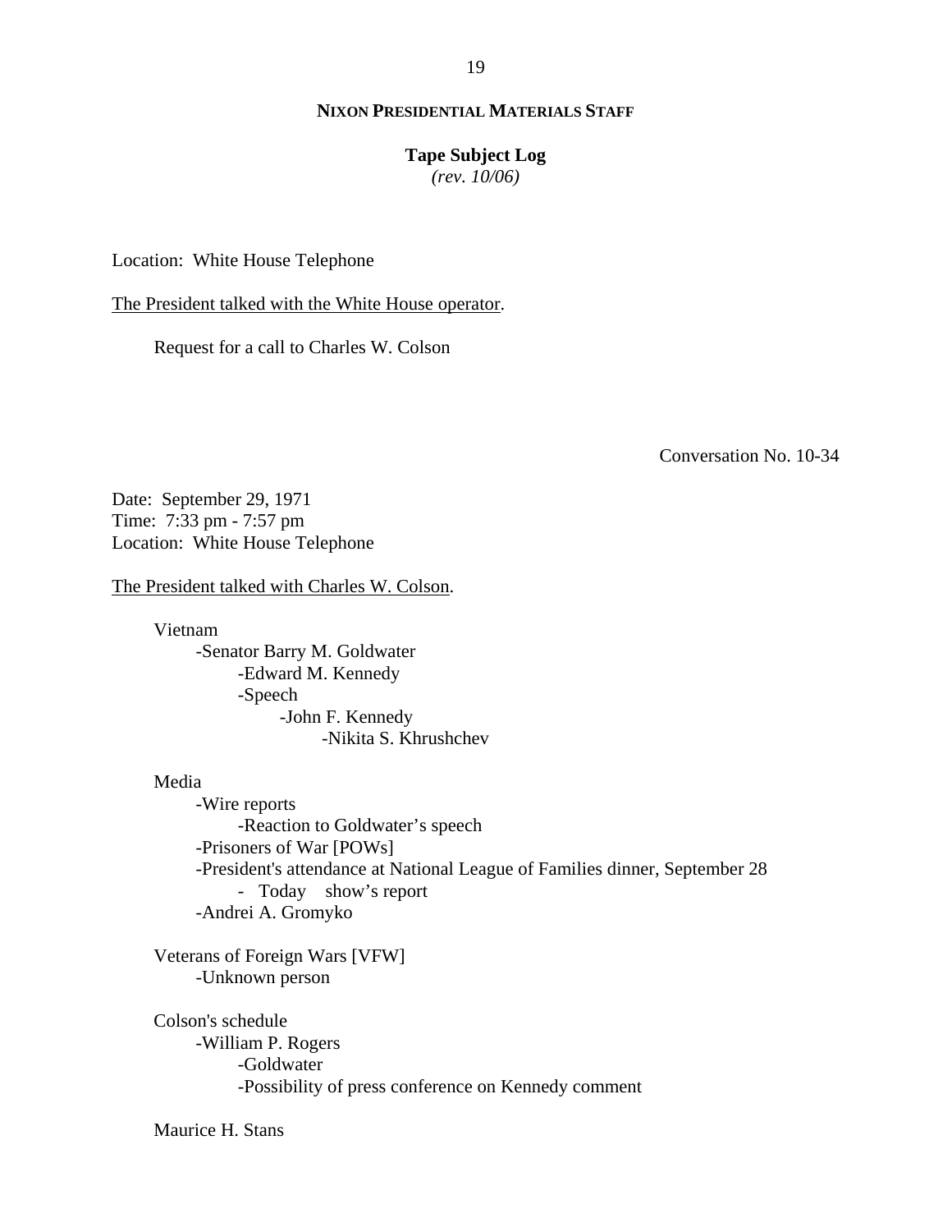**NIXON PRESIDENTIAL MATERIALS STAFF**

**Tape Subject Log**
*(rev. 10/06)*

Location: White House Telephone

The President talked with the White House operator.

Request for a call to Charles W. Colson

Conversation No. 10-34

Date: September 29, 1971
Time: 7:33 pm - 7:57 pm
Location: White House Telephone

The President talked with Charles W. Colson.

Vietnam
- Senator Barry M. Goldwater
    - Edward M. Kennedy
    - Speech
        - John F. Kennedy
            - Nikita S. Khrushchev

Media
- Wire reports
    - Reaction to Goldwater's speech
- Prisoners of War [POWs]
- President's attendance at National League of Families dinner, September 28
    - Today show's report
- Andrei A. Gromyko

Veterans of Foreign Wars [VFW]
- Unknown person

Colson's schedule
- William P. Rogers
    - Goldwater
    - Possibility of press conference on Kennedy comment

Maurice H. Stans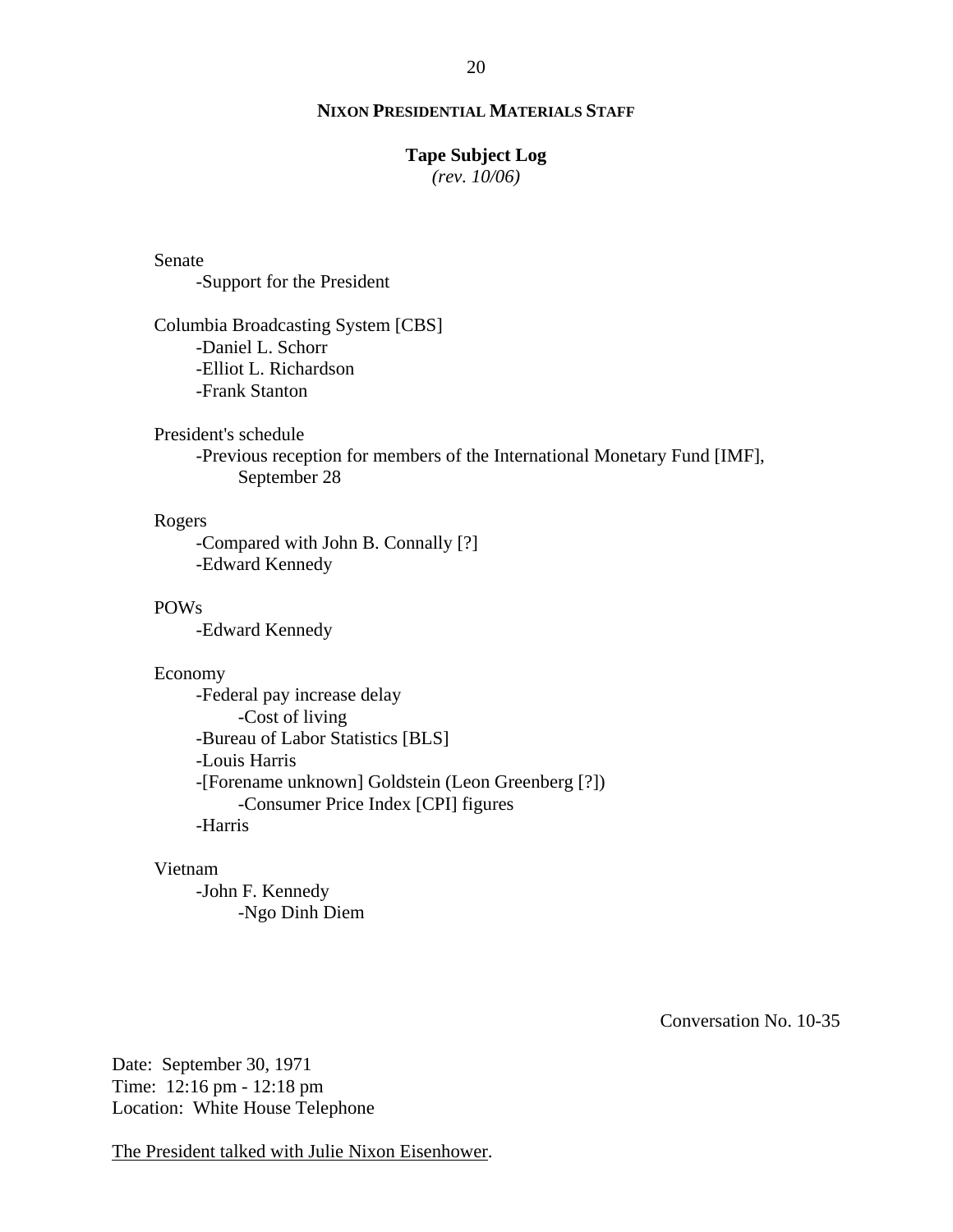Senate
- Support for the President

Columbia Broadcasting System [CBS]
- Daniel L. Schorr
- Elliot L. Richardson
- Frank Stanton

President's schedule
- Previous reception for members of the International Monetary Fund [IMF], September 28

Rogers
- Compared with John B. Connally [?]
- Edward Kennedy

POWs
- Edward Kennedy

Economy
- Federal pay increase delay
    - Cost of living
- Bureau of Labor Statistics [BLS]
- Louis Harris
- [Forename unknown] Goldstein (Leon Greenberg [?])
    - Consumer Price Index [CPI] figures
- Harris

Vietnam
- John F. Kennedy
    - Ngo Dinh Diem

Conversation No. 10-35

Date: September 30, 1971
Time: 12:16 pm - 12:18 pm
Location: White House Telephone

The President talked with Julie Nixon Eisenhower.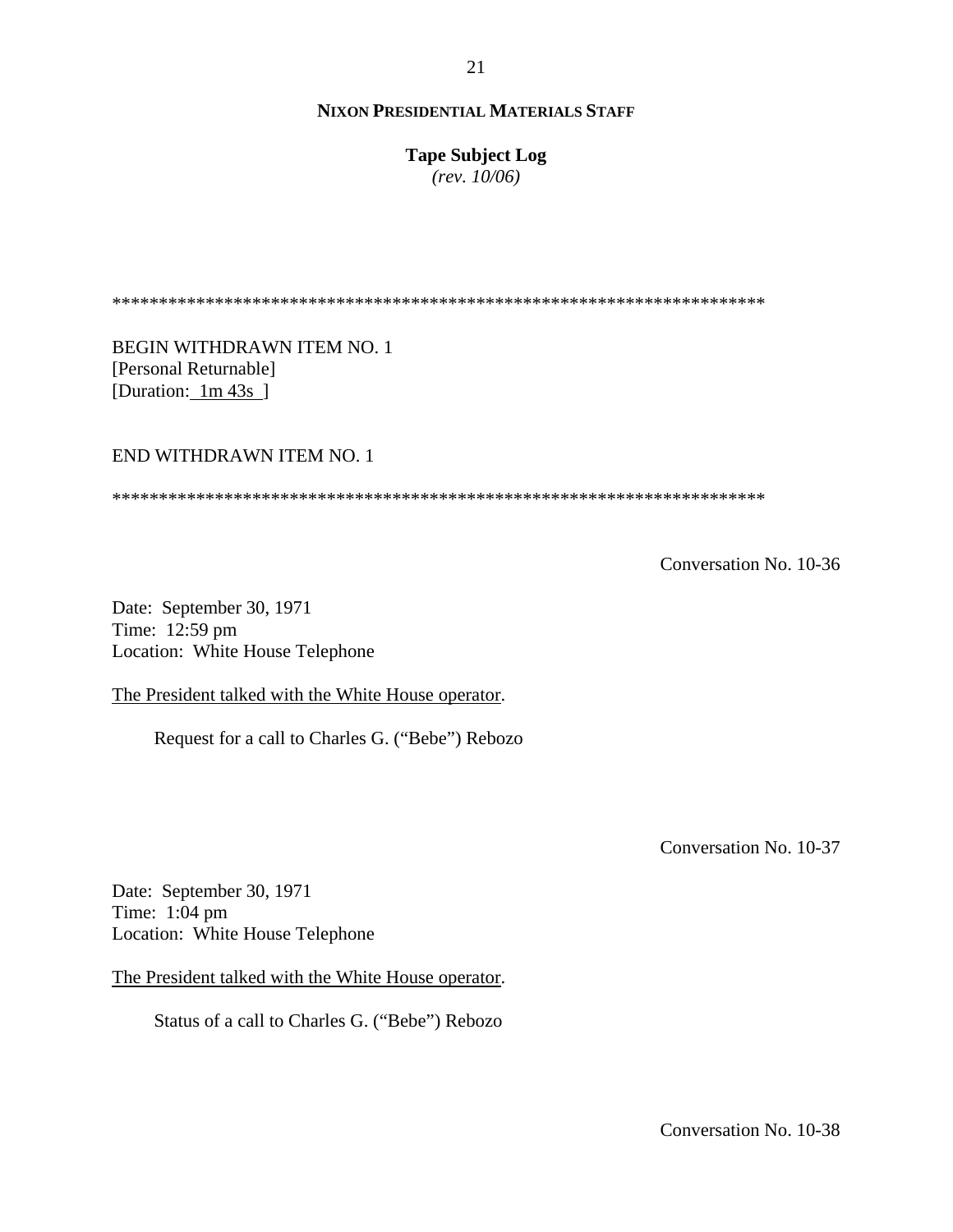**NIXON PRESIDENTIAL MATERIALS STAFF**

**Tape Subject Log**
*(rev. 10/06)*

**********************************************************************

BEGIN WITHDRAWN ITEM NO. 1
[Personal Returnable]
[Duration: 1m 43s ]

END WITHDRAWN ITEM NO. 1

**********************************************************************

Conversation No. 10-36

Date: September 30, 1971
Time: 12:59 pm
Location: White House Telephone

The President talked with the White House operator.

Request for a call to Charles G. ("Bebe") Rebozo

Conversation No. 10-37

Date: September 30, 1971
Time: 1:04 pm
Location: White House Telephone

The President talked with the White House operator.

Status of a call to Charles G. ("Bebe") Rebozo

Conversation No. 10-38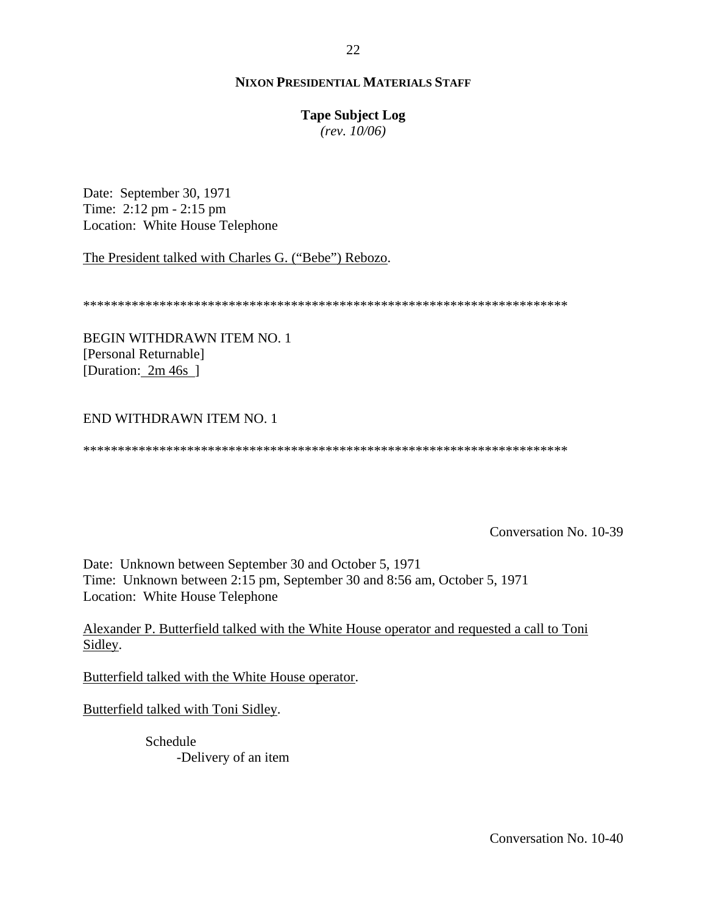**NIXON PRESIDENTIAL MATERIALS STAFF**

**Tape Subject Log**
*(rev. 10/06)*

Date: September 30, 1971
Time: 2:12 pm - 2:15 pm
Location: White House Telephone

The President talked with Charles G. ("Bebe") Rebozo.

**********************************************************************

BEGIN WITHDRAWN ITEM NO. 1
[Personal Returnable]
[Duration: 2m 46s ]

END WITHDRAWN ITEM NO. 1

**********************************************************************

Conversation No. 10-39

Date: Unknown between September 30 and October 5, 1971
Time: Unknown between 2:15 pm, September 30 and 8:56 am, October 5, 1971
Location: White House Telephone

Alexander P. Butterfield talked with the White House operator and requested a call to Toni Sidley.

Butterfield talked with the White House operator.

Butterfield talked with Toni Sidley.

- Schedule
  - -Delivery of an item

Conversation No. 10-40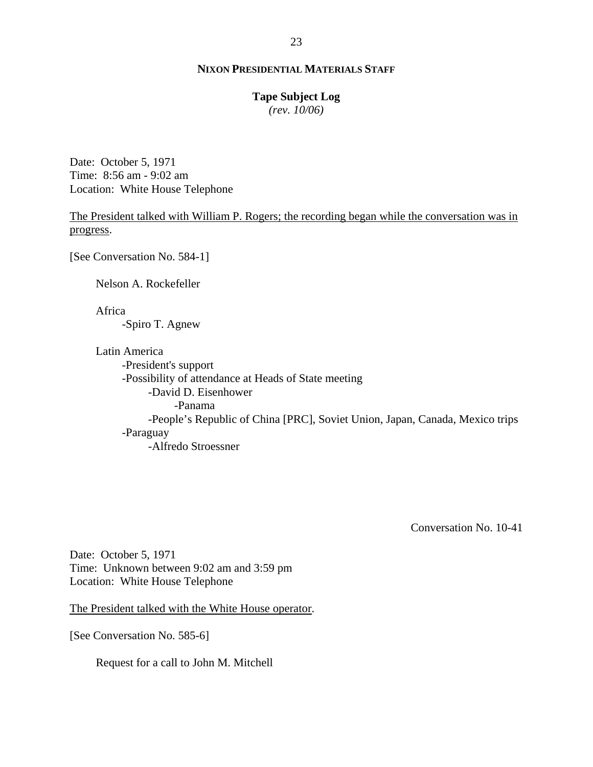Date: October 5, 1971
Time: 8:56 am - 9:02 am
Location: White House Telephone

<u>The President talked with William P. Rogers; the recording began while the conversation was in progress</u>.

[See Conversation No. 584-1]

- Nelson A. Rockefeller

- Africa
  - -Spiro T. Agnew

- Latin America
  - -President's support
  - -Possibility of attendance at Heads of State meeting
    - -David D. Eisenhower
      - -Panama
    - -People's Republic of China [PRC], Soviet Union, Japan, Canada, Mexico trips
  - -Paraguay
    - -Alfredo Stroessner

Conversation No. 10-41

Date: October 5, 1971
Time: Unknown between 9:02 am and 3:59 pm
Location: White House Telephone

<u>The President talked with the White House operator</u>.

[See Conversation No. 585-6]

- Request for a call to John M. Mitchell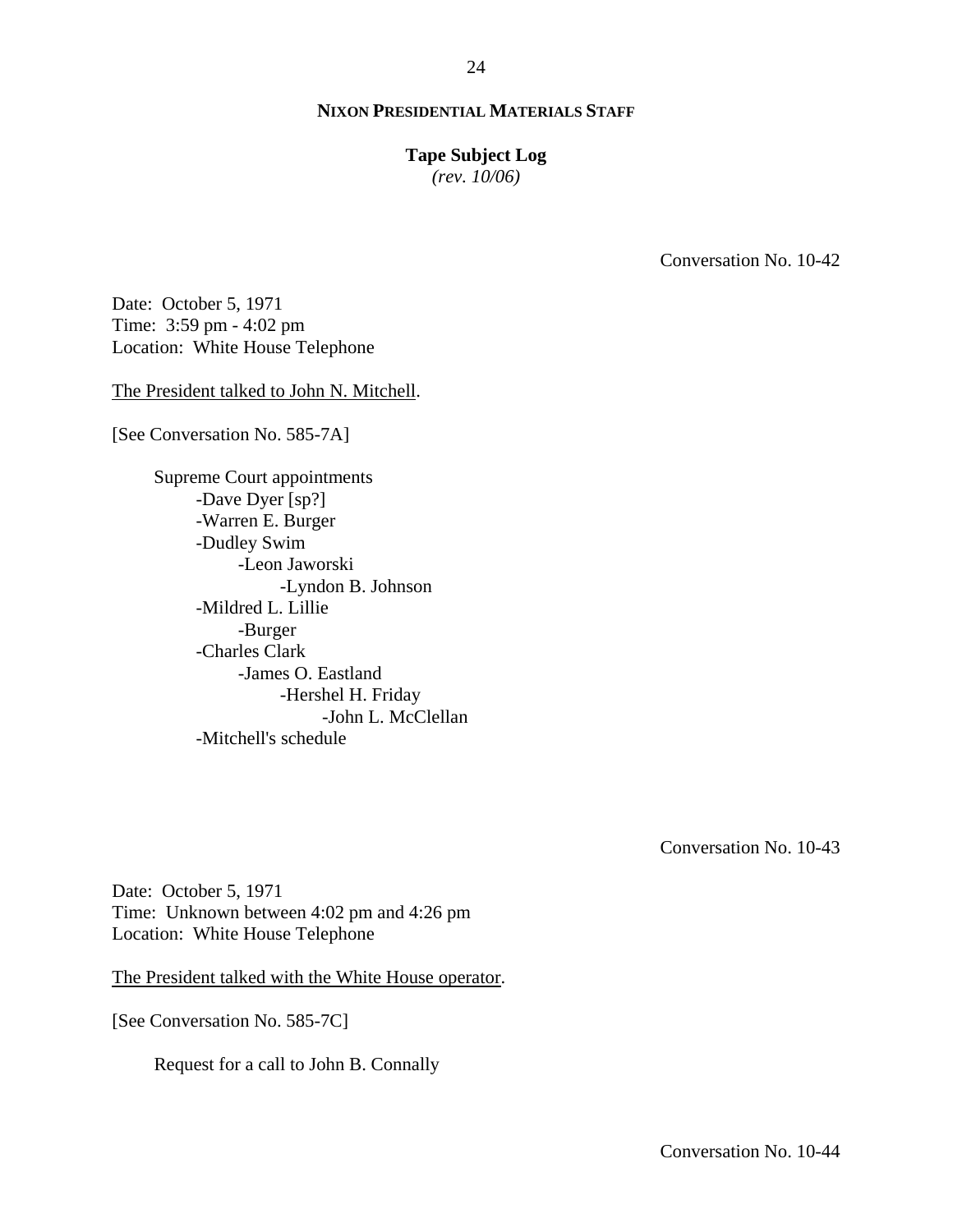**NIXON PRESIDENTIAL MATERIALS STAFF**

**Tape Subject Log**
*(rev. 10/06)*

Conversation No. 10-42

Date: October 5, 1971
Time: 3:59 pm - 4:02 pm
Location: White House Telephone

The President talked to John N. Mitchell.

[See Conversation No. 585-7A]

- Supreme Court appointments
  - -Dave Dyer [sp?]
  - -Warren E. Burger
  - -Dudley Swim
    - -Leon Jaworski
      - -Lyndon B. Johnson
  - -Mildred L. Lillie
    - -Burger
  - -Charles Clark
    - -James O. Eastland
      - -Hershel H. Friday
        - -John L. McClellan
  - -Mitchell's schedule

Conversation No. 10-43

Date: October 5, 1971
Time: Unknown between 4:02 pm and 4:26 pm
Location: White House Telephone

The President talked with the White House operator.

[See Conversation No. 585-7C]

- Request for a call to John B. Connally

Conversation No. 10-44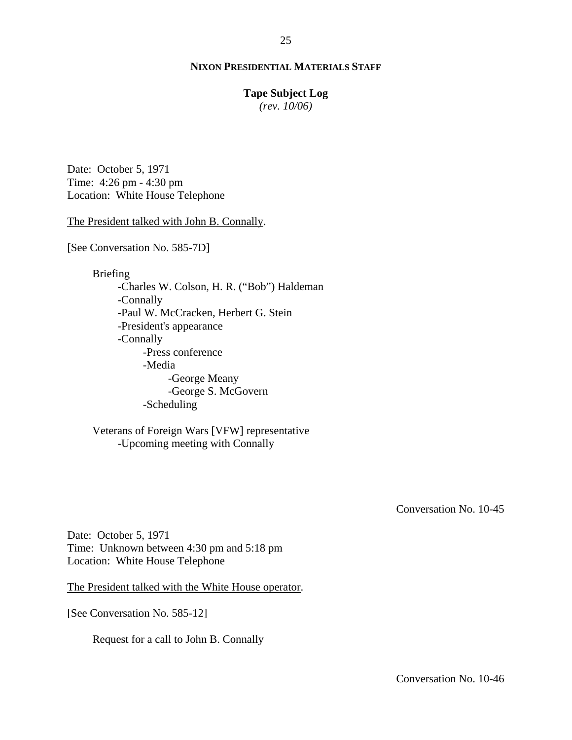Date: October 5, 1971
Time: 4:26 pm - 4:30 pm
Location: White House Telephone

The President talked with John B. Connally.

[See Conversation No. 585-7D]

- Briefing
  - -Charles W. Colson, H. R. ("Bob") Haldeman
  - -Connally
  - -Paul W. McCracken, Herbert G. Stein
  - -President's appearance
  - -Connally
    - -Press conference
    - -Media
      - -George Meany
      - -George S. McGovern
    - -Scheduling

- Veterans of Foreign Wars [VFW] representative
  - -Upcoming meeting with Connally

Conversation No. 10-45

Date: October 5, 1971
Time: Unknown between 4:30 pm and 5:18 pm
Location: White House Telephone

The President talked with the White House operator.

[See Conversation No. 585-12]

Request for a call to John B. Connally

Conversation No. 10-46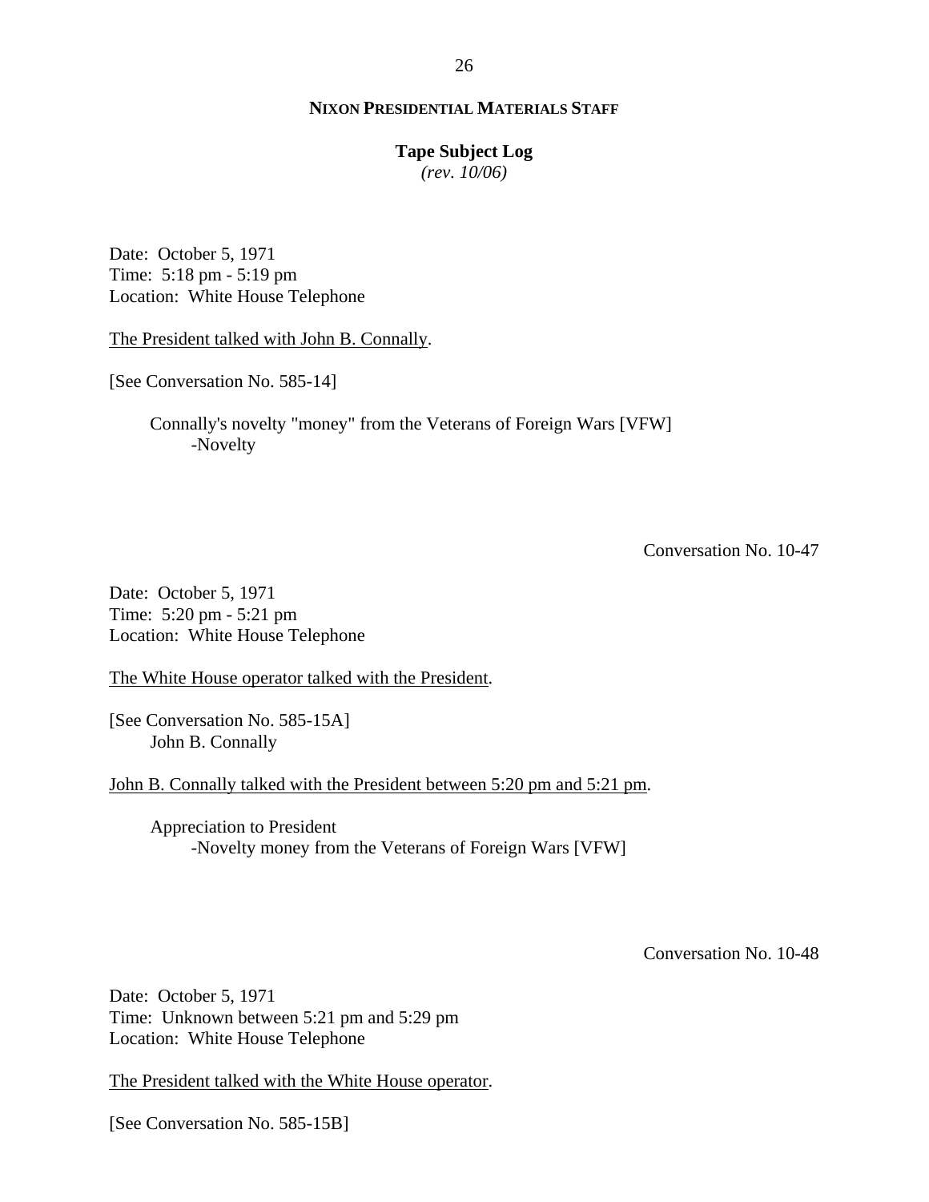**NIXON PRESIDENTIAL MATERIALS STAFF**

**Tape Subject Log**
*(rev. 10/06)*

Date: October 5, 1971
Time: 5:18 pm - 5:19 pm
Location: White House Telephone

The President talked with John B. Connally.

[See Conversation No. 585-14]

Connally's novelty "money" from the Veterans of Foreign Wars [VFW]
- Novelty

Conversation No. 10-47

Date: October 5, 1971
Time: 5:20 pm - 5:21 pm
Location: White House Telephone

The White House operator talked with the President.

[See Conversation No. 585-15A]
John B. Connally

John B. Connally talked with the President between 5:20 pm and 5:21 pm.

Appreciation to President
- Novelty money from the Veterans of Foreign Wars [VFW]

Conversation No. 10-48

Date: October 5, 1971
Time: Unknown between 5:21 pm and 5:29 pm
Location: White House Telephone

The President talked with the White House operator.

[See Conversation No. 585-15B]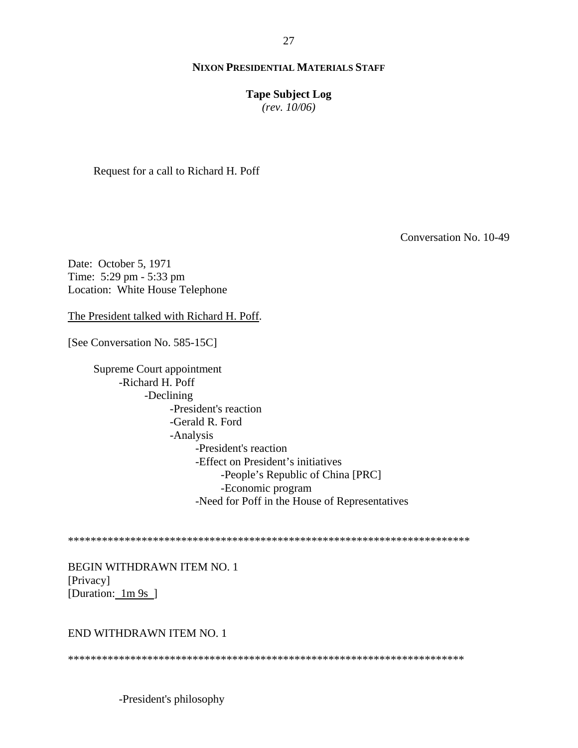Request for a call to Richard H. Poff

Conversation No. 10-49

Date: October 5, 1971
Time: 5:29 pm - 5:33 pm
Location: White House Telephone

<u>The President talked with Richard H. Poff</u>.

[See Conversation No. 585-15C]

- Supreme Court appointment
  - -Richard H. Poff
    - -Declining
      - -President's reaction
      - -Gerald R. Ford
      - -Analysis
        - -President's reaction
        - -Effect on President's initiatives
          - -People's Republic of China [PRC]
          - -Economic program
        - -Need for Poff in the House of Representatives

*************************************************************************

BEGIN WITHDRAWN ITEM NO. 1
[Privacy]
[Duration: <u>1m 9s</u> ]

END WITHDRAWN ITEM NO. 1

*************************************************************************

-President's philosophy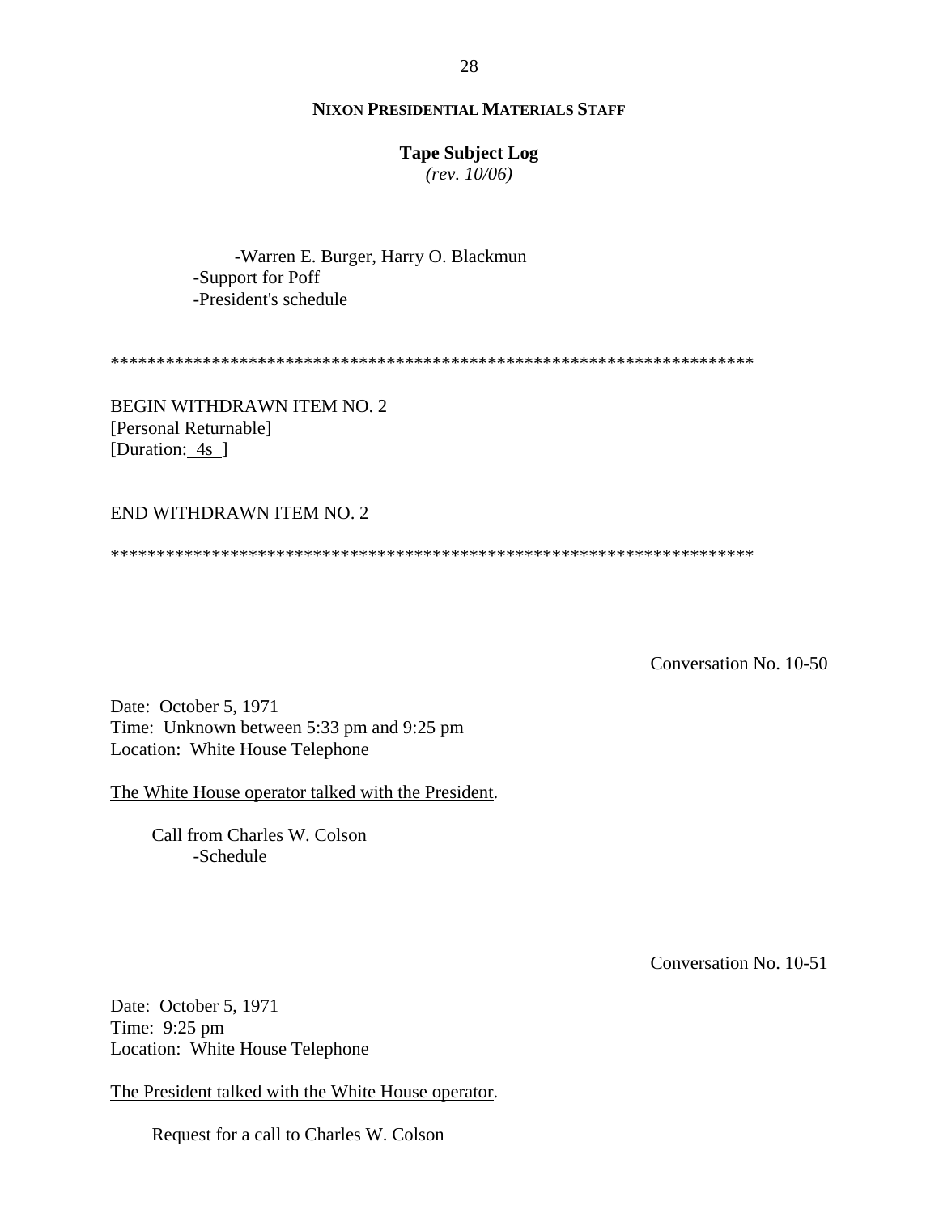-Warren E. Burger, Harry O. Blackmun
- -Support for Poff
- -President's schedule

************************************************************************

BEGIN WITHDRAWN ITEM NO. 2
[Personal Returnable]
[Duration: 4s ]

END WITHDRAWN ITEM NO. 2

************************************************************************

Conversation No. 10-50

Date: October 5, 1971
Time: Unknown between 5:33 pm and 9:25 pm
Location: White House Telephone

The White House operator talked with the President.

Call from Charles W. Colson
- -Schedule

Conversation No. 10-51

Date: October 5, 1971
Time: 9:25 pm
Location: White House Telephone

The President talked with the White House operator.

Request for a call to Charles W. Colson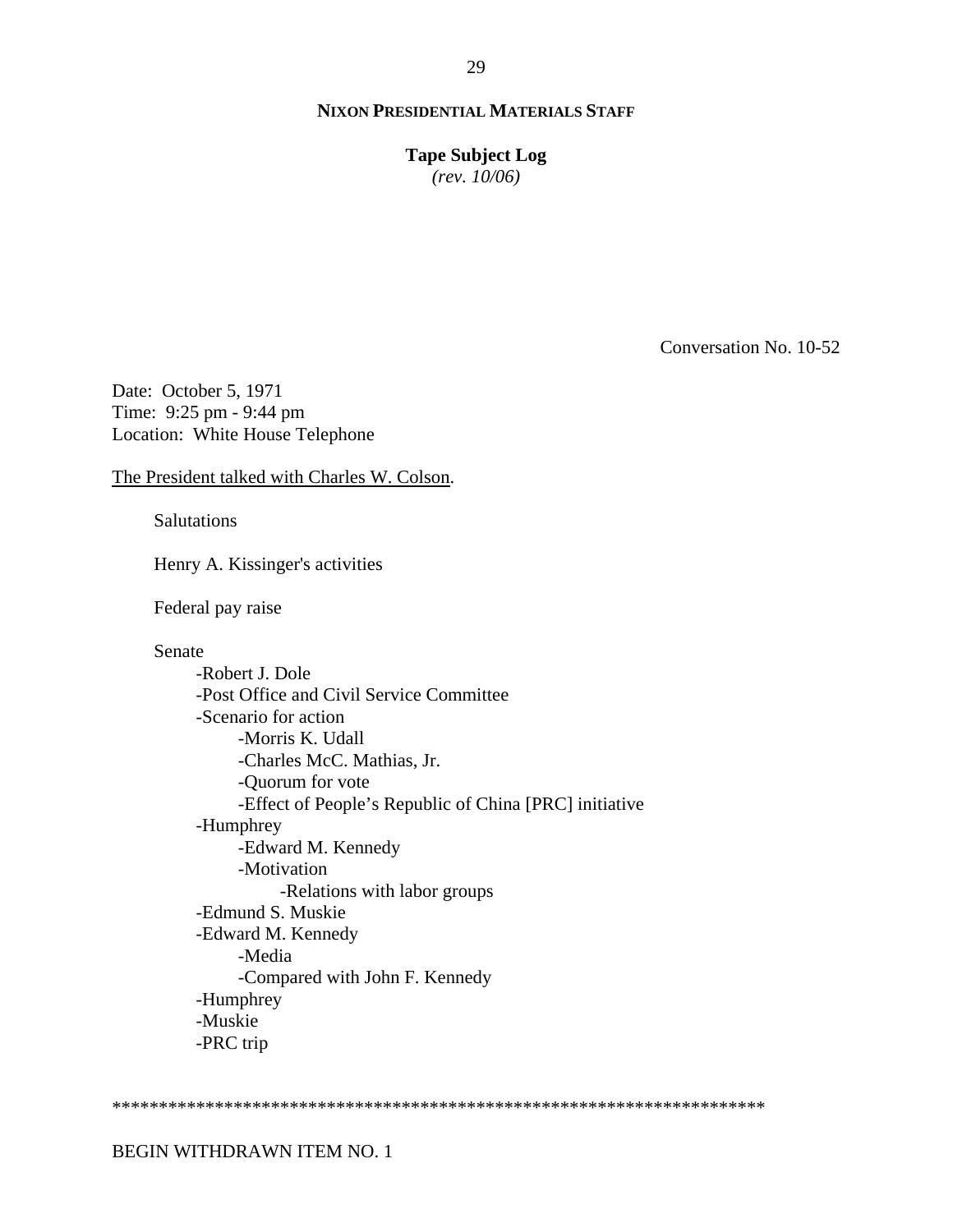**NIXON PRESIDENTIAL MATERIALS STAFF**

**Tape Subject Log**
*(rev. 10/06)*

Conversation No. 10-52

Date: October 5, 1971
Time: 9:25 pm - 9:44 pm
Location: White House Telephone

<u>The President talked with Charles W. Colson</u>.

Salutations

Henry A. Kissinger's activities

Federal pay raise

Senate
- -Robert J. Dole
- -Post Office and Civil Service Committee
- -Scenario for action
    - -Morris K. Udall
    - -Charles McC. Mathias, Jr.
    - -Quorum for vote
    - -Effect of People's Republic of China [PRC] initiative
- -Humphrey
    - -Edward M. Kennedy
    - -Motivation
        - -Relations with labor groups
- -Edmund S. Muskie
- -Edward M. Kennedy
    - -Media
    - -Compared with John F. Kennedy
- -Humphrey
- -Muskie
- -PRC trip

**********************************************************************

BEGIN WITHDRAWN ITEM NO. 1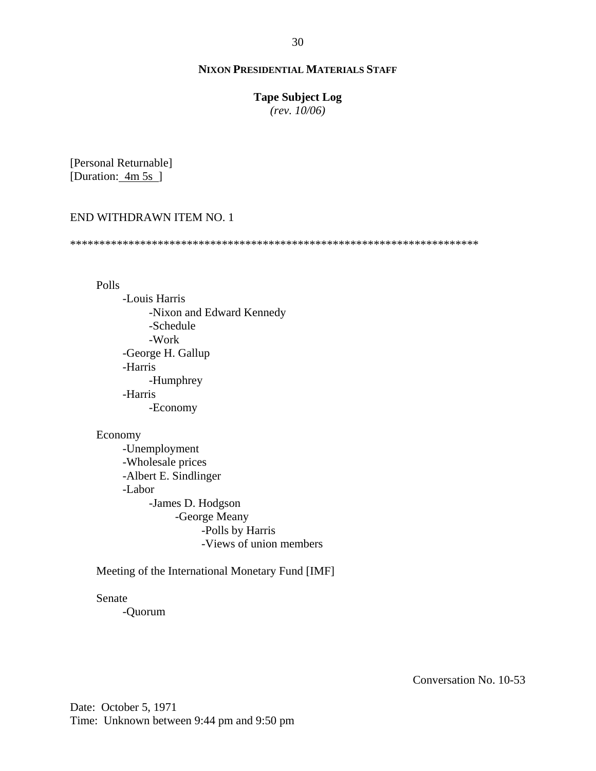[Personal Returnable]
[Duration: 4m 5s ]

END WITHDRAWN ITEM NO. 1

************************************************************************

Polls
- -Louis Harris
  - -Nixon and Edward Kennedy
  - -Schedule
  - -Work
- -George H. Gallup
- -Harris
  - -Humphrey
- -Harris
  - -Economy

Economy
- -Unemployment
- -Wholesale prices
- -Albert E. Sindlinger
- -Labor
  - -James D. Hodgson
    - -George Meany
      - -Polls by Harris
      - -Views of union members

Meeting of the International Monetary Fund [IMF]

Senate
- -Quorum

Conversation No. 10-53

Date: October 5, 1971
Time: Unknown between 9:44 pm and 9:50 pm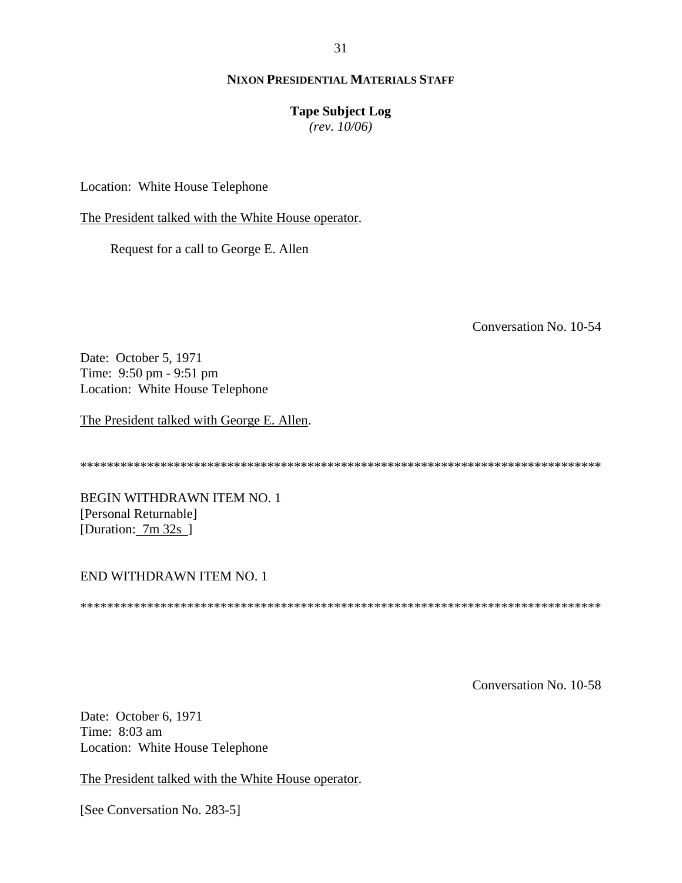Location: White House Telephone

The President talked with the White House operator.

Request for a call to George E. Allen

Conversation No. 10-54

Date: October 5, 1971
Time: 9:50 pm - 9:51 pm
Location: White House Telephone

The President talked with George E. Allen.

********************************************************************************

BEGIN WITHDRAWN ITEM NO. 1
[Personal Returnable]
[Duration: 7m 32s ]

END WITHDRAWN ITEM NO. 1

********************************************************************************

Conversation No. 10-58

Date: October 6, 1971
Time: 8:03 am
Location: White House Telephone

The President talked with the White House operator.

[See Conversation No. 283-5]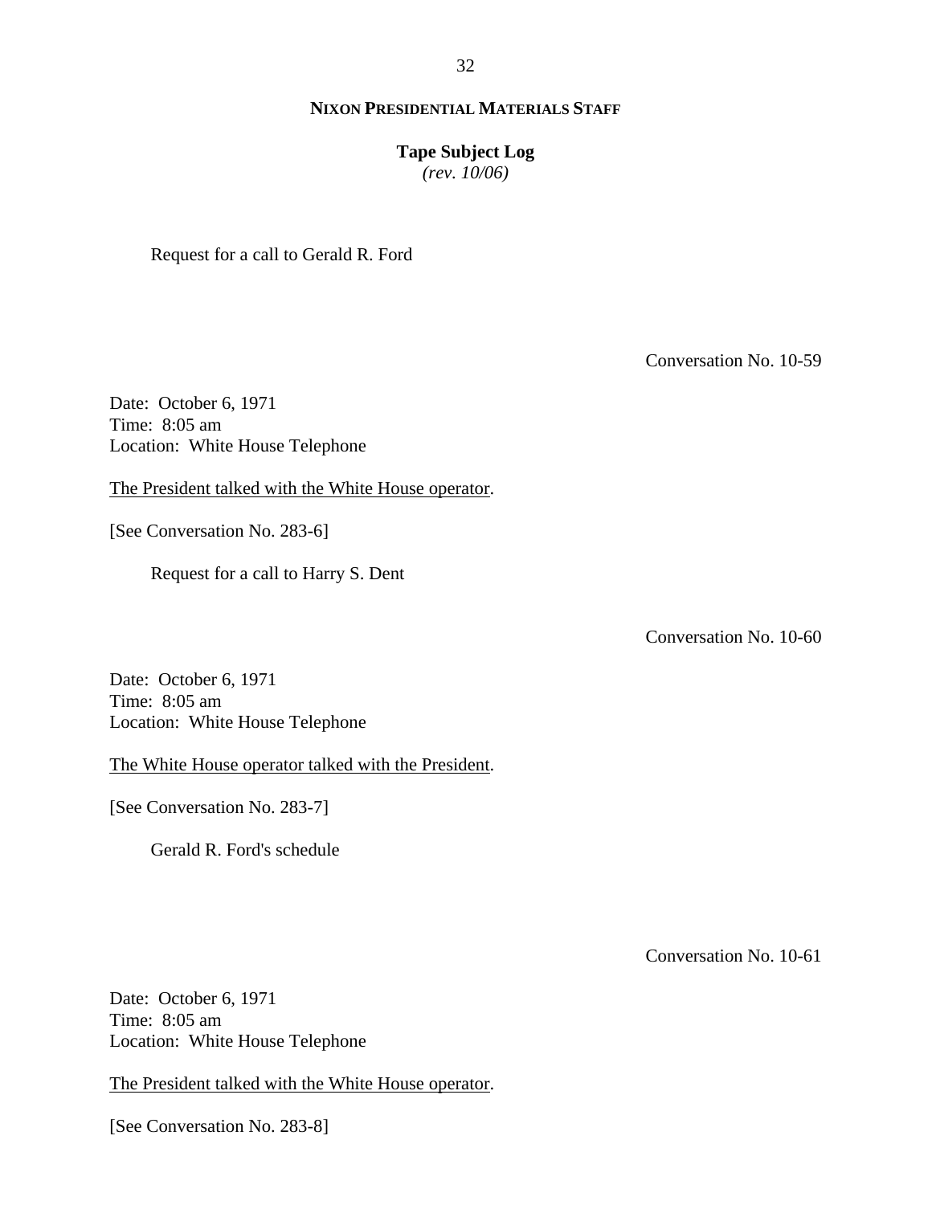Request for a call to Gerald R. Ford

Conversation No. 10-59

Date: October 6, 1971
Time: 8:05 am
Location: White House Telephone

The President talked with the White House operator.

[See Conversation No. 283-6]

Request for a call to Harry S. Dent

Conversation No. 10-60

Date: October 6, 1971
Time: 8:05 am
Location: White House Telephone

The White House operator talked with the President.

[See Conversation No. 283-7]

Gerald R. Ford's schedule

Conversation No. 10-61

Date: October 6, 1971
Time: 8:05 am
Location: White House Telephone

The President talked with the White House operator.

[See Conversation No. 283-8]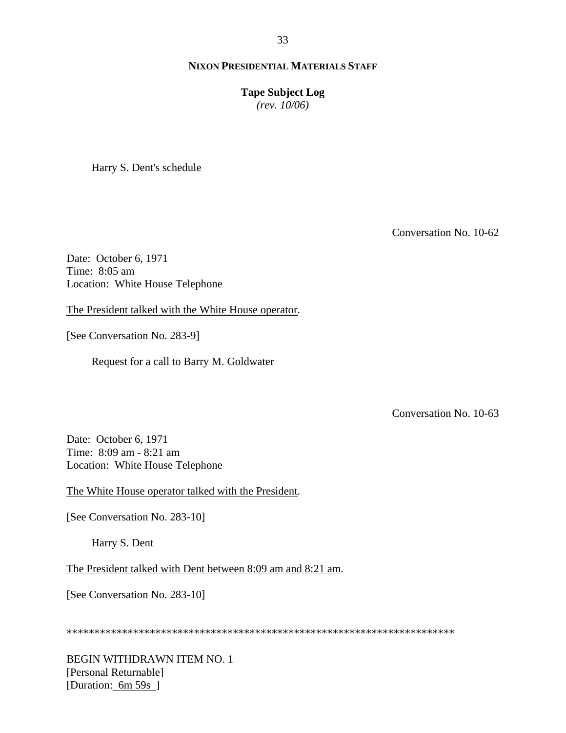Harry S. Dent's schedule

Conversation No. 10-62

Date: October 6, 1971
Time: 8:05 am
Location: White House Telephone

<u>The President talked with the White House operator</u>.

[See Conversation No. 283-9]

Request for a call to Barry M. Goldwater

Conversation No. 10-63

Date: October 6, 1971
Time: 8:09 am - 8:21 am
Location: White House Telephone

<u>The White House operator talked with the President</u>.

[See Conversation No. 283-10]

Harry S. Dent

<u>The President talked with Dent between 8:09 am and 8:21 am</u>.

[See Conversation No. 283-10]

**********************************************************************

BEGIN WITHDRAWN ITEM NO. 1
[Personal Returnable]
[Duration: <u>6m 59s</u> ]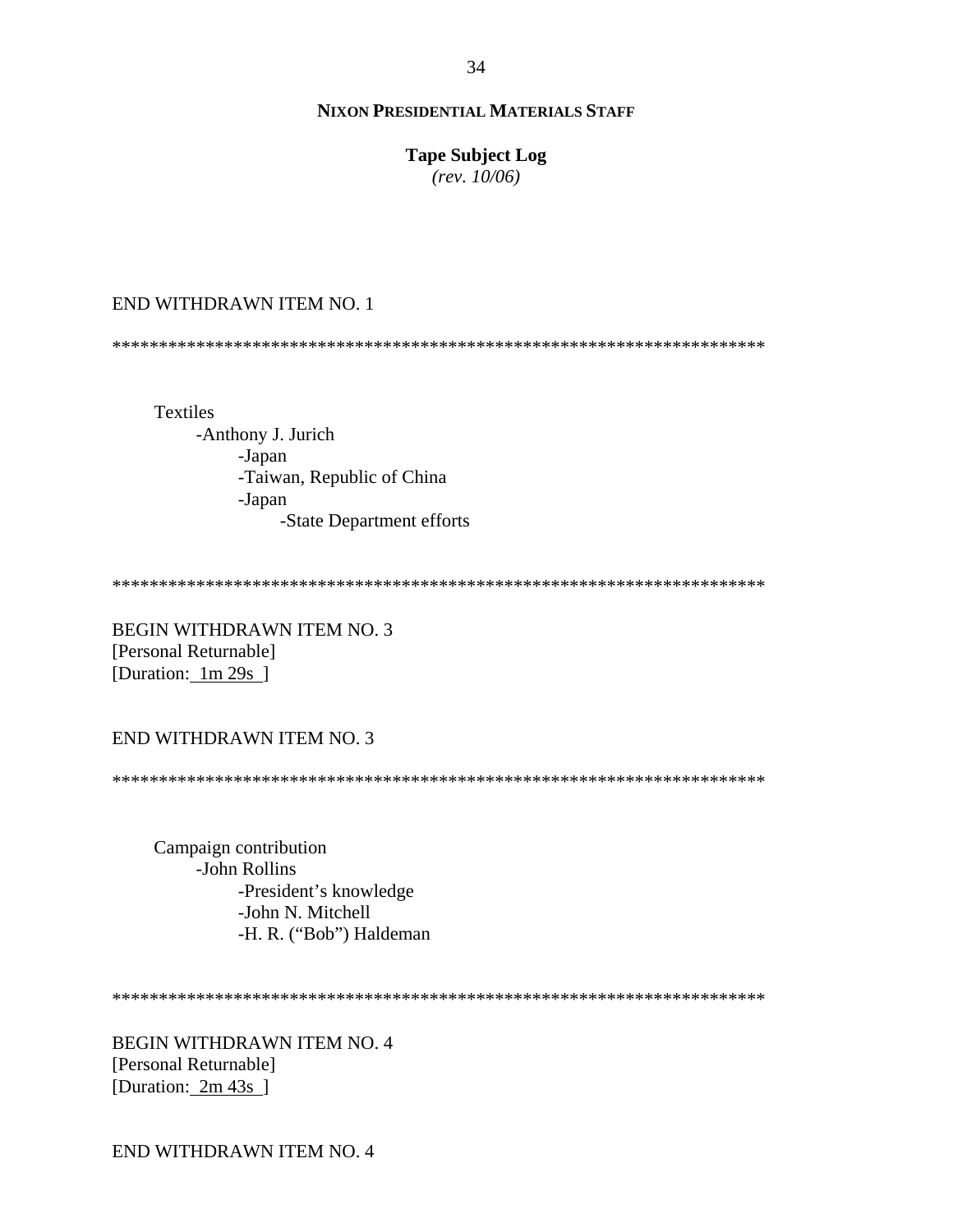END WITHDRAWN ITEM NO. 1

***********************************************************************

Textiles
- Anthony J. Jurich
    - Japan
    - Taiwan, Republic of China
    - Japan
        - State Department efforts

***********************************************************************

BEGIN WITHDRAWN ITEM NO. 3
[Personal Returnable]
[Duration: 1m 29s ]

END WITHDRAWN ITEM NO. 3

***********************************************************************

Campaign contribution
- John Rollins
    - President's knowledge
    - John N. Mitchell
    - H. R. ("Bob") Haldeman

***********************************************************************

BEGIN WITHDRAWN ITEM NO. 4
[Personal Returnable]
[Duration: 2m 43s ]

END WITHDRAWN ITEM NO. 4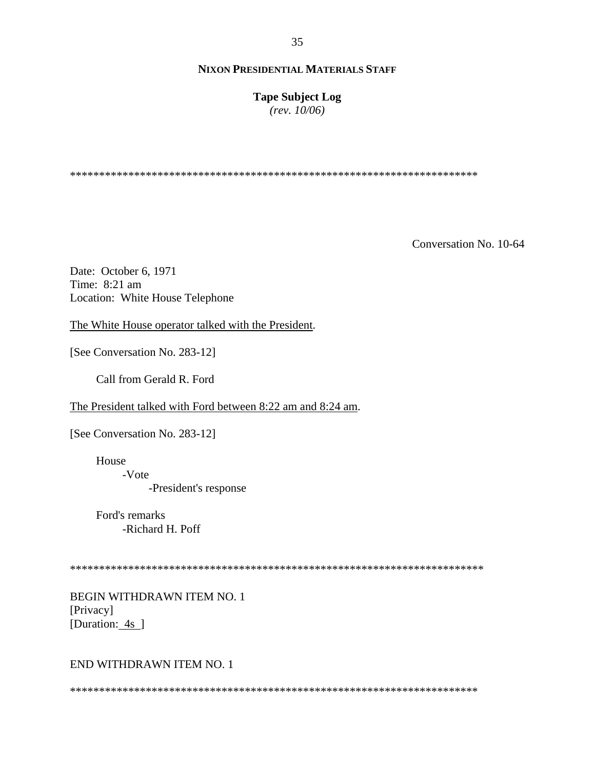**NIXON PRESIDENTIAL MATERIALS STAFF**

**Tape Subject Log**
*(rev. 10/06)*

************************************************************************

Conversation No. 10-64

Date: October 6, 1971
Time: 8:21 am
Location: White House Telephone

The White House operator talked with the President.

[See Conversation No. 283-12]

Call from Gerald R. Ford

The President talked with Ford between 8:22 am and 8:24 am.

[See Conversation No. 283-12]

House
- -Vote
  - -President's response

Ford's remarks
- -Richard H. Poff

************************************************************************

BEGIN WITHDRAWN ITEM NO. 1
[Privacy]
[Duration: 4s ]

END WITHDRAWN ITEM NO. 1

************************************************************************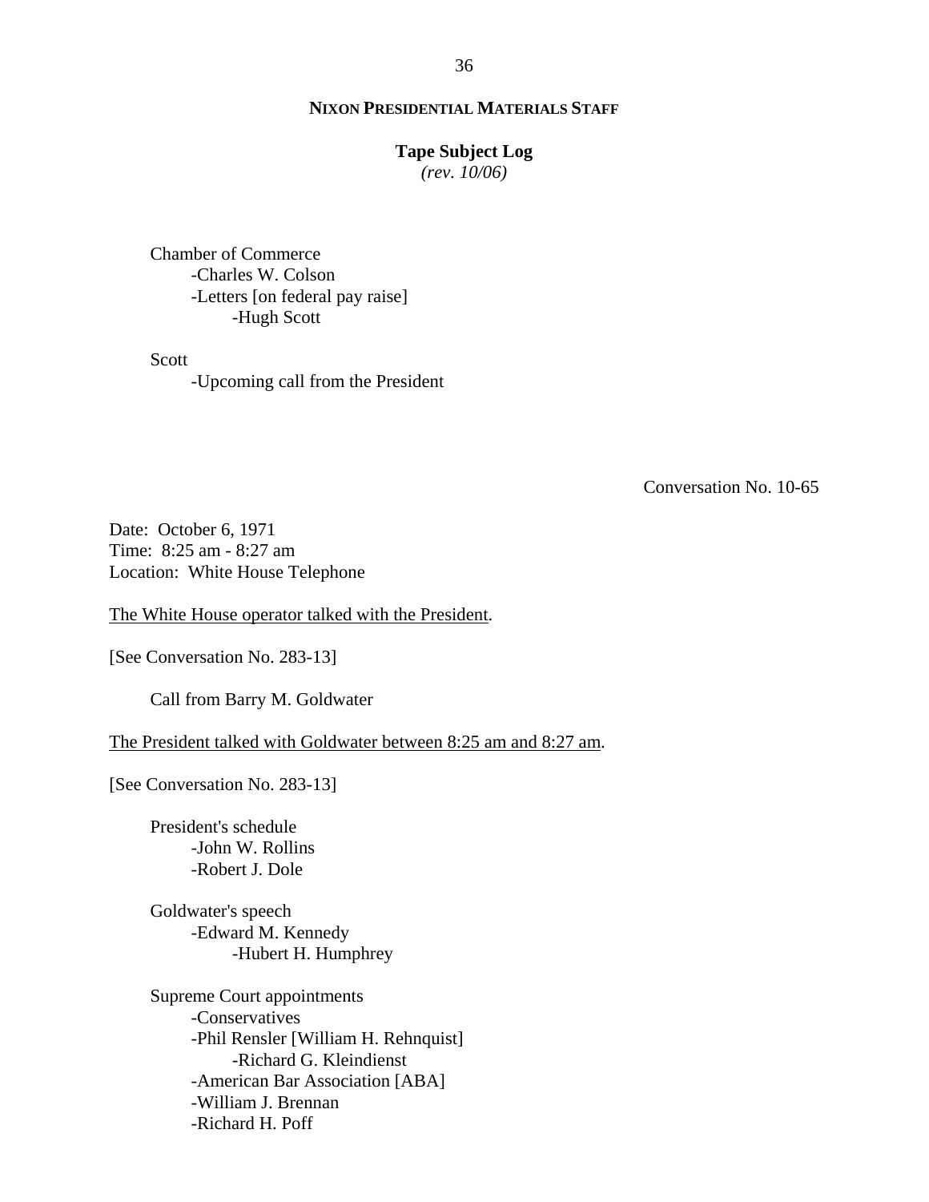Chamber of Commerce
  - Charles W. Colson
  - Letters [on federal pay raise]
    - Hugh Scott

Scott
  - Upcoming call from the President

Conversation No. 10-65

Date: October 6, 1971
Time: 8:25 am - 8:27 am
Location: White House Telephone

The White House operator talked with the President.

[See Conversation No. 283-13]

Call from Barry M. Goldwater

The President talked with Goldwater between 8:25 am and 8:27 am.

[See Conversation No. 283-13]

President's schedule
  - John W. Rollins
  - Robert J. Dole

Goldwater's speech
  - Edward M. Kennedy
    - Hubert H. Humphrey

Supreme Court appointments
  - Conservatives
  - Phil Rensler [William H. Rehnquist]
    - Richard G. Kleindienst
  - American Bar Association [ABA]
  - William J. Brennan
  - Richard H. Poff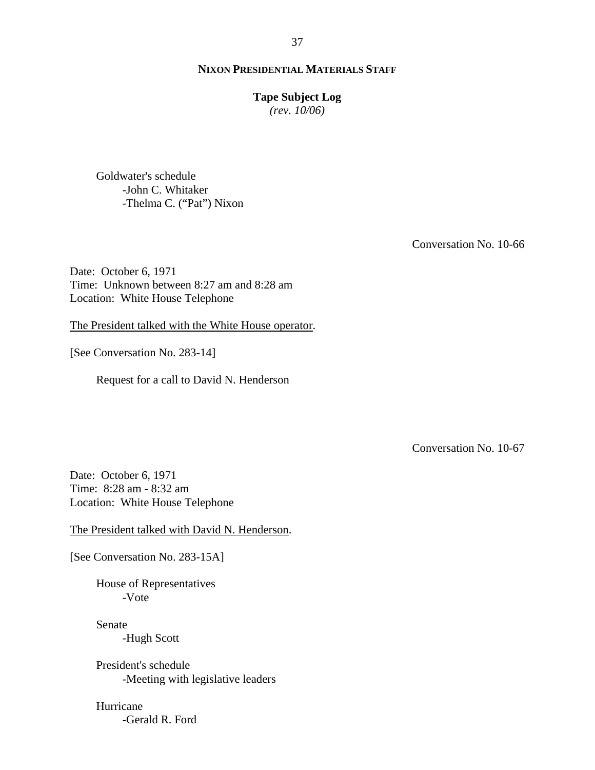Goldwater's schedule
- -John C. Whitaker
- -Thelma C. ("Pat") Nixon

Conversation No. 10-66

Date: October 6, 1971
Time: Unknown between 8:27 am and 8:28 am
Location: White House Telephone

The President talked with the White House operator.

[See Conversation No. 283-14]

Request for a call to David N. Henderson

Conversation No. 10-67

Date: October 6, 1971
Time: 8:28 am - 8:32 am
Location: White House Telephone

The President talked with David N. Henderson.

[See Conversation No. 283-15A]

House of Representatives
- -Vote

Senate
- -Hugh Scott

President's schedule
- -Meeting with legislative leaders

Hurricane
- -Gerald R. Ford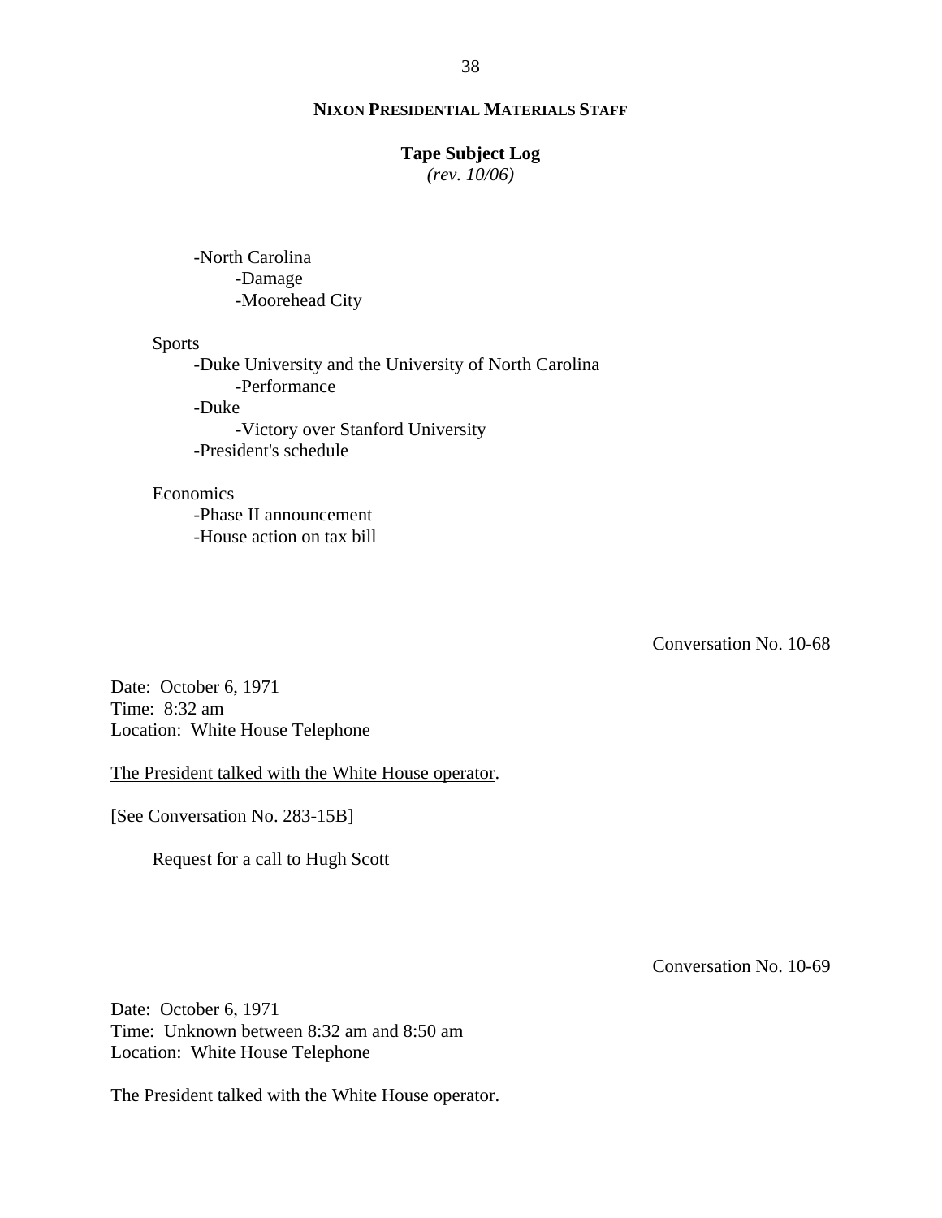- North Carolina
  - Damage
  - Moorehead City

Sports
- Duke University and the University of North Carolina
  - Performance
- Duke
  - Victory over Stanford University
- President's schedule

Economics
- Phase II announcement
- House action on tax bill

Conversation No. 10-68

Date: October 6, 1971
Time: 8:32 am
Location: White House Telephone

<u>The President talked with the White House operator</u>.

[See Conversation No. 283-15B]

Request for a call to Hugh Scott

Conversation No. 10-69

Date: October 6, 1971
Time: Unknown between 8:32 am and 8:50 am
Location: White House Telephone

<u>The President talked with the White House operator</u>.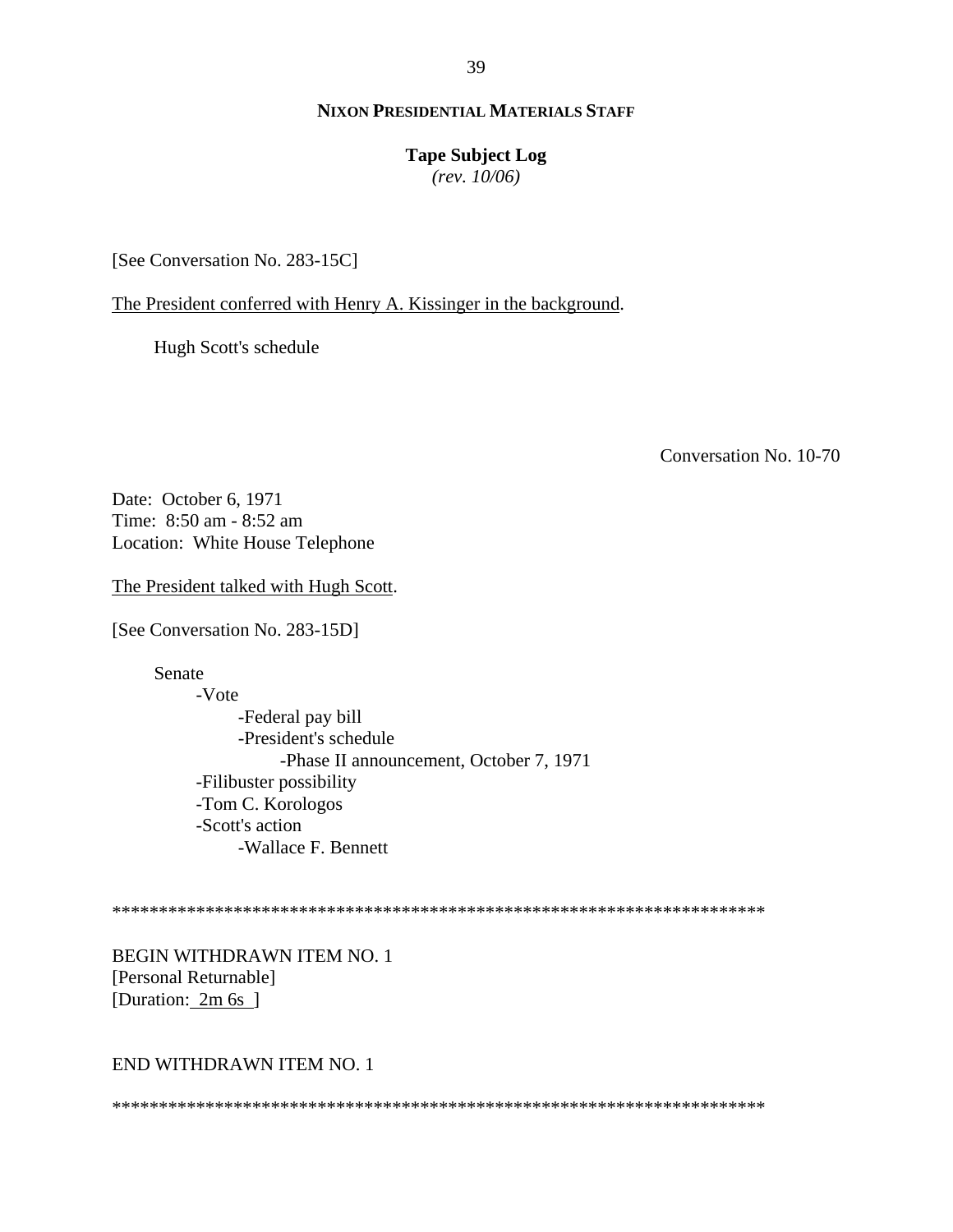[See Conversation No. 283-15C]

The President conferred with Henry A. Kissinger in the background.

Hugh Scott's schedule

Conversation No. 10-70

Date: October 6, 1971
Time: 8:50 am - 8:52 am
Location: White House Telephone

The President talked with Hugh Scott.

[See Conversation No. 283-15D]

Senate
- -Vote
    - -Federal pay bill
    - -President's schedule
        - -Phase II announcement, October 7, 1971
- -Filibuster possibility
- -Tom C. Korologos
- -Scott's action
    - -Wallace F. Bennett

**********************************************************************

BEGIN WITHDRAWN ITEM NO. 1
[Personal Returnable]
[Duration: 2m 6s ]

END WITHDRAWN ITEM NO. 1

**********************************************************************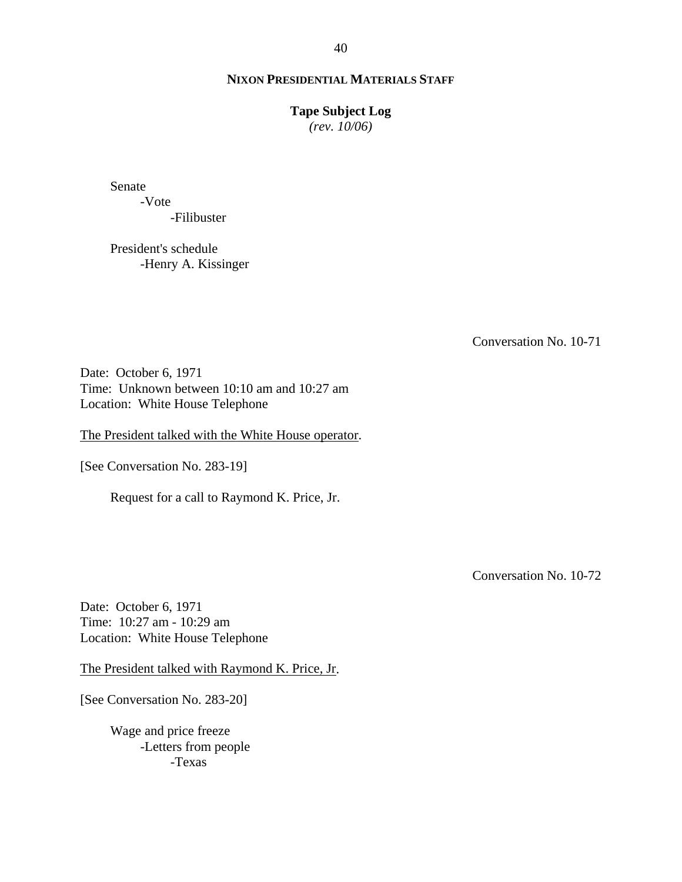Senate
- Vote
  - Filibuster

President's schedule
- Henry A. Kissinger

Conversation No. 10-71

Date: October 6, 1971
Time: Unknown between 10:10 am and 10:27 am
Location: White House Telephone

<u>The President talked with the White House operator</u>.

[See Conversation No. 283-19]

Request for a call to Raymond K. Price, Jr.

Conversation No. 10-72

Date: October 6, 1971
Time: 10:27 am - 10:29 am
Location: White House Telephone

<u>The President talked with Raymond K. Price, Jr</u>.

[See Conversation No. 283-20]

Wage and price freeze
- Letters from people
  - Texas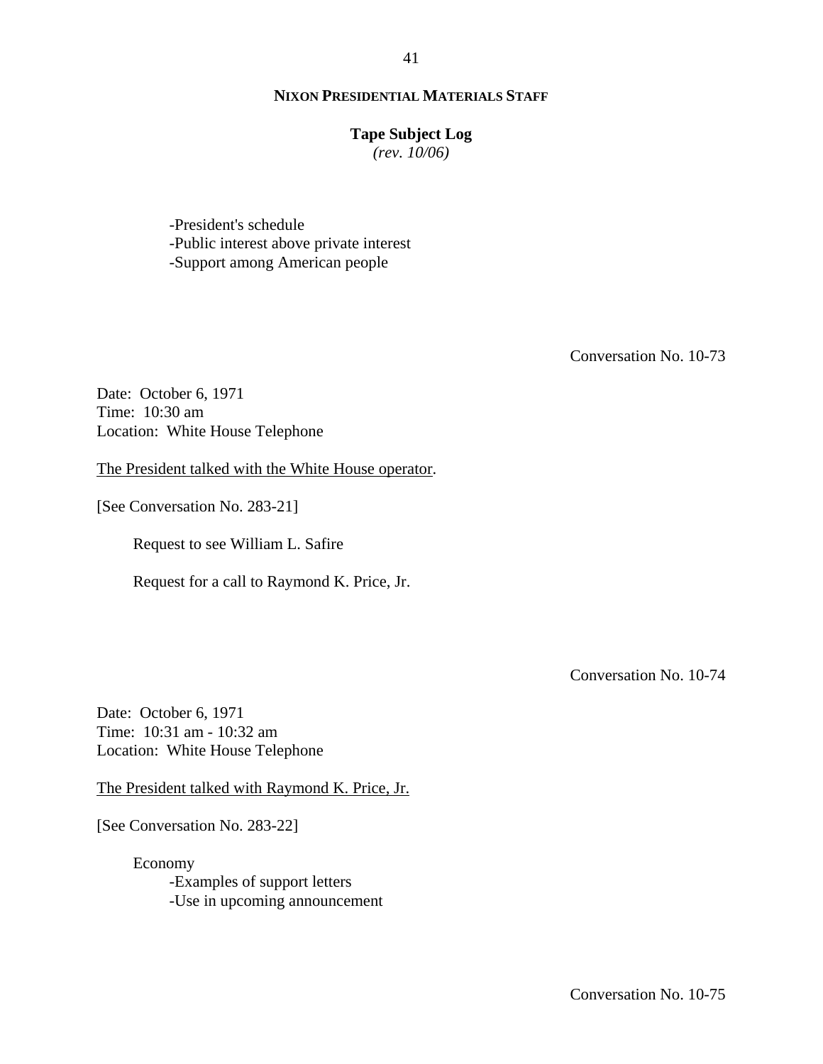-President's schedule
-Public interest above private interest
-Support among American people

Conversation No. 10-73

Date: October 6, 1971
Time: 10:30 am
Location: White House Telephone

The President talked with the White House operator.

[See Conversation No. 283-21]

Request to see William L. Safire

Request for a call to Raymond K. Price, Jr.

Conversation No. 10-74

Date: October 6, 1971
Time: 10:31 am - 10:32 am
Location: White House Telephone

The President talked with Raymond K. Price, Jr.

[See Conversation No. 283-22]

Economy
-Examples of support letters
-Use in upcoming announcement

Conversation No. 10-75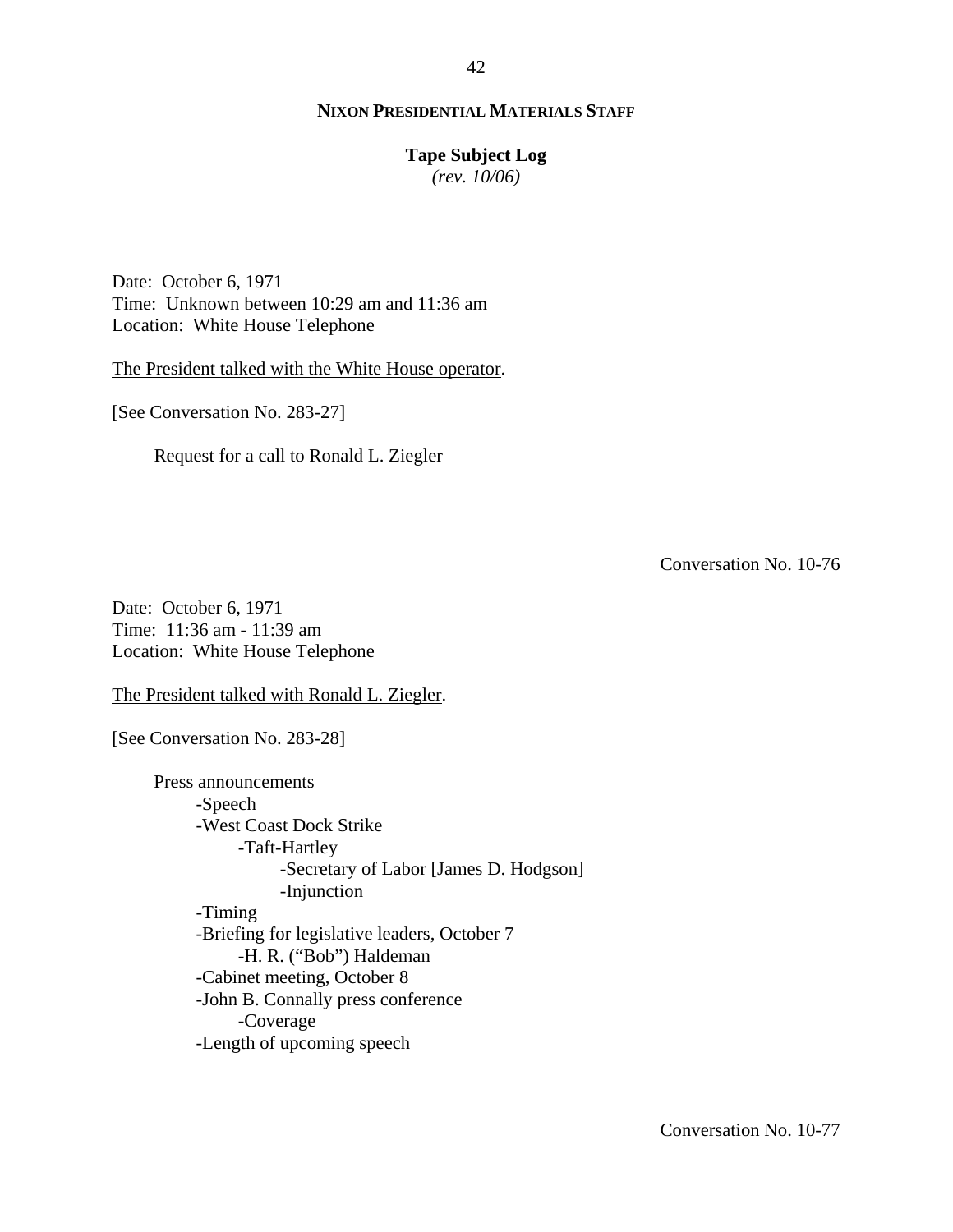Date: October 6, 1971
Time: Unknown between 10:29 am and 11:36 am
Location: White House Telephone

The President talked with the White House operator.

[See Conversation No. 283-27]

Request for a call to Ronald L. Ziegler

Conversation No. 10-76

Date: October 6, 1971
Time: 11:36 am - 11:39 am
Location: White House Telephone

The President talked with Ronald L. Ziegler.

[See Conversation No. 283-28]

Press announcements
- -Speech
- -West Coast Dock Strike
  - -Taft-Hartley
    - -Secretary of Labor [James D. Hodgson]
    - -Injunction
- -Timing
- -Briefing for legislative leaders, October 7
  - -H. R. ("Bob") Haldeman
- -Cabinet meeting, October 8
- -John B. Connally press conference
  - -Coverage
- -Length of upcoming speech

Conversation No. 10-77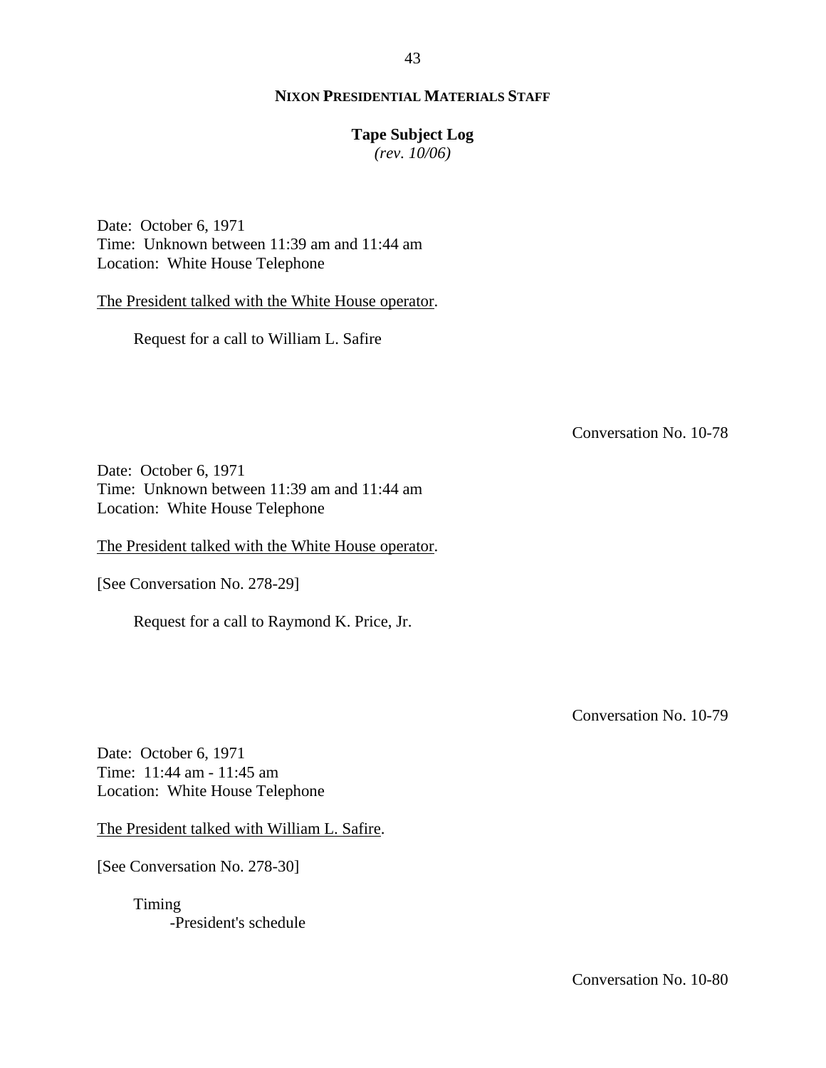Date: October 6, 1971
Time: Unknown between 11:39 am and 11:44 am
Location: White House Telephone

<u>The President talked with the White House operator</u>.

Request for a call to William L. Safire

Conversation No. 10-78

Date: October 6, 1971
Time: Unknown between 11:39 am and 11:44 am
Location: White House Telephone

<u>The President talked with the White House operator</u>.

[See Conversation No. 278-29]

Request for a call to Raymond K. Price, Jr.

Conversation No. 10-79

Date: October 6, 1971
Time: 11:44 am - 11:45 am
Location: White House Telephone

<u>The President talked with William L. Safire</u>.

[See Conversation No. 278-30]

Timing
- President's schedule

Conversation No. 10-80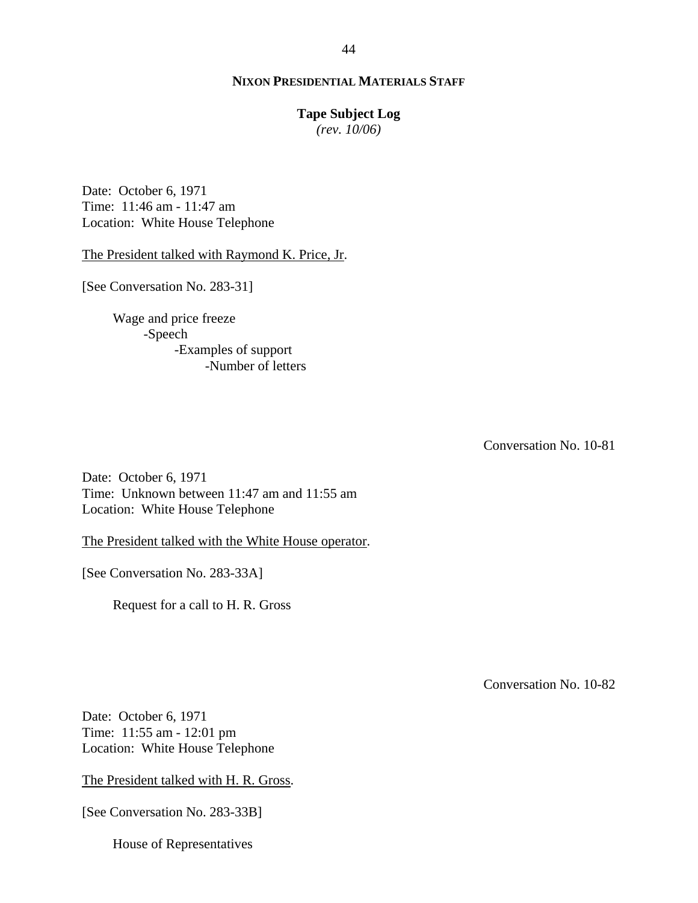**NIXON PRESIDENTIAL MATERIALS STAFF**

**Tape Subject Log**
*(rev. 10/06)*

Date: October 6, 1971
Time: 11:46 am - 11:47 am
Location: White House Telephone

The President talked with Raymond K. Price, Jr.

[See Conversation No. 283-31]

Wage and price freeze
- Speech
  - Examples of support
    - Number of letters

Conversation No. 10-81

Date: October 6, 1971
Time: Unknown between 11:47 am and 11:55 am
Location: White House Telephone

The President talked with the White House operator.

[See Conversation No. 283-33A]

Request for a call to H. R. Gross

Conversation No. 10-82

Date: October 6, 1971
Time: 11:55 am - 12:01 pm
Location: White House Telephone

The President talked with H. R. Gross.

[See Conversation No. 283-33B]

House of Representatives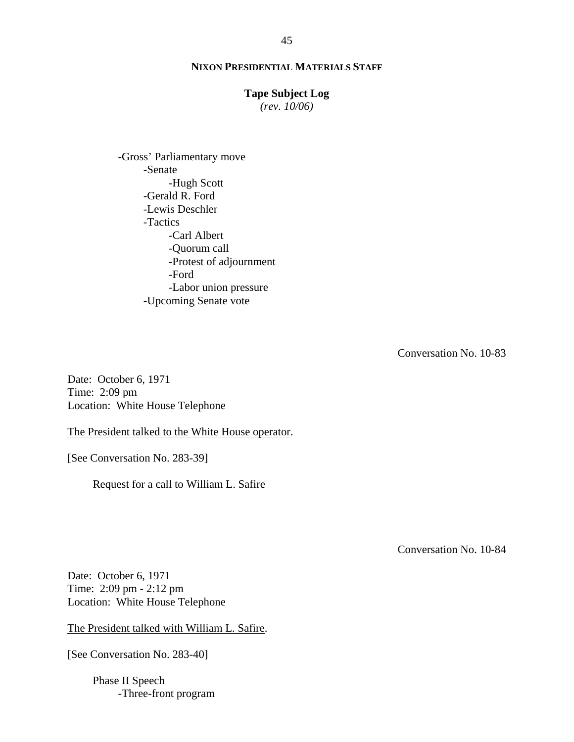-Gross' Parliamentary move
    -Senate
        -Hugh Scott
    -Gerald R. Ford
    -Lewis Deschler
    -Tactics
        -Carl Albert
        -Quorum call
        -Protest of adjournment
        -Ford
        -Labor union pressure
    -Upcoming Senate vote

Conversation No. 10-83

Date: October 6, 1971
Time: 2:09 pm
Location: White House Telephone

The President talked to the White House operator.

[See Conversation No. 283-39]

Request for a call to William L. Safire

Conversation No. 10-84

Date: October 6, 1971
Time: 2:09 pm - 2:12 pm
Location: White House Telephone

The President talked with William L. Safire.

[See Conversation No. 283-40]

Phase II Speech
    -Three-front program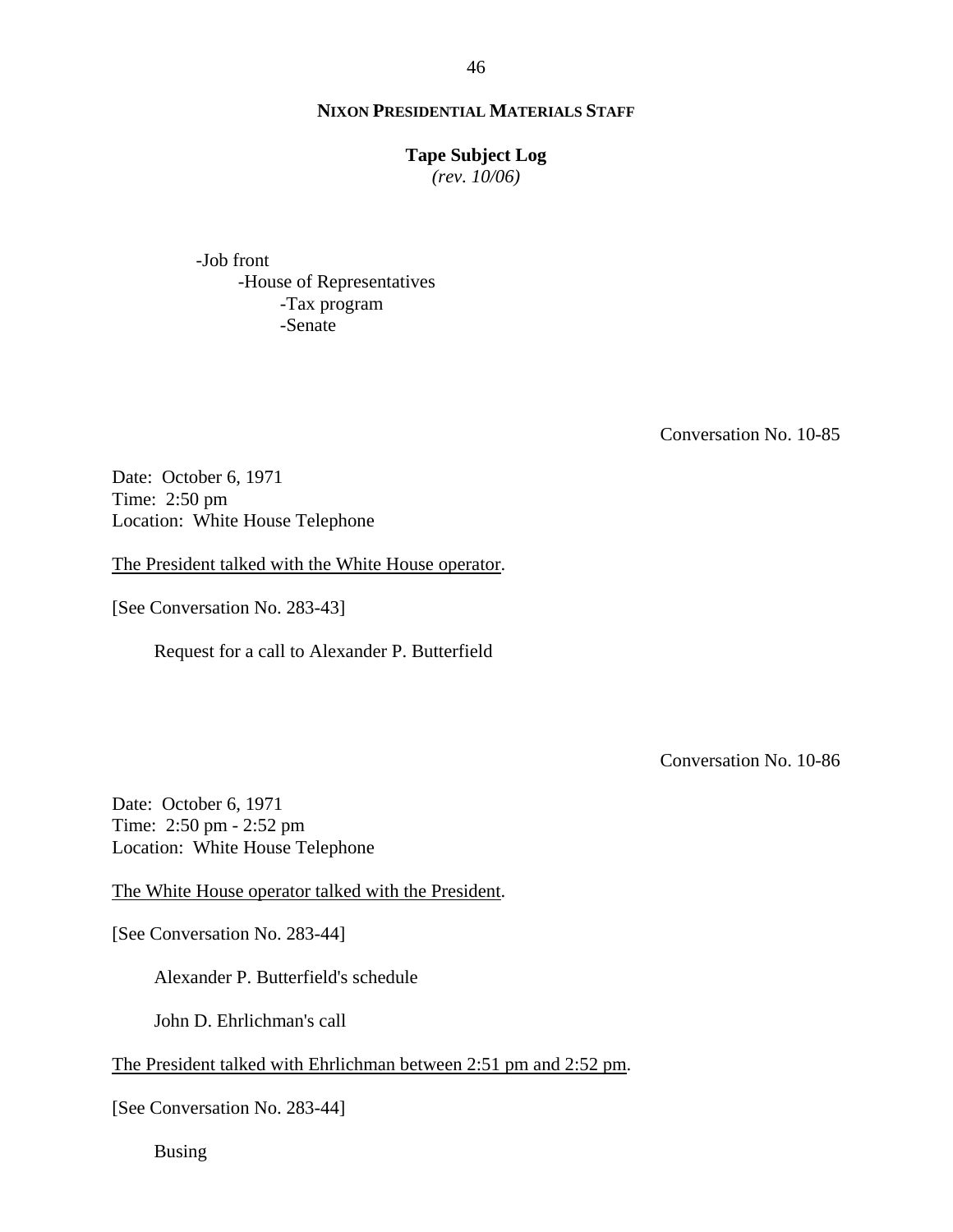-Job front
    -House of Representatives
        -Tax program
        -Senate

Conversation No. 10-85

Date: October 6, 1971
Time: 2:50 pm
Location: White House Telephone

The President talked with the White House operator.

[See Conversation No. 283-43]

Request for a call to Alexander P. Butterfield

Conversation No. 10-86

Date: October 6, 1971
Time: 2:50 pm - 2:52 pm
Location: White House Telephone

The White House operator talked with the President.

[See Conversation No. 283-44]

Alexander P. Butterfield's schedule

John D. Ehrlichman's call

The President talked with Ehrlichman between 2:51 pm and 2:52 pm.

[See Conversation No. 283-44]

Busing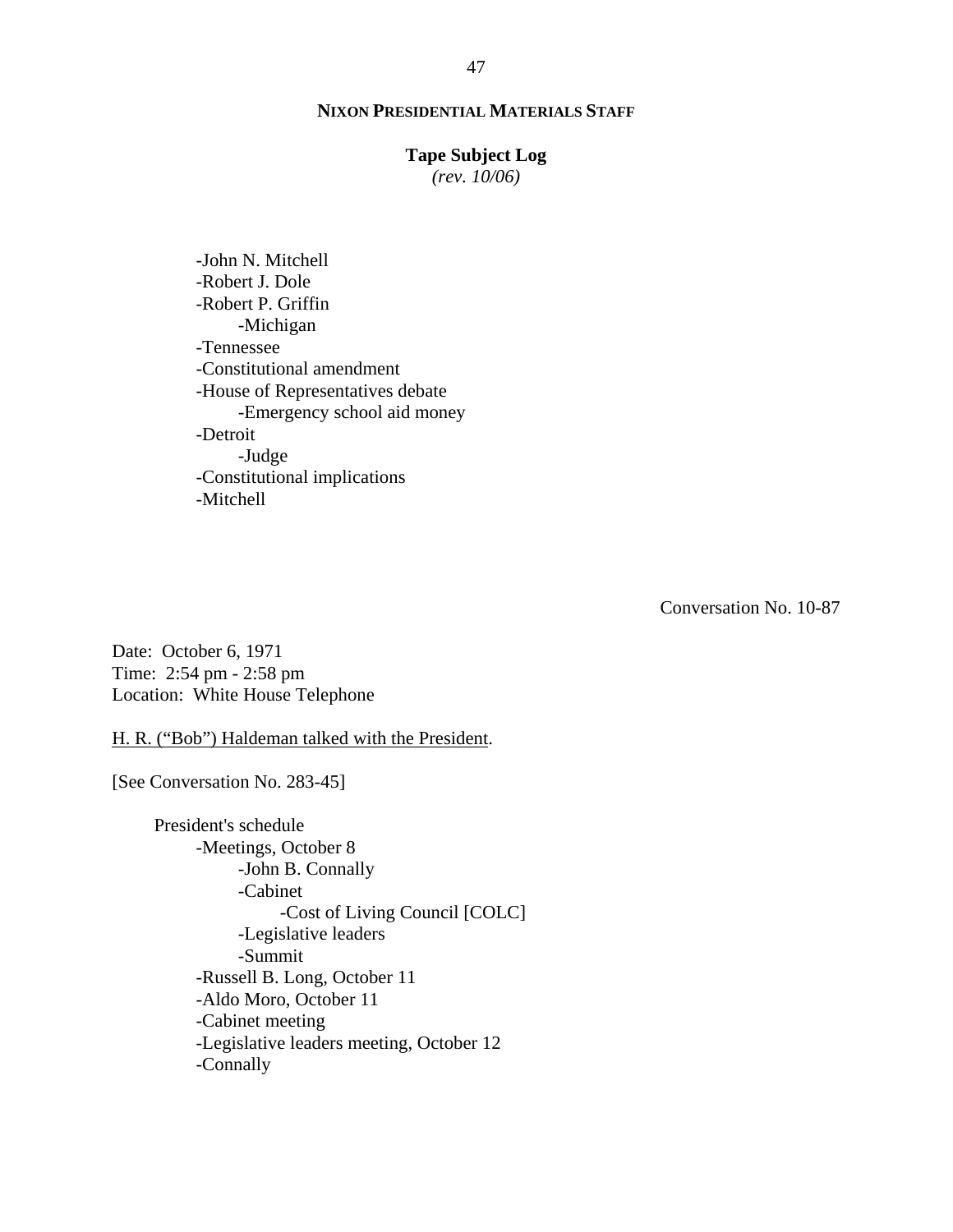- -John N. Mitchell
- -Robert J. Dole
- -Robert P. Griffin
    - -Michigan
- -Tennessee
- -Constitutional amendment
- -House of Representatives debate
    - -Emergency school aid money
- -Detroit
    - -Judge
- -Constitutional implications
- -Mitchell

Conversation No. 10-87

Date: October 6, 1971
Time: 2:54 pm - 2:58 pm
Location: White House Telephone

H. R. ("Bob") Haldeman talked with the President.

[See Conversation No. 283-45]

President's schedule
- -Meetings, October 8
    - -John B. Connally
    - -Cabinet
        - -Cost of Living Council [COLC]
    - -Legislative leaders
    - -Summit
- -Russell B. Long, October 11
- -Aldo Moro, October 11
- -Cabinet meeting
- -Legislative leaders meeting, October 12
- -Connally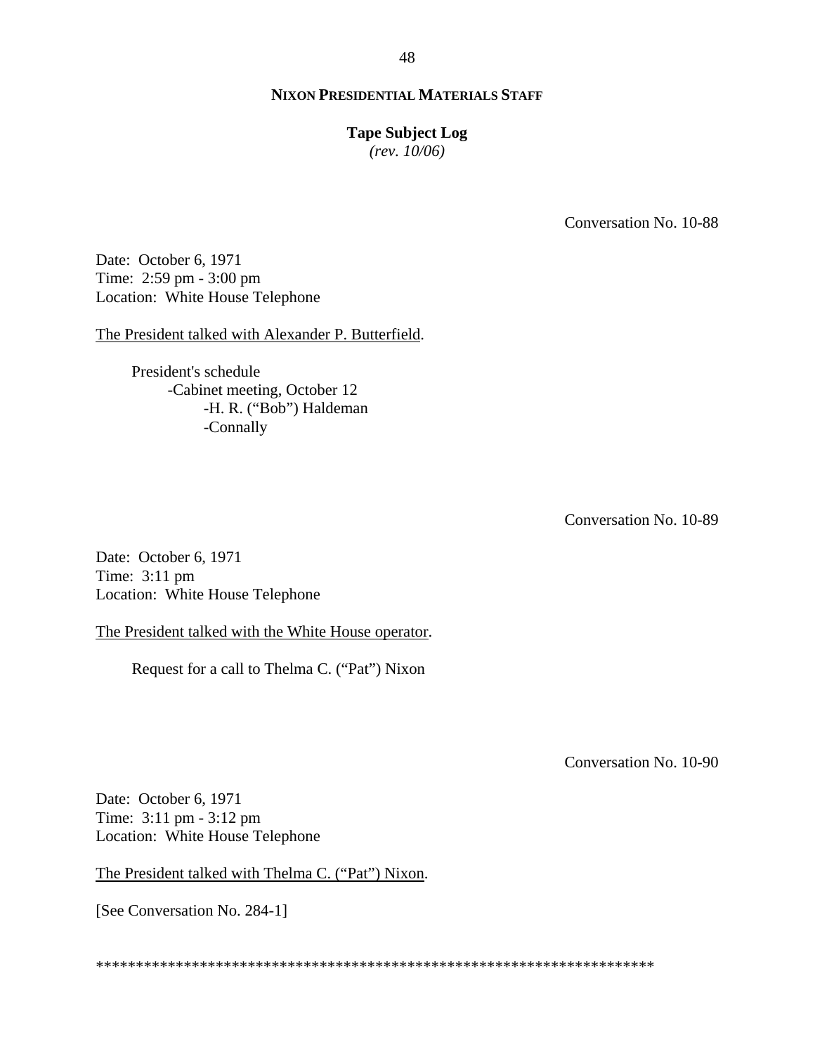**NIXON PRESIDENTIAL MATERIALS STAFF**

**Tape Subject Log**
*(rev. 10/06)*

Conversation No. 10-88

Date: October 6, 1971
Time: 2:59 pm - 3:00 pm
Location: White House Telephone

The President talked with Alexander P. Butterfield.

- President's schedule
  - Cabinet meeting, October 12
    - H. R. ("Bob") Haldeman
    - Connally

Conversation No. 10-89

Date: October 6, 1971
Time: 3:11 pm
Location: White House Telephone

The President talked with the White House operator.

Request for a call to Thelma C. ("Pat") Nixon

Conversation No. 10-90

Date: October 6, 1971
Time: 3:11 pm - 3:12 pm
Location: White House Telephone

The President talked with Thelma C. ("Pat") Nixon.

[See Conversation No. 284-1]

**********************************************************************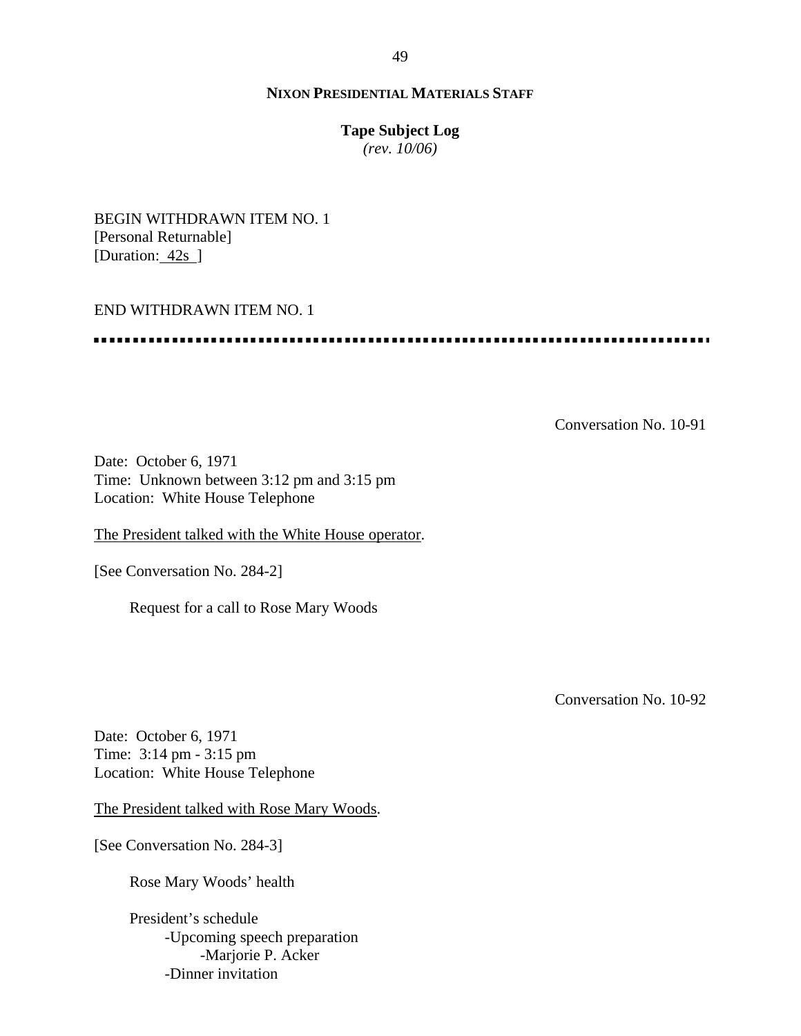**NIXON PRESIDENTIAL MATERIALS STAFF**

**Tape Subject Log**
*(rev. 10/06)*

BEGIN WITHDRAWN ITEM NO. 1
[Personal Returnable]
[Duration: 42s ]

END WITHDRAWN ITEM NO. 1

---

Conversation No. 10-91

Date: October 6, 1971
Time: Unknown between 3:12 pm and 3:15 pm
Location: White House Telephone

The President talked with the White House operator.

[See Conversation No. 284-2]

Request for a call to Rose Mary Woods

Conversation No. 10-92

Date: October 6, 1971
Time: 3:14 pm - 3:15 pm
Location: White House Telephone

The President talked with Rose Mary Woods.

[See Conversation No. 284-3]

Rose Mary Woods' health

President's schedule
- -Upcoming speech preparation
  - -Marjorie P. Acker
- -Dinner invitation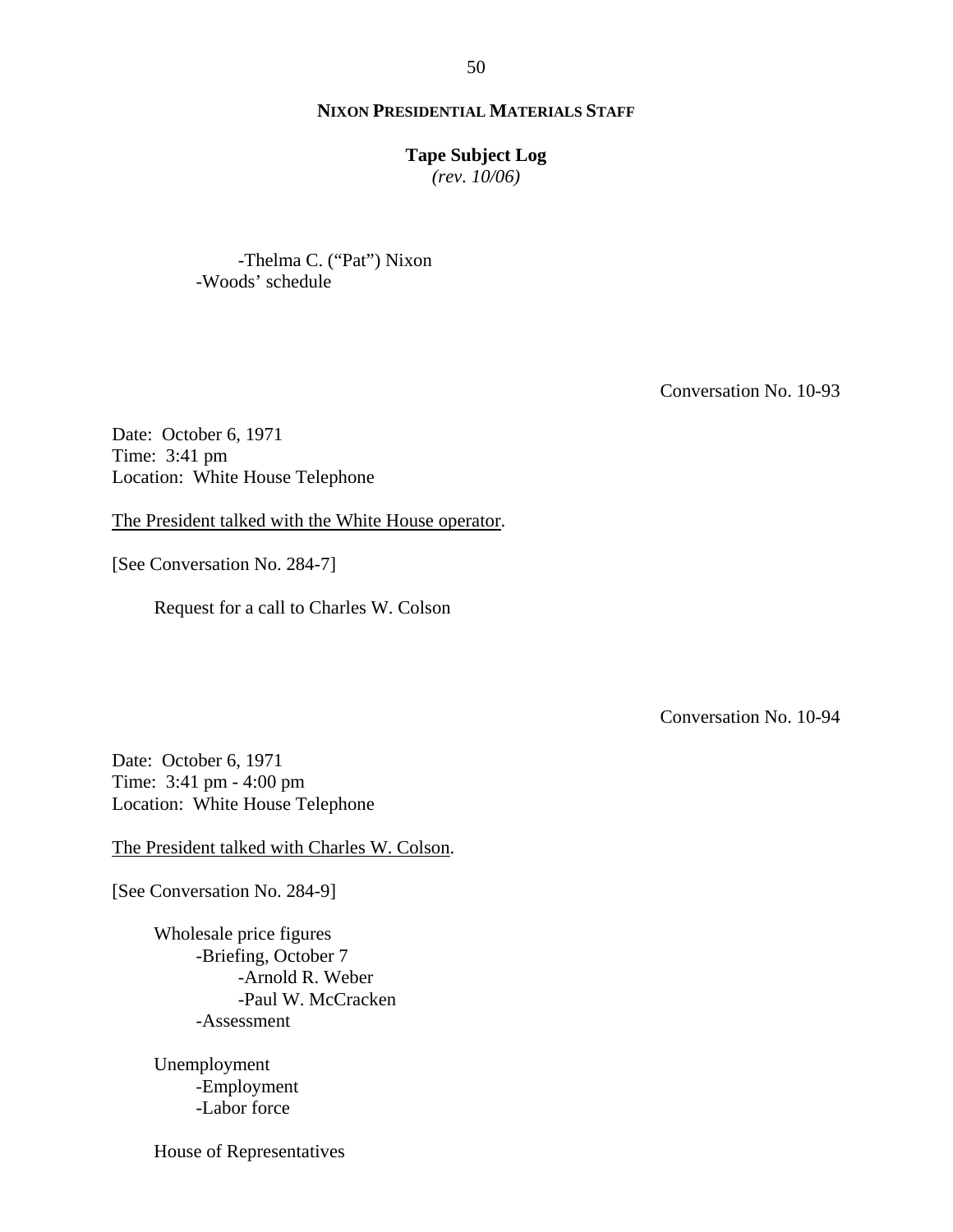-Thelma C. ("Pat") Nixon
-Woods' schedule

Conversation No. 10-93

Date: October 6, 1971
Time: 3:41 pm
Location: White House Telephone

<u>The President talked with the White House operator</u>.

[See Conversation No. 284-7]

Request for a call to Charles W. Colson

Conversation No. 10-94

Date: October 6, 1971
Time: 3:41 pm - 4:00 pm
Location: White House Telephone

<u>The President talked with Charles W. Colson</u>.

[See Conversation No. 284-9]

Wholesale price figures
- -Briefing, October 7
  - -Arnold R. Weber
  - -Paul W. McCracken
- -Assessment

Unemployment
- -Employment
- -Labor force

House of Representatives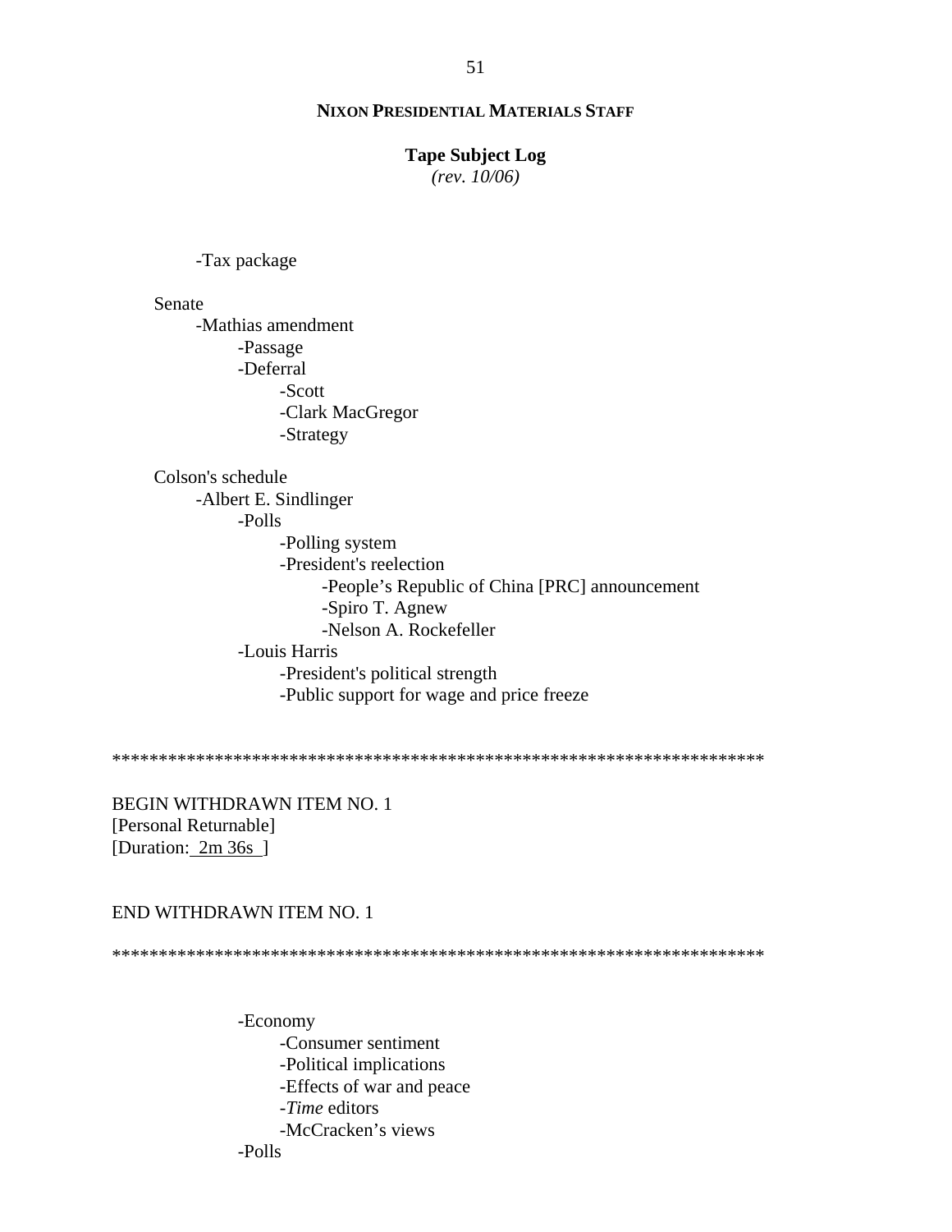-Tax package

Senate
- -Mathias amendment
  - -Passage
  - -Deferral
    - -Scott
    - -Clark MacGregor
    - -Strategy

Colson's schedule
- -Albert E. Sindlinger
  - -Polls
    - -Polling system
    - -President's reelection
      - -People's Republic of China [PRC] announcement
      - -Spiro T. Agnew
      - -Nelson A. Rockefeller
  - -Louis Harris
    - -President's political strength
    - -Public support for wage and price freeze

**********************************************************************

BEGIN WITHDRAWN ITEM NO. 1
[Personal Returnable]
[Duration: 2m 36s ]

END WITHDRAWN ITEM NO. 1

**********************************************************************

- -Economy
  - -Consumer sentiment
  - -Political implications
  - -Effects of war and peace
  - -*Time* editors
  - -McCracken's views
- -Polls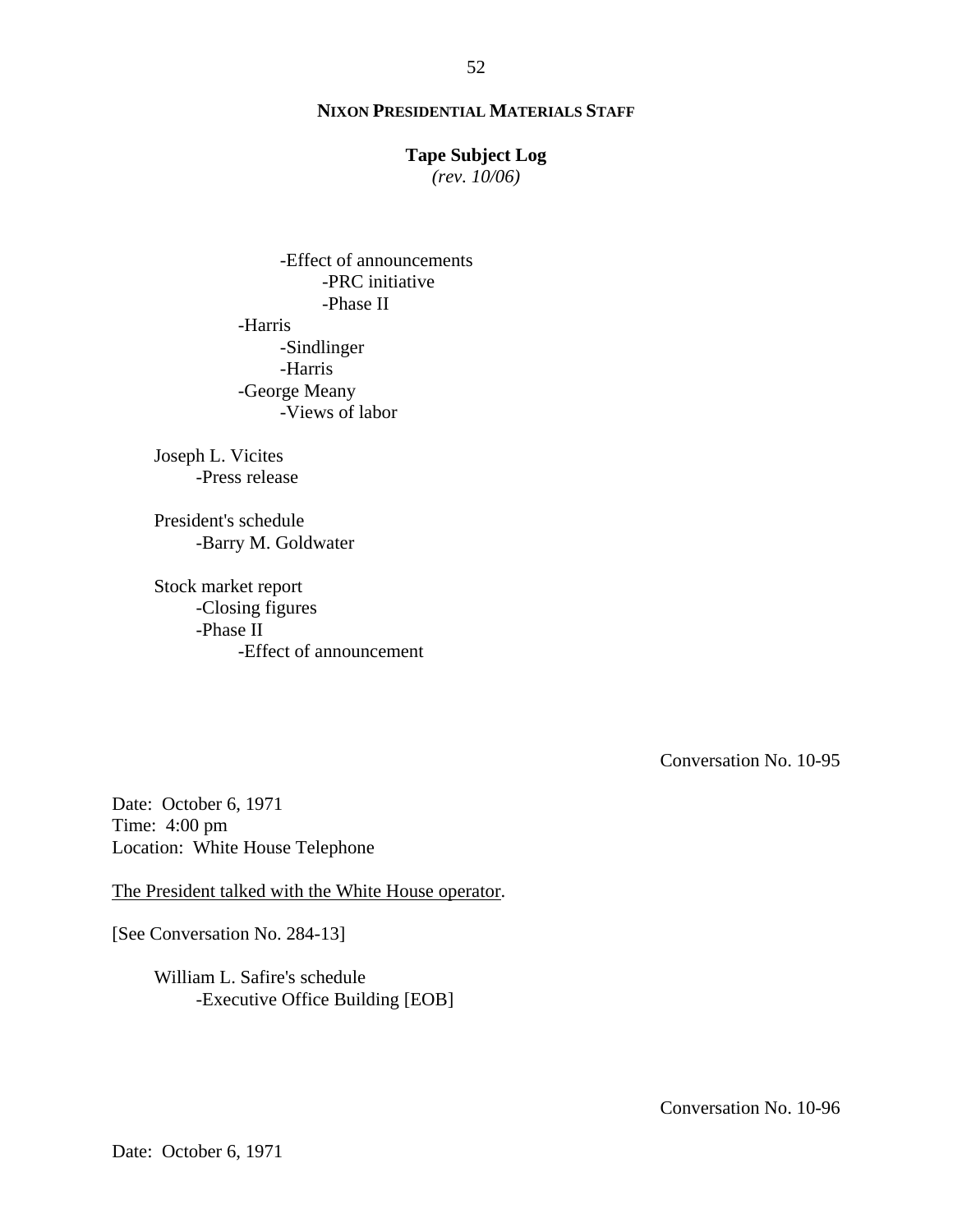- -Effect of announcements
    - -PRC initiative
    - -Phase II
- -Harris
  - -Sindlinger
  - -Harris
- -George Meany
  - -Views of labor

Joseph L. Vicites
- -Press release

President's schedule
- -Barry M. Goldwater

Stock market report
- -Closing figures
- -Phase II
  - -Effect of announcement

Conversation No. 10-95

Date: October 6, 1971
Time: 4:00 pm
Location: White House Telephone

The President talked with the White House operator.

[See Conversation No. 284-13]

William L. Safire's schedule
- -Executive Office Building [EOB]

Conversation No. 10-96

Date: October 6, 1971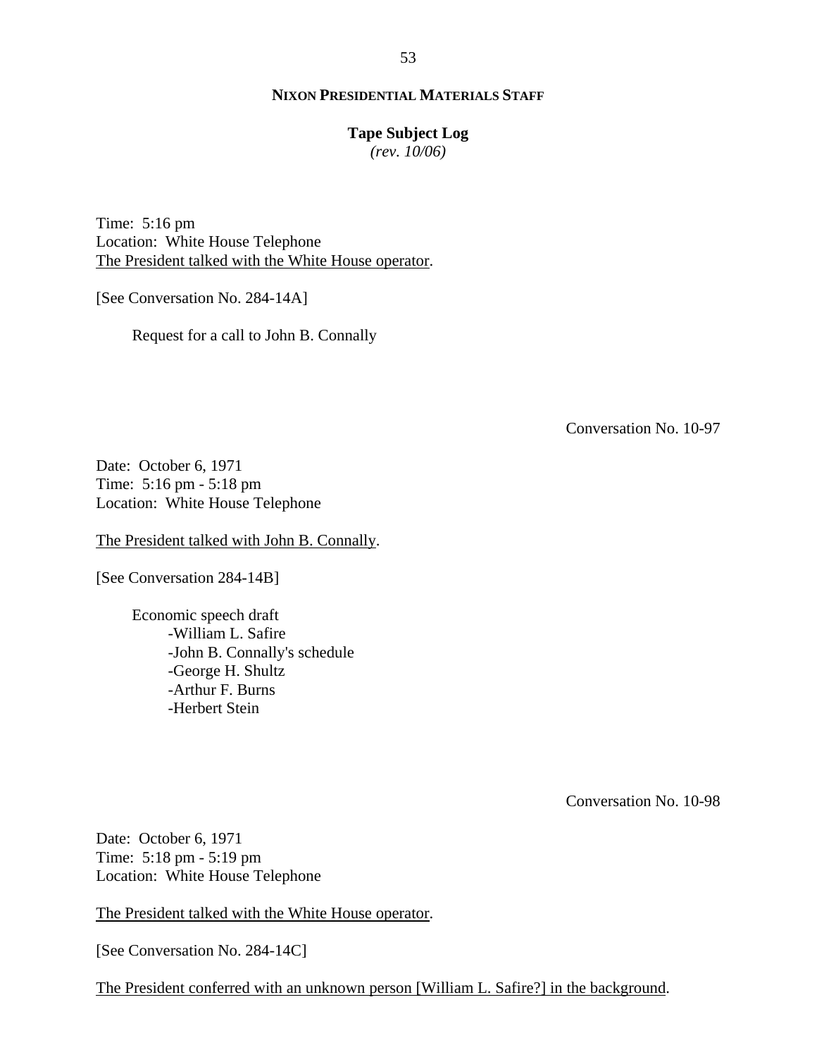Time: 5:16 pm
Location: White House Telephone
<u>The President talked with the White House operator</u>.

[See Conversation No. 284-14A]

Request for a call to John B. Connally

Conversation No. 10-97

Date: October 6, 1971
Time: 5:16 pm - 5:18 pm
Location: White House Telephone

<u>The President talked with John B. Connally</u>.

[See Conversation 284-14B]

Economic speech draft
- -William L. Safire
- -John B. Connally's schedule
- -George H. Shultz
- -Arthur F. Burns
- -Herbert Stein

Conversation No. 10-98

Date: October 6, 1971
Time: 5:18 pm - 5:19 pm
Location: White House Telephone

<u>The President talked with the White House operator</u>.

[See Conversation No. 284-14C]

<u>The President conferred with an unknown person [William L. Safire?] in the background</u>.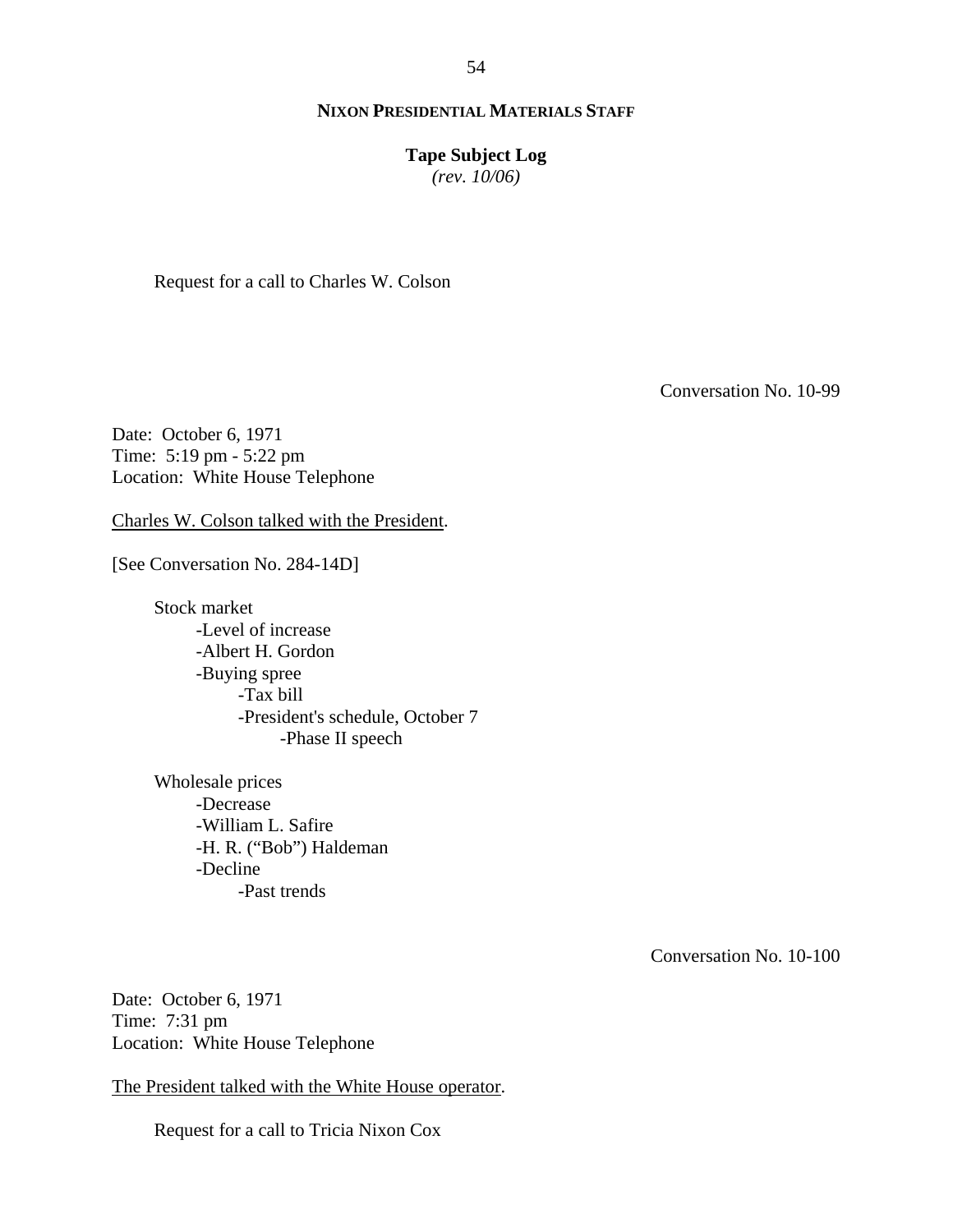Request for a call to Charles W. Colson

Conversation No. 10-99

Date: October 6, 1971
Time: 5:19 pm - 5:22 pm
Location: White House Telephone

<u>Charles W. Colson talked with the President</u>.

[See Conversation No. 284-14D]

- Stock market
    - -Level of increase
    - -Albert H. Gordon
    - -Buying spree
        - -Tax bill
        - -President's schedule, October 7
            - -Phase II speech

- Wholesale prices
    - -Decrease
    - -William L. Safire
    - -H. R. ("Bob") Haldeman
    - -Decline
        - -Past trends

Conversation No. 10-100

Date: October 6, 1971
Time: 7:31 pm
Location: White House Telephone

<u>The President talked with the White House operator</u>.

Request for a call to Tricia Nixon Cox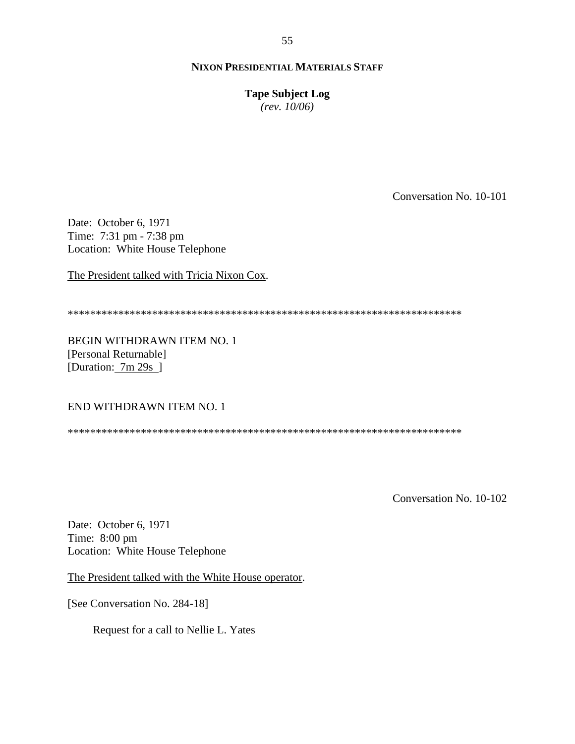Conversation No. 10-101

Date: October 6, 1971
Time: 7:31 pm - 7:38 pm
Location: White House Telephone

The President talked with Tricia Nixon Cox.

**********************************************************************

BEGIN WITHDRAWN ITEM NO. 1
[Personal Returnable]
[Duration: 7m 29s ]

END WITHDRAWN ITEM NO. 1

**********************************************************************

Conversation No. 10-102

Date: October 6, 1971
Time: 8:00 pm
Location: White House Telephone

The President talked with the White House operator.

[See Conversation No. 284-18]

Request for a call to Nellie L. Yates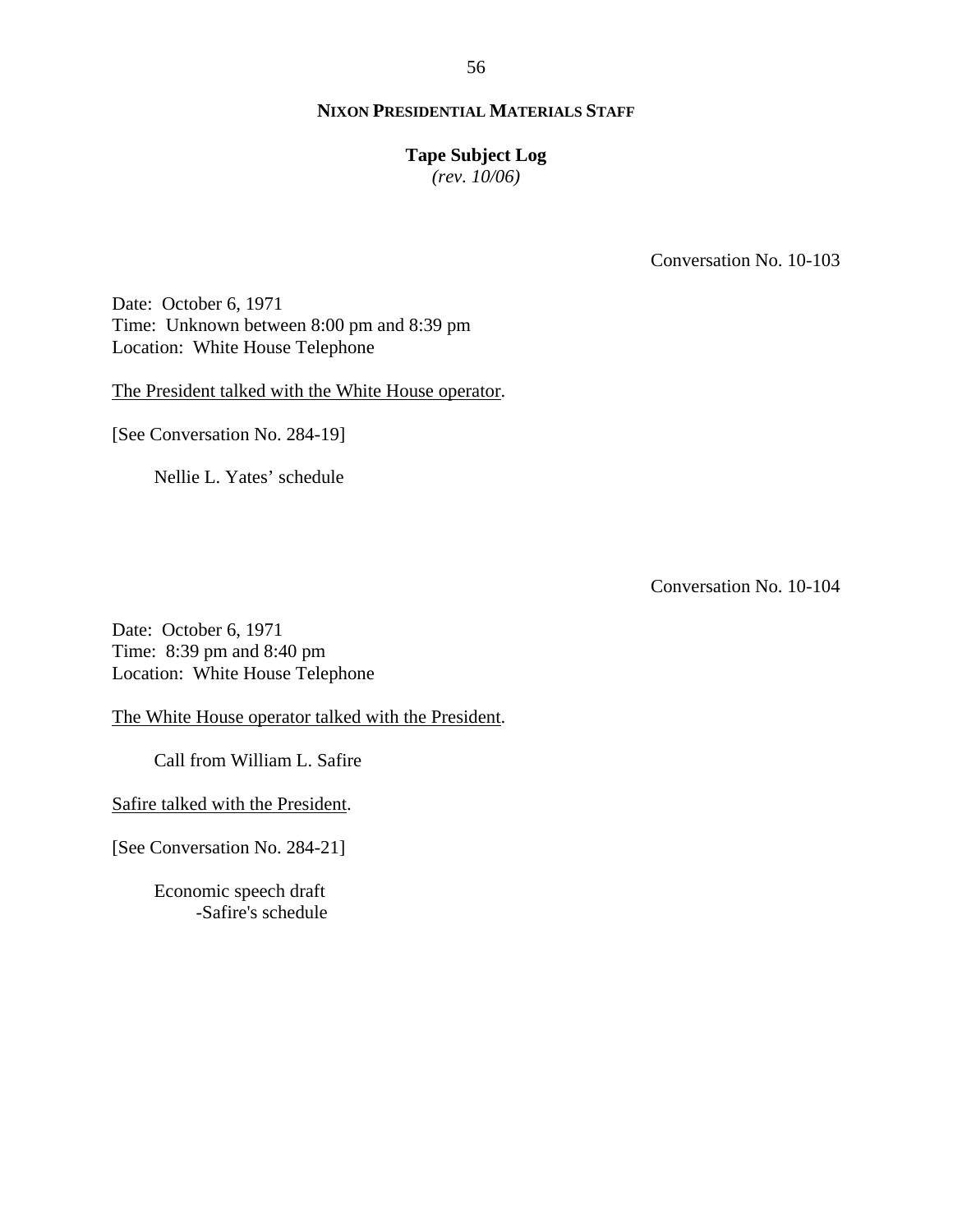Conversation No. 10-103

Date: October 6, 1971
Time: Unknown between 8:00 pm and 8:39 pm
Location: White House Telephone

The President talked with the White House operator.

[See Conversation No. 284-19]

Nellie L. Yates' schedule

Conversation No. 10-104

Date: October 6, 1971
Time: 8:39 pm and 8:40 pm
Location: White House Telephone

The White House operator talked with the President.

Call from William L. Safire

Safire talked with the President.

[See Conversation No. 284-21]

Economic speech draft
- Safire's schedule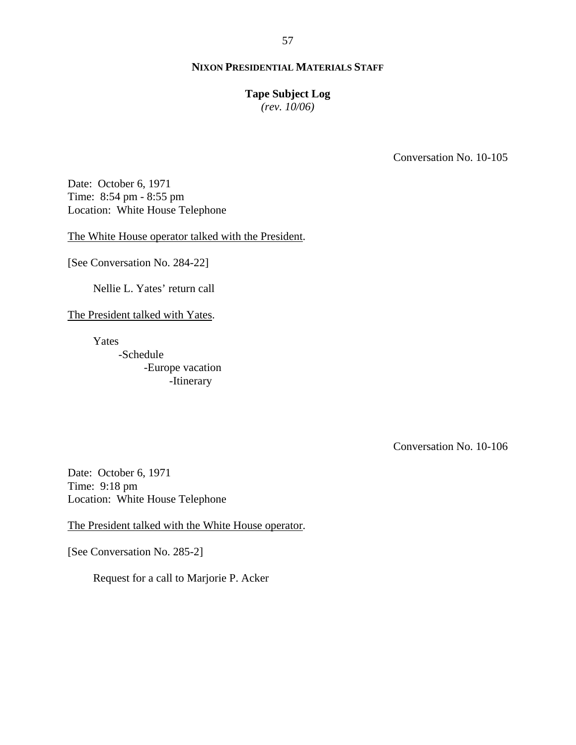Conversation No. 10-105

Date: October 6, 1971
Time: 8:54 pm - 8:55 pm
Location: White House Telephone

The White House operator talked with the President.

[See Conversation No. 284-22]

Nellie L. Yates' return call

The President talked with Yates.

- Yates
  - -Schedule
    - -Europe vacation
      - -Itinerary

Conversation No. 10-106

Date: October 6, 1971
Time: 9:18 pm
Location: White House Telephone

The President talked with the White House operator.

[See Conversation No. 285-2]

Request for a call to Marjorie P. Acker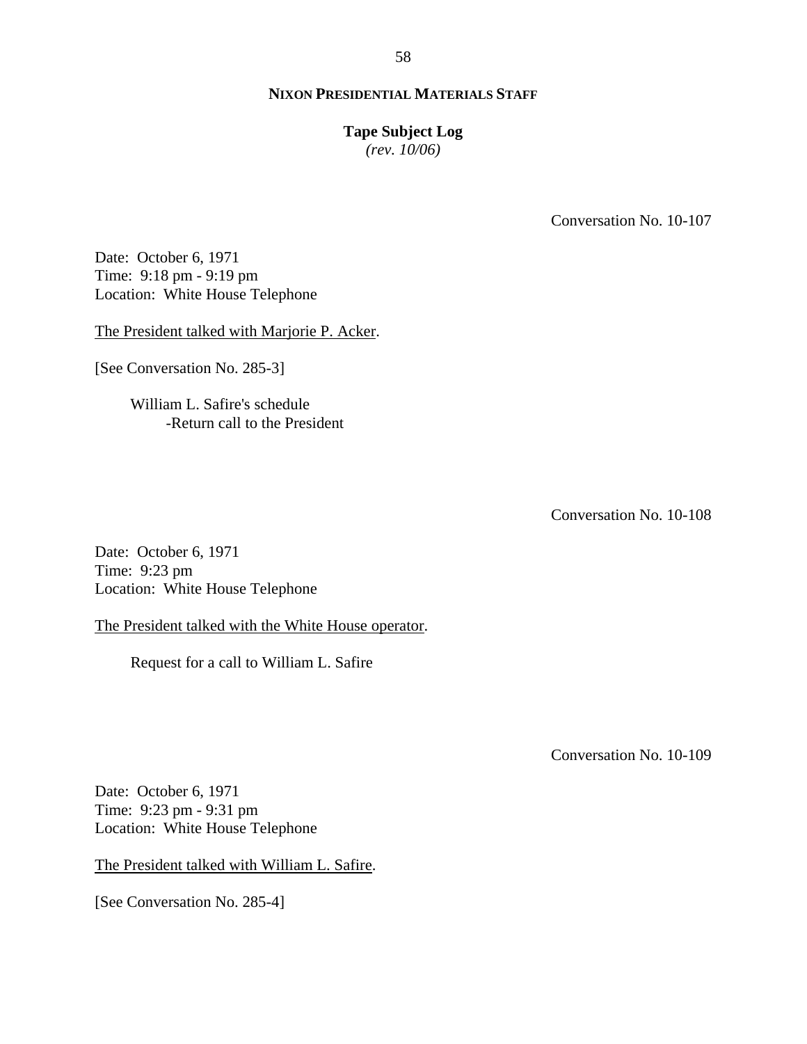## NIXON PRESIDENTIAL MATERIALS STAFF

**Tape Subject Log**
*(rev. 10/06)*

Conversation No. 10-107

Date: October 6, 1971
Time: 9:18 pm - 9:19 pm
Location: White House Telephone

The President talked with Marjorie P. Acker.

[See Conversation No. 285-3]

William L. Safire's schedule
- Return call to the President

Conversation No. 10-108

Date: October 6, 1971
Time: 9:23 pm
Location: White House Telephone

The President talked with the White House operator.

Request for a call to William L. Safire

Conversation No. 10-109

Date: October 6, 1971
Time: 9:23 pm - 9:31 pm
Location: White House Telephone

The President talked with William L. Safire.

[See Conversation No. 285-4]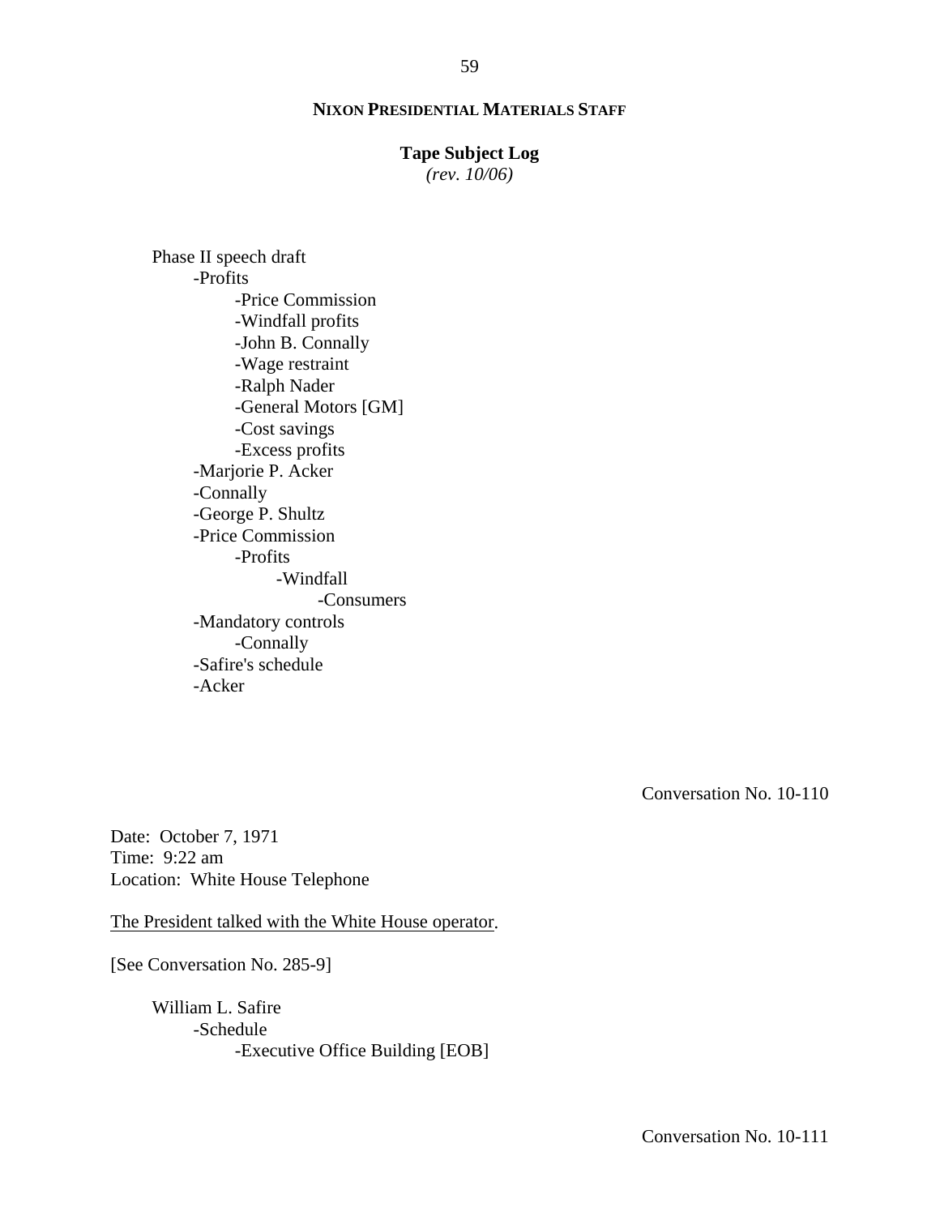Phase II speech draft

- Profits
    - Price Commission
    - Windfall profits
    - John B. Connally
    - Wage restraint
    - Ralph Nader
    - General Motors [GM]
    - Cost savings
    - Excess profits
- Marjorie P. Acker
- Connally
- George P. Shultz
- Price Commission
    - Profits
        - Windfall
            - Consumers
- Mandatory controls
    - Connally
- Safire's schedule
- Acker

Conversation No. 10-110

Date: October 7, 1971
Time: 9:22 am
Location: White House Telephone

<u>The President talked with the White House operator</u>.

[See Conversation No. 285-9]

William L. Safire

- Schedule
    - Executive Office Building [EOB]

Conversation No. 10-111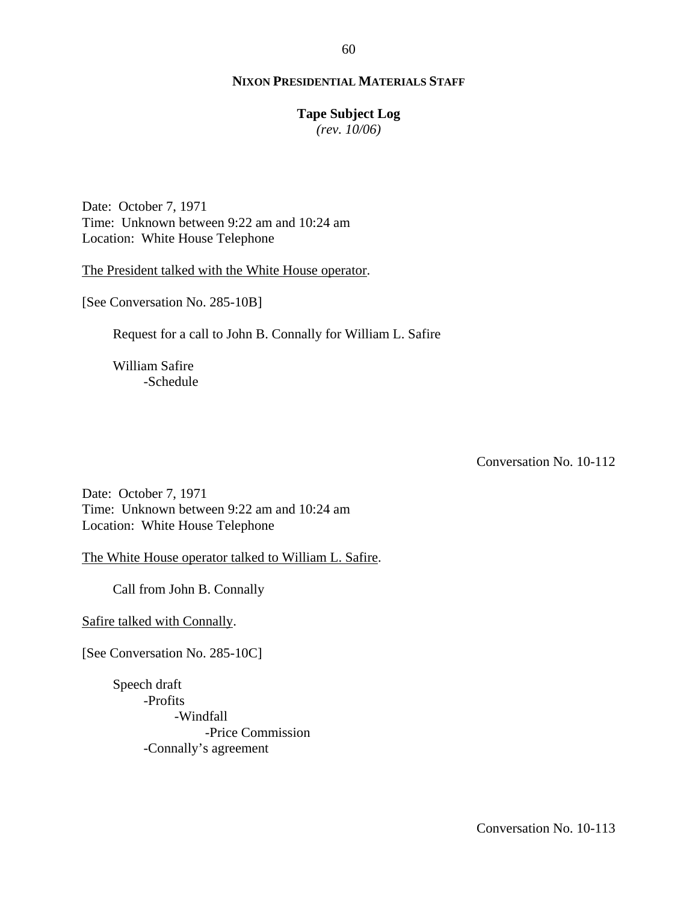**NIXON PRESIDENTIAL MATERIALS STAFF**

**Tape Subject Log**
*(rev. 10/06)*

Date: October 7, 1971
Time: Unknown between 9:22 am and 10:24 am
Location: White House Telephone

The President talked with the White House operator.

[See Conversation No. 285-10B]

Request for a call to John B. Connally for William L. Safire

William Safire
- -Schedule

Conversation No. 10-112

Date: October 7, 1971
Time: Unknown between 9:22 am and 10:24 am
Location: White House Telephone

The White House operator talked to William L. Safire.

Call from John B. Connally

Safire talked with Connally.

[See Conversation No. 285-10C]

Speech draft
- -Profits
  - -Windfall
    - -Price Commission
- -Connally's agreement

Conversation No. 10-113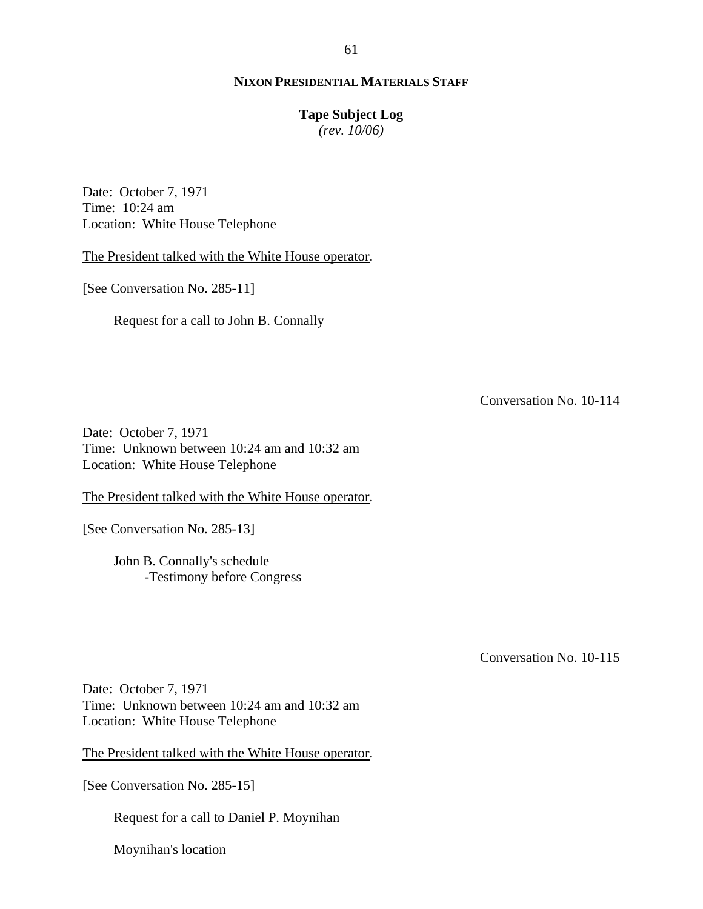Date: October 7, 1971
Time: 10:24 am
Location: White House Telephone

The President talked with the White House operator.

[See Conversation No. 285-11]

Request for a call to John B. Connally

Conversation No. 10-114

Date: October 7, 1971
Time: Unknown between 10:24 am and 10:32 am
Location: White House Telephone

The President talked with the White House operator.

[See Conversation No. 285-13]

John B. Connally's schedule
- Testimony before Congress

Conversation No. 10-115

Date: October 7, 1971
Time: Unknown between 10:24 am and 10:32 am
Location: White House Telephone

The President talked with the White House operator.

[See Conversation No. 285-15]

Request for a call to Daniel P. Moynihan

Moynihan's location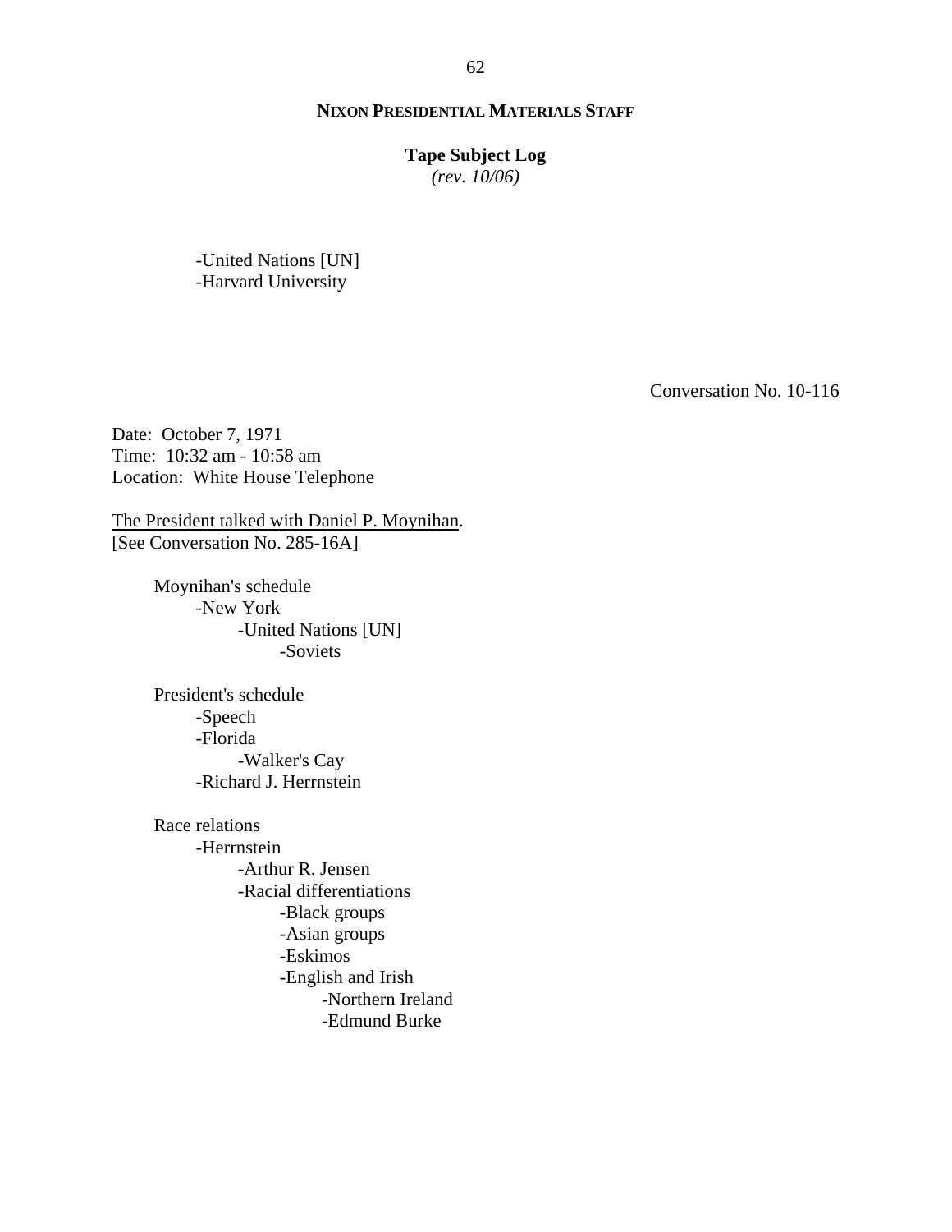-United Nations [UN]
-Harvard University

Conversation No. 10-116

Date: October 7, 1971
Time: 10:32 am - 10:58 am
Location: White House Telephone

The President talked with Daniel P. Moynihan.
[See Conversation No. 285-16A]

- Moynihan's schedule
  - -New York
    - -United Nations [UN]
      - -Soviets

- President's schedule
  - -Speech
  - -Florida
    - -Walker's Cay
  - -Richard J. Herrnstein

- Race relations
  - -Herrnstein
    - -Arthur R. Jensen
    - -Racial differentiations
      - -Black groups
      - -Asian groups
      - -Eskimos
      - -English and Irish
        - -Northern Ireland
        - -Edmund Burke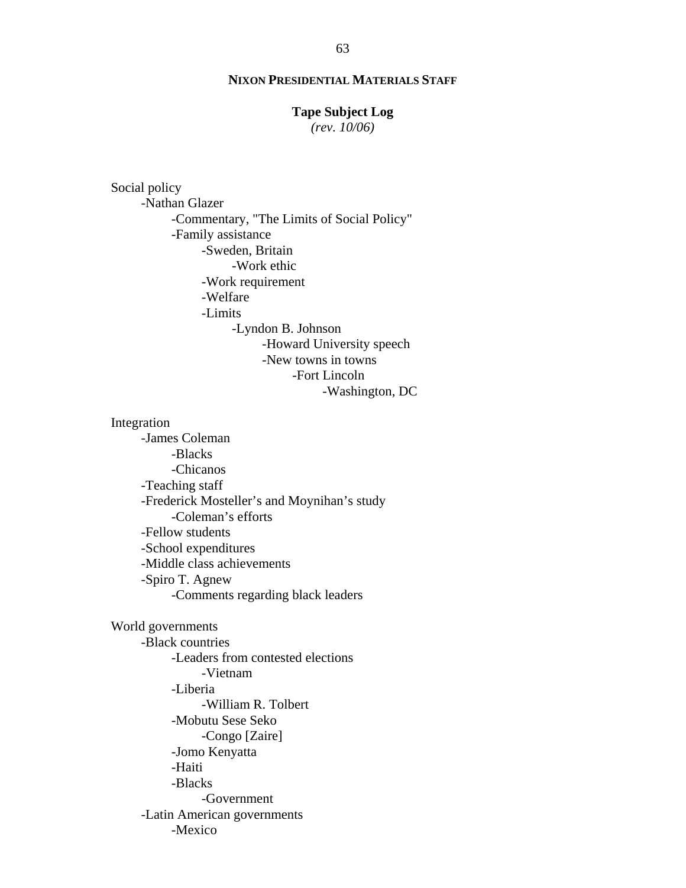Social policy
- Nathan Glazer
    - Commentary, "The Limits of Social Policy"
    - Family assistance
        - Sweden, Britain
            - Work ethic
        - Work requirement
        - Welfare
        - Limits
            - Lyndon B. Johnson
                - Howard University speech
                - New towns in towns
                    - Fort Lincoln
                        - Washington, DC

Integration
- James Coleman
    - Blacks
    - Chicanos
- Teaching staff
- Frederick Mosteller's and Moynihan's study
    - Coleman's efforts
- Fellow students
- School expenditures
- Middle class achievements
- Spiro T. Agnew
    - Comments regarding black leaders

World governments
- Black countries
    - Leaders from contested elections
        - Vietnam
    - Liberia
        - William R. Tolbert
    - Mobutu Sese Seko
        - Congo [Zaire]
    - Jomo Kenyatta
    - Haiti
    - Blacks
        - Government
- Latin American governments
    - Mexico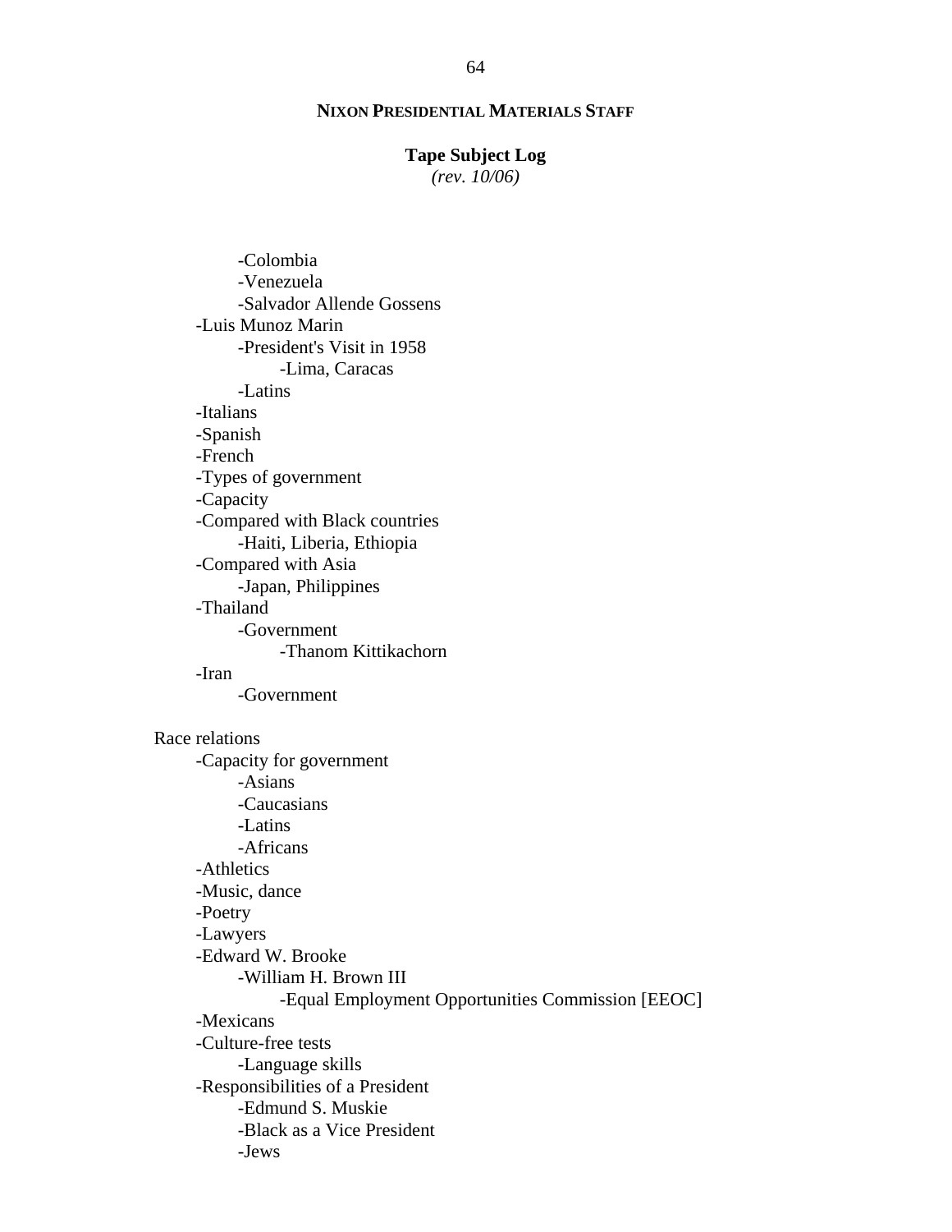- Colombia
- Venezuela
- Salvador Allende Gossens

-Luis Munoz Marin
- President's Visit in 1958
  - Lima, Caracas
- Latins

-Italians

-Spanish

-French

-Types of government

-Capacity

-Compared with Black countries
- Haiti, Liberia, Ethiopia

-Compared with Asia
- Japan, Philippines

-Thailand
- Government
  - Thanom Kittikachorn

-Iran
- Government

Race relations

- Capacity for government
  - Asians
  - Caucasians
  - Latins
  - Africans
- Athletics
- Music, dance
- Poetry
- Lawyers
- Edward W. Brooke
  - William H. Brown III
    - Equal Employment Opportunities Commission [EEOC]
- Mexicans
- Culture-free tests
  - Language skills
- Responsibilities of a President
  - Edmund S. Muskie
  - Black as a Vice President
  - Jews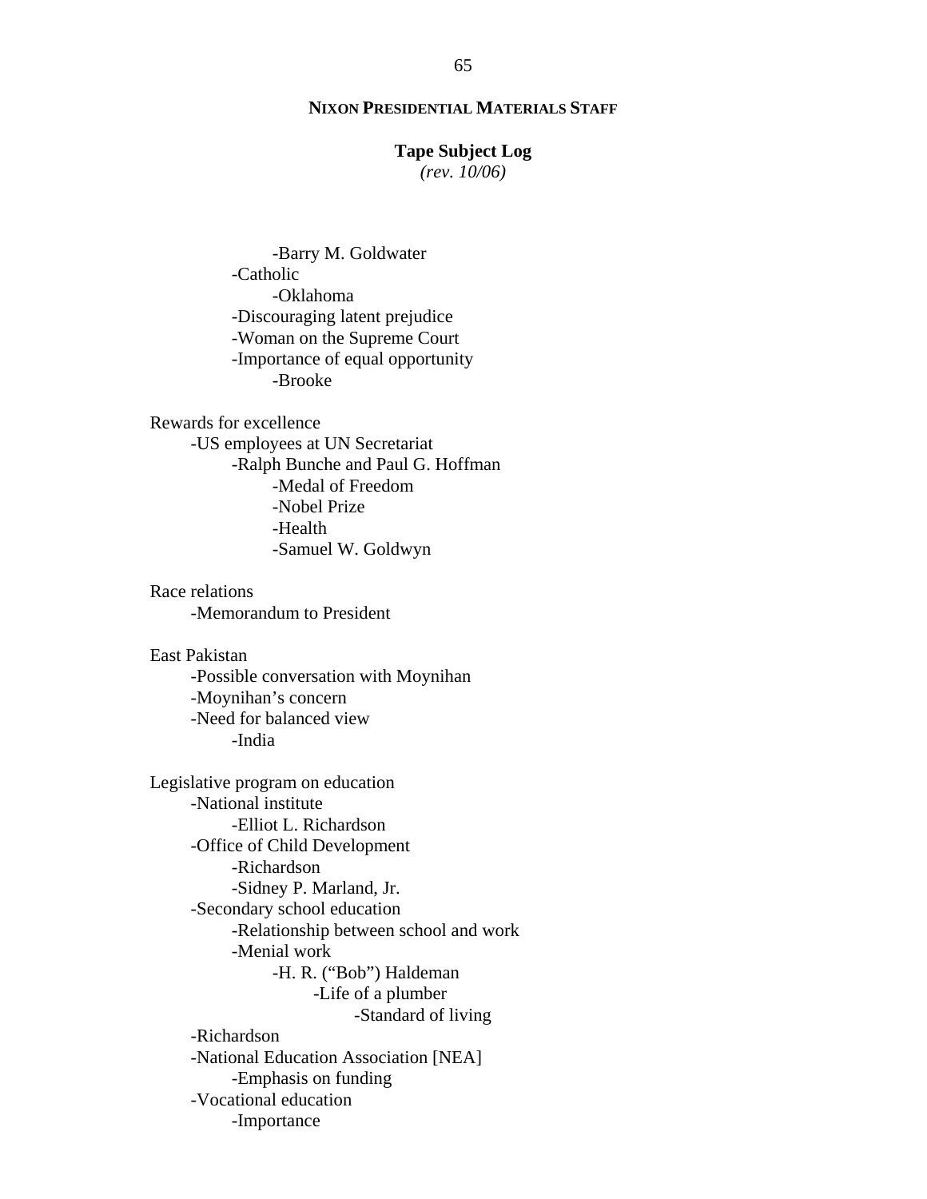-Barry M. Goldwater
    -Catholic
        -Oklahoma
    -Discouraging latent prejudice
    -Woman on the Supreme Court
    -Importance of equal opportunity
        -Brooke

Rewards for excellence
    -US employees at UN Secretariat
        -Ralph Bunche and Paul G. Hoffman
            -Medal of Freedom
            -Nobel Prize
            -Health
            -Samuel W. Goldwyn

Race relations
    -Memorandum to President

East Pakistan
    -Possible conversation with Moynihan
    -Moynihan's concern
    -Need for balanced view
        -India

Legislative program on education
    -National institute
        -Elliot L. Richardson
    -Office of Child Development
        -Richardson
        -Sidney P. Marland, Jr.
    -Secondary school education
        -Relationship between school and work
        -Menial work
            -H. R. ("Bob") Haldeman
                -Life of a plumber
                    -Standard of living
    -Richardson
    -National Education Association [NEA]
        -Emphasis on funding
    -Vocational education
        -Importance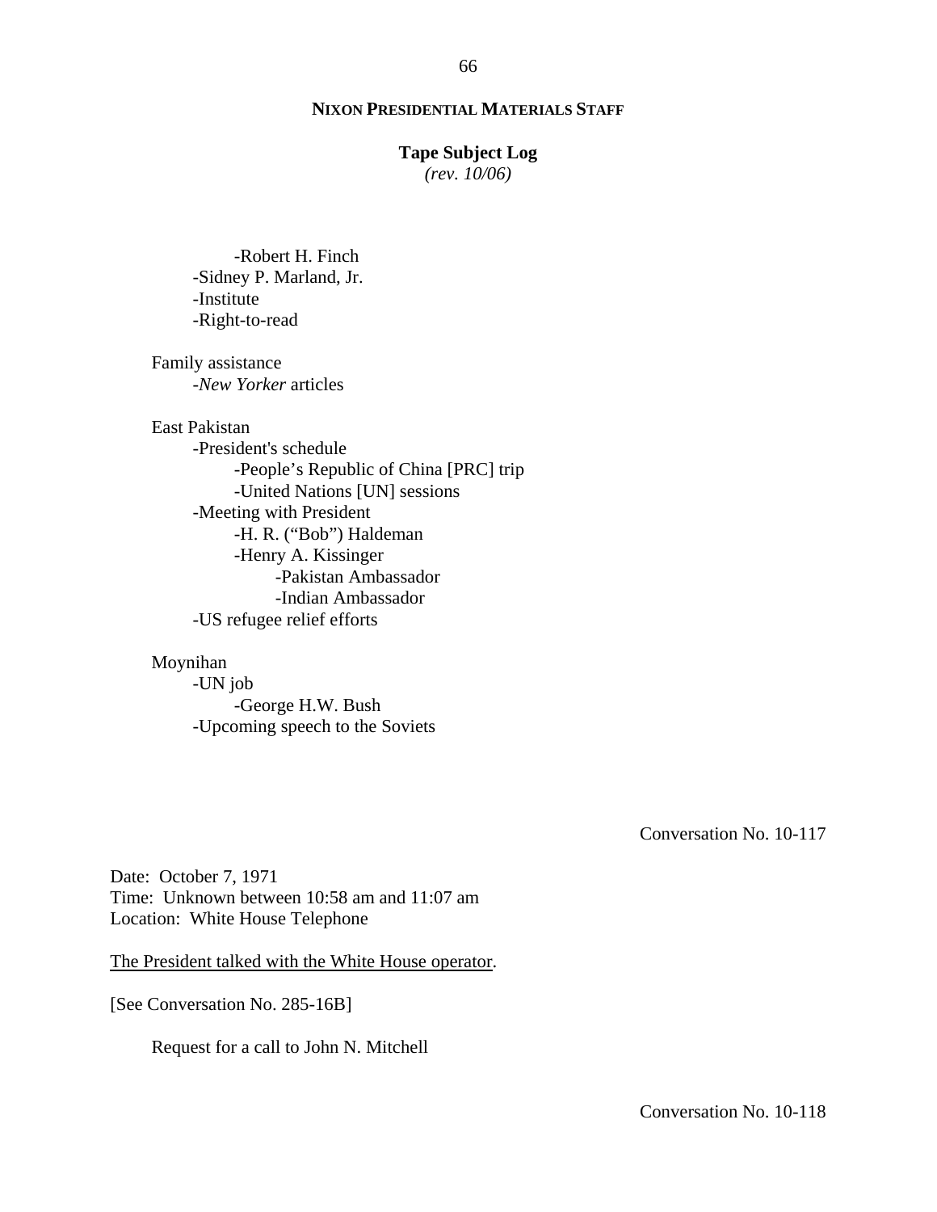-Robert H. Finch
- -Sidney P. Marland, Jr.
- -Institute
- -Right-to-read

Family assistance
- -*New Yorker* articles

East Pakistan
- -President's schedule
  - -People's Republic of China [PRC] trip
  - -United Nations [UN] sessions
- -Meeting with President
  - -H. R. ("Bob") Haldeman
  - -Henry A. Kissinger
    - -Pakistan Ambassador
    - -Indian Ambassador
- -US refugee relief efforts

Moynihan
- -UN job
  - -George H.W. Bush
- -Upcoming speech to the Soviets

Conversation No. 10-117

Date: October 7, 1971
Time: Unknown between 10:58 am and 11:07 am
Location: White House Telephone

The President talked with the White House operator.

[See Conversation No. 285-16B]

Request for a call to John N. Mitchell

Conversation No. 10-118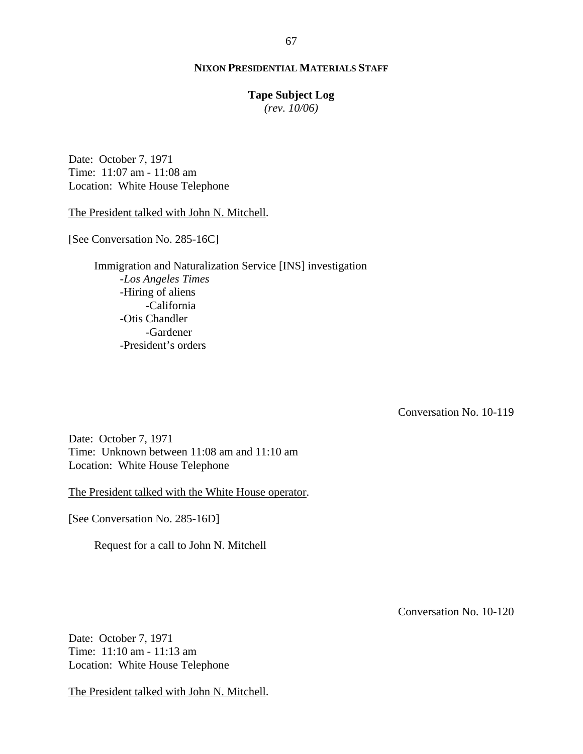Date: October 7, 1971
Time: 11:07 am - 11:08 am
Location: White House Telephone

The President talked with John N. Mitchell.

[See Conversation No. 285-16C]

Immigration and Naturalization Service [INS] investigation
- *Los Angeles Times*
- Hiring of aliens
    - California
- Otis Chandler
    - Gardener
- President's orders

Conversation No. 10-119

Date: October 7, 1971
Time: Unknown between 11:08 am and 11:10 am
Location: White House Telephone

The President talked with the White House operator.

[See Conversation No. 285-16D]

Request for a call to John N. Mitchell

Conversation No. 10-120

Date: October 7, 1971
Time: 11:10 am - 11:13 am
Location: White House Telephone

The President talked with John N. Mitchell.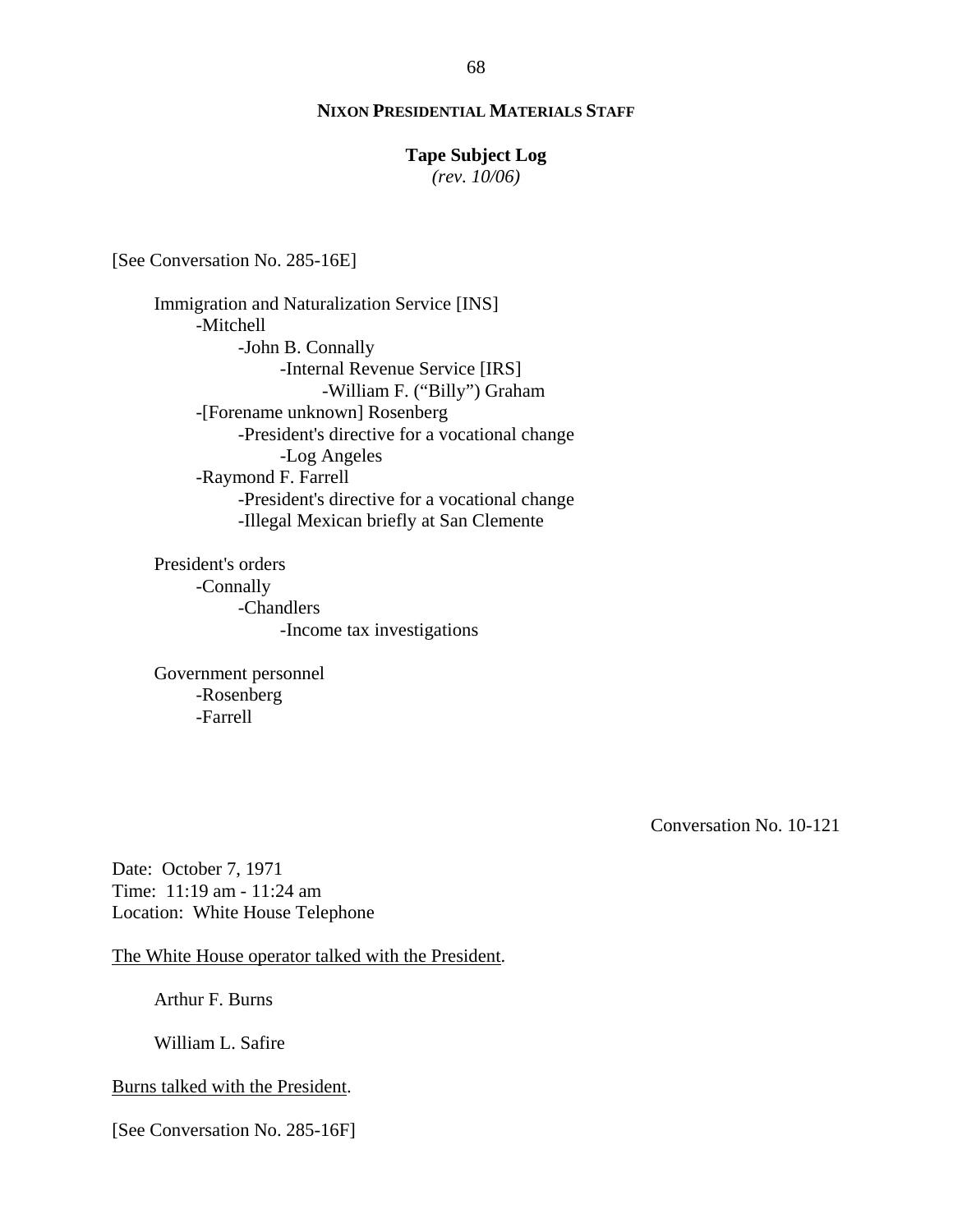[See Conversation No. 285-16E]

Immigration and Naturalization Service [INS]
- -Mitchell
  - -John B. Connally
    - -Internal Revenue Service [IRS]
      - -William F. ("Billy") Graham
- -[Forename unknown] Rosenberg
  - -President's directive for a vocational change
    - -Log Angeles
- -Raymond F. Farrell
  - -President's directive for a vocational change
  - -Illegal Mexican briefly at San Clemente

President's orders
- -Connally
  - -Chandlers
    - -Income tax investigations

Government personnel
- -Rosenberg
- -Farrell

Conversation No. 10-121

Date: October 7, 1971
Time: 11:19 am - 11:24 am
Location: White House Telephone

The White House operator talked with the President.

Arthur F. Burns

William L. Safire

Burns talked with the President.

[See Conversation No. 285-16F]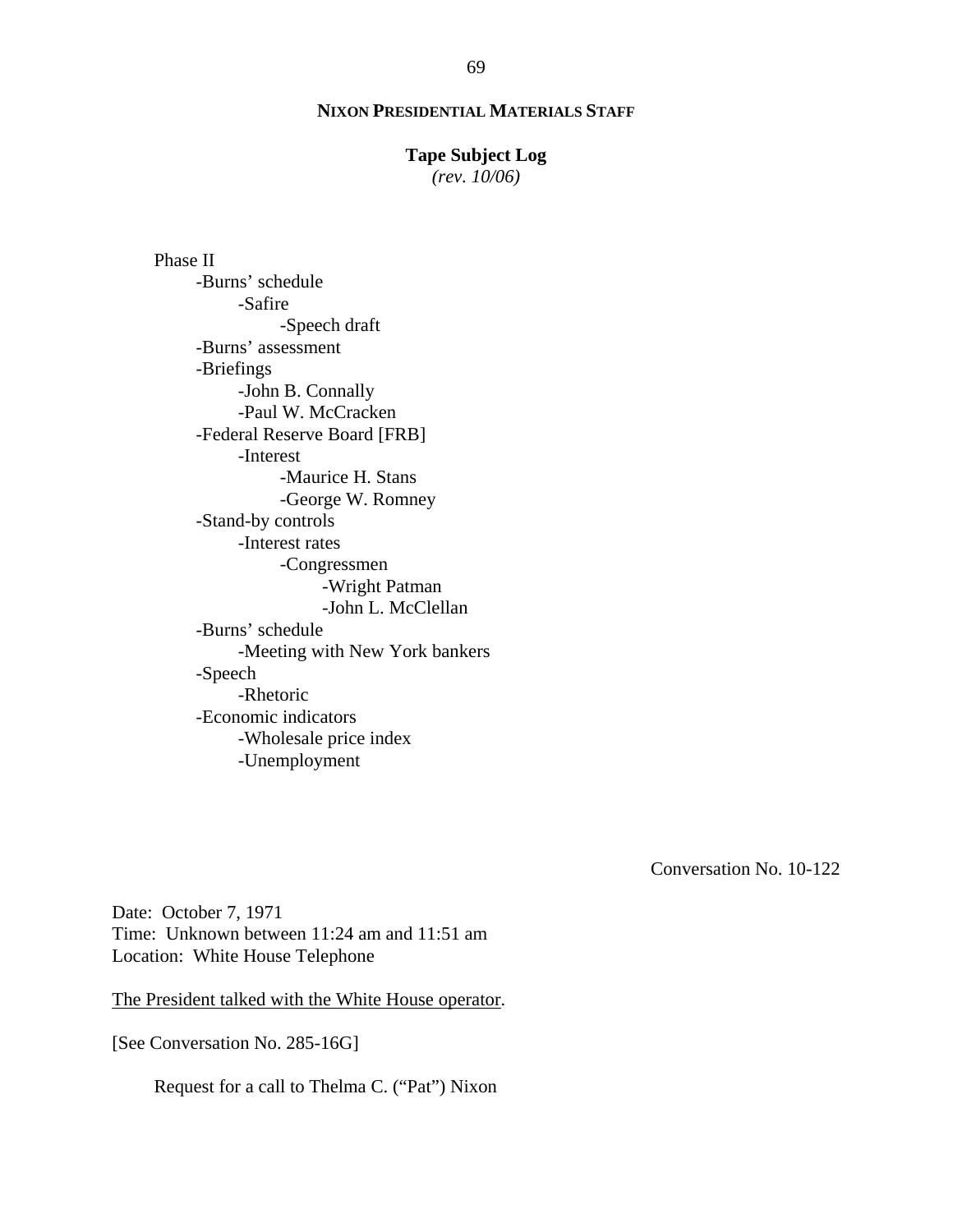Phase II
- -Burns' schedule
    - -Safire
        - -Speech draft
- -Burns' assessment
- -Briefings
    - -John B. Connally
    - -Paul W. McCracken
- -Federal Reserve Board [FRB]
    - -Interest
        - -Maurice H. Stans
        - -George W. Romney
- -Stand-by controls
    - -Interest rates
        - -Congressmen
            - -Wright Patman
            - -John L. McClellan
- -Burns' schedule
    - -Meeting with New York bankers
- -Speech
    - -Rhetoric
- -Economic indicators
    - -Wholesale price index
    - -Unemployment

Conversation No. 10-122

Date: October 7, 1971
Time: Unknown between 11:24 am and 11:51 am
Location: White House Telephone

The President talked with the White House operator.

[See Conversation No. 285-16G]

Request for a call to Thelma C. ("Pat") Nixon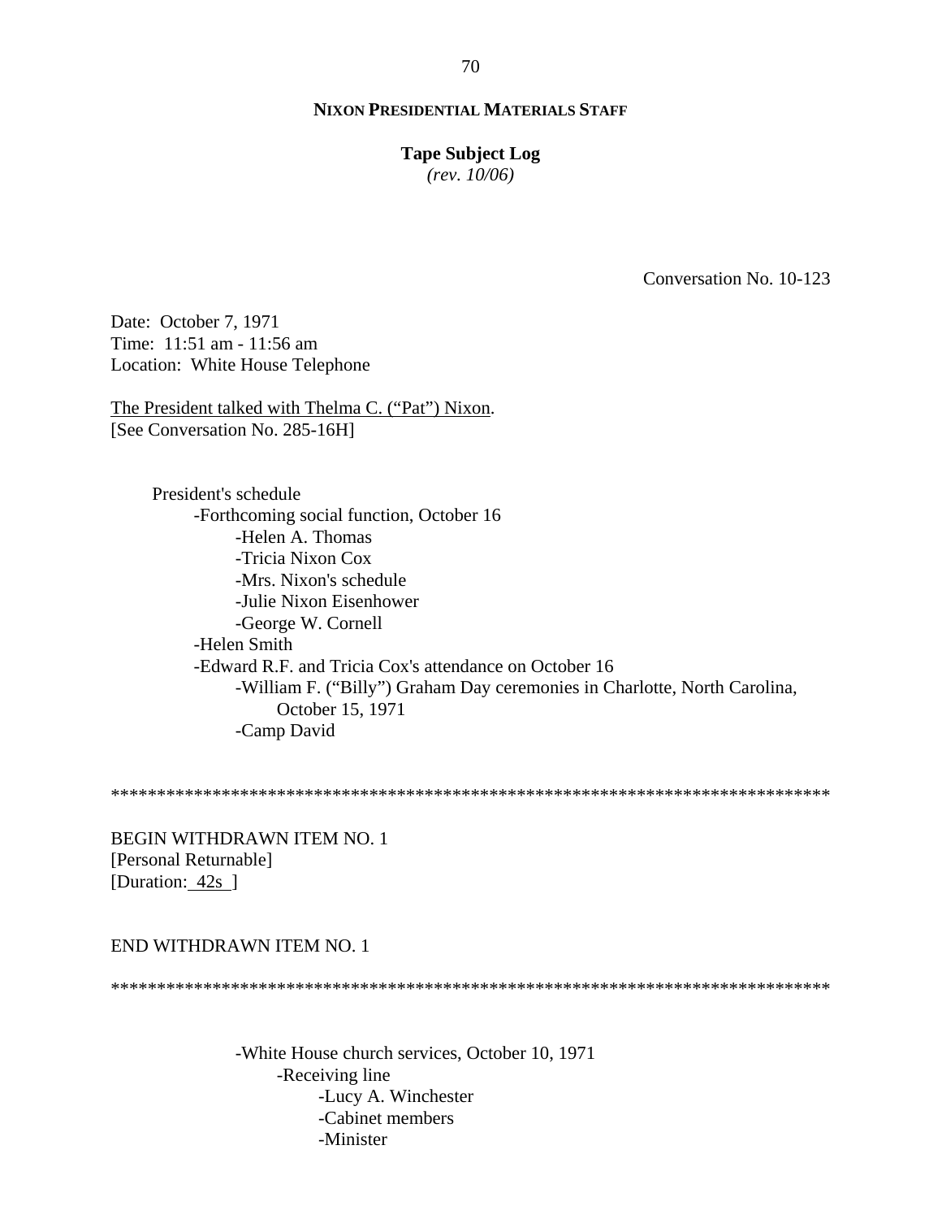**NIXON PRESIDENTIAL MATERIALS STAFF**

**Tape Subject Log**
*(rev. 10/06)*

Conversation No. 10-123

Date: October 7, 1971
Time: 11:51 am - 11:56 am
Location: White House Telephone

The President talked with Thelma C. ("Pat") Nixon.
[See Conversation No. 285-16H]

- President's schedule
  - -Forthcoming social function, October 16
    - -Helen A. Thomas
    - -Tricia Nixon Cox
    - -Mrs. Nixon's schedule
    - -Julie Nixon Eisenhower
    - -George W. Cornell
  - -Helen Smith
  - -Edward R.F. and Tricia Cox's attendance on October 16
    - -William F. ("Billy") Graham Day ceremonies in Charlotte, North Carolina, October 15, 1971
    - -Camp David

********************************************************************************

BEGIN WITHDRAWN ITEM NO. 1
[Personal Returnable]
[Duration: 42s ]

END WITHDRAWN ITEM NO. 1

********************************************************************************

- -White House church services, October 10, 1971
  - -Receiving line
    - -Lucy A. Winchester
    - -Cabinet members
    - -Minister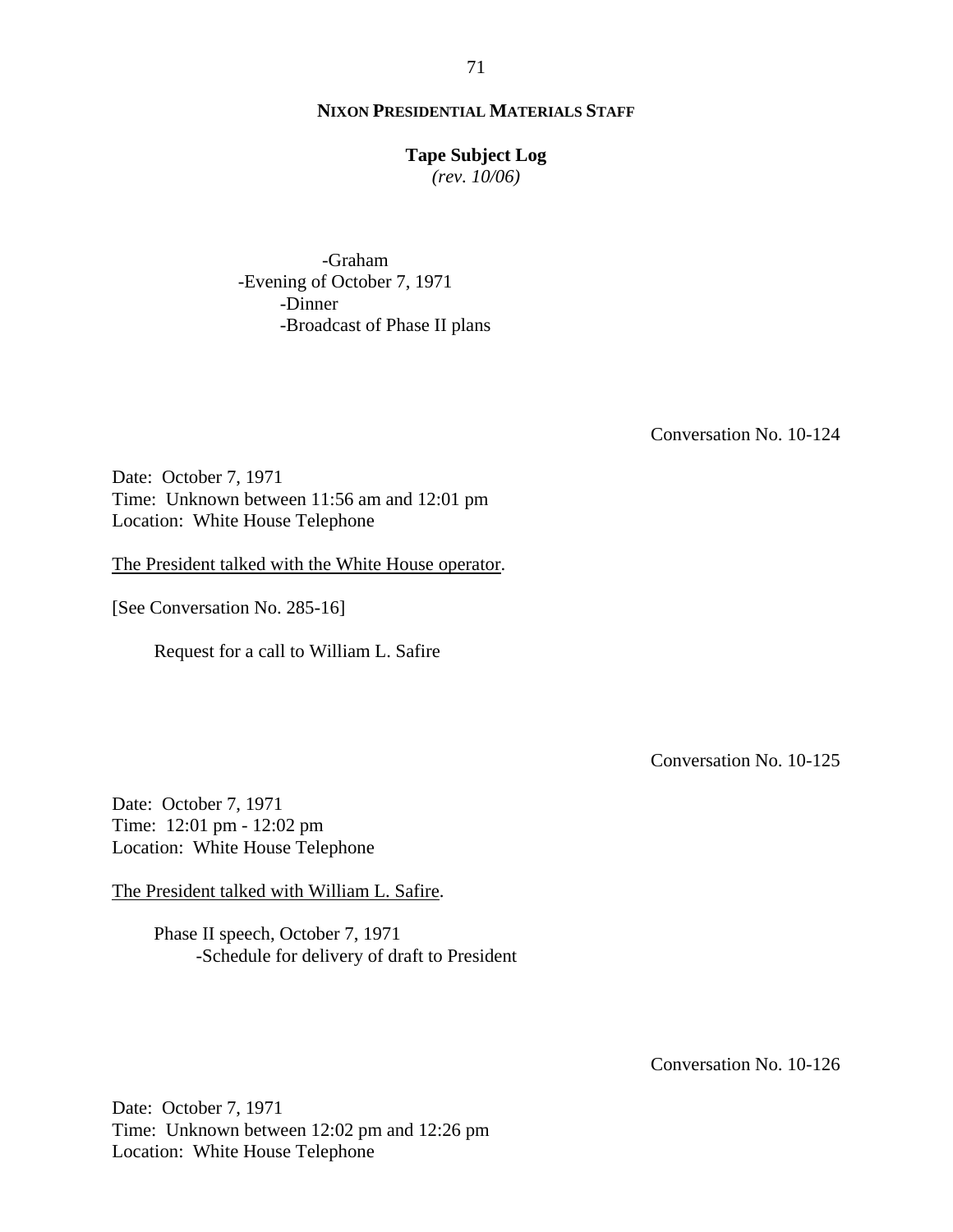-Graham
-Evening of October 7, 1971
 -Dinner
 -Broadcast of Phase II plans

Conversation No. 10-124

Date: October 7, 1971
Time: Unknown between 11:56 am and 12:01 pm
Location: White House Telephone

The President talked with the White House operator.

[See Conversation No. 285-16]

Request for a call to William L. Safire

Conversation No. 10-125

Date: October 7, 1971
Time: 12:01 pm - 12:02 pm
Location: White House Telephone

The President talked with William L. Safire.

Phase II speech, October 7, 1971
 -Schedule for delivery of draft to President

Conversation No. 10-126

Date: October 7, 1971
Time: Unknown between 12:02 pm and 12:26 pm
Location: White House Telephone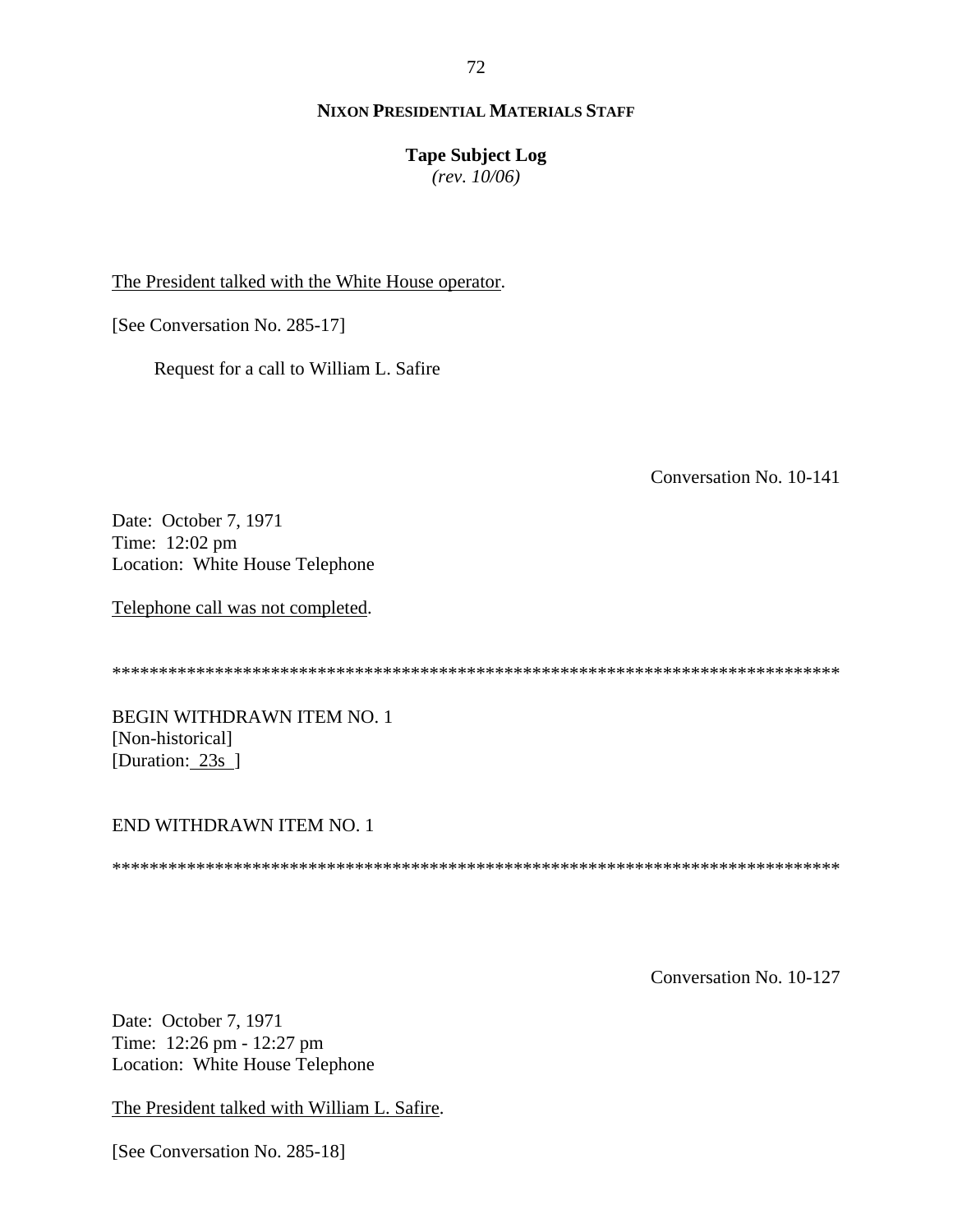The President talked with the White House operator.

[See Conversation No. 285-17]

Request for a call to William L. Safire

Conversation No. 10-141

Date: October 7, 1971
Time: 12:02 pm
Location: White House Telephone

Telephone call was not completed.

********************************************************************************

BEGIN WITHDRAWN ITEM NO. 1
[Non-historical]
[Duration: 23s ]

END WITHDRAWN ITEM NO. 1

********************************************************************************

Conversation No. 10-127

Date: October 7, 1971
Time: 12:26 pm - 12:27 pm
Location: White House Telephone

The President talked with William L. Safire.

[See Conversation No. 285-18]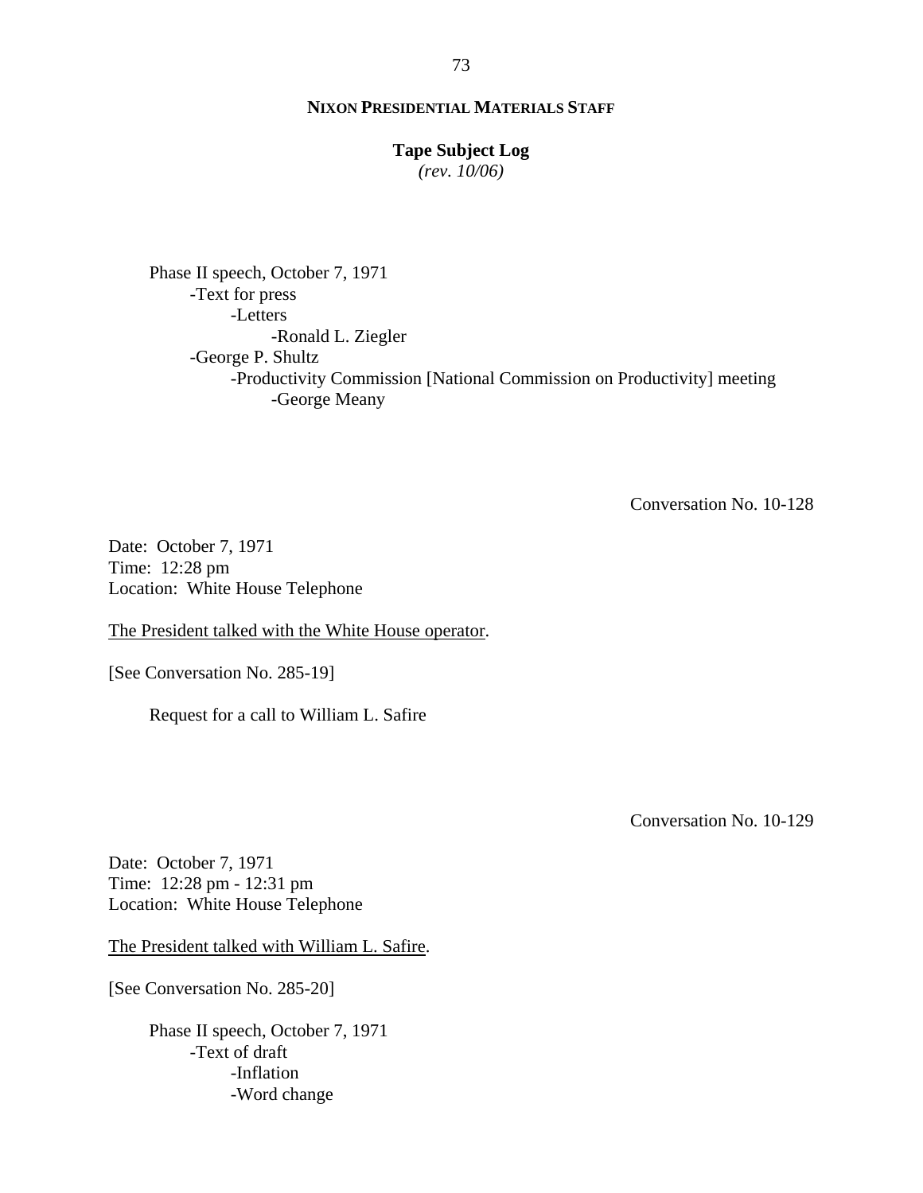Phase II speech, October 7, 1971
- -Text for press
    - -Letters
        - -Ronald L. Ziegler
- -George P. Shultz
    - -Productivity Commission [National Commission on Productivity] meeting
        - -George Meany

Conversation No. 10-128

Date: October 7, 1971
Time: 12:28 pm
Location: White House Telephone

<u>The President talked with the White House operator</u>.

[See Conversation No. 285-19]

Request for a call to William L. Safire

Conversation No. 10-129

Date: October 7, 1971
Time: 12:28 pm - 12:31 pm
Location: White House Telephone

<u>The President talked with William L. Safire</u>.

[See Conversation No. 285-20]

Phase II speech, October 7, 1971
- -Text of draft
    - -Inflation
    - -Word change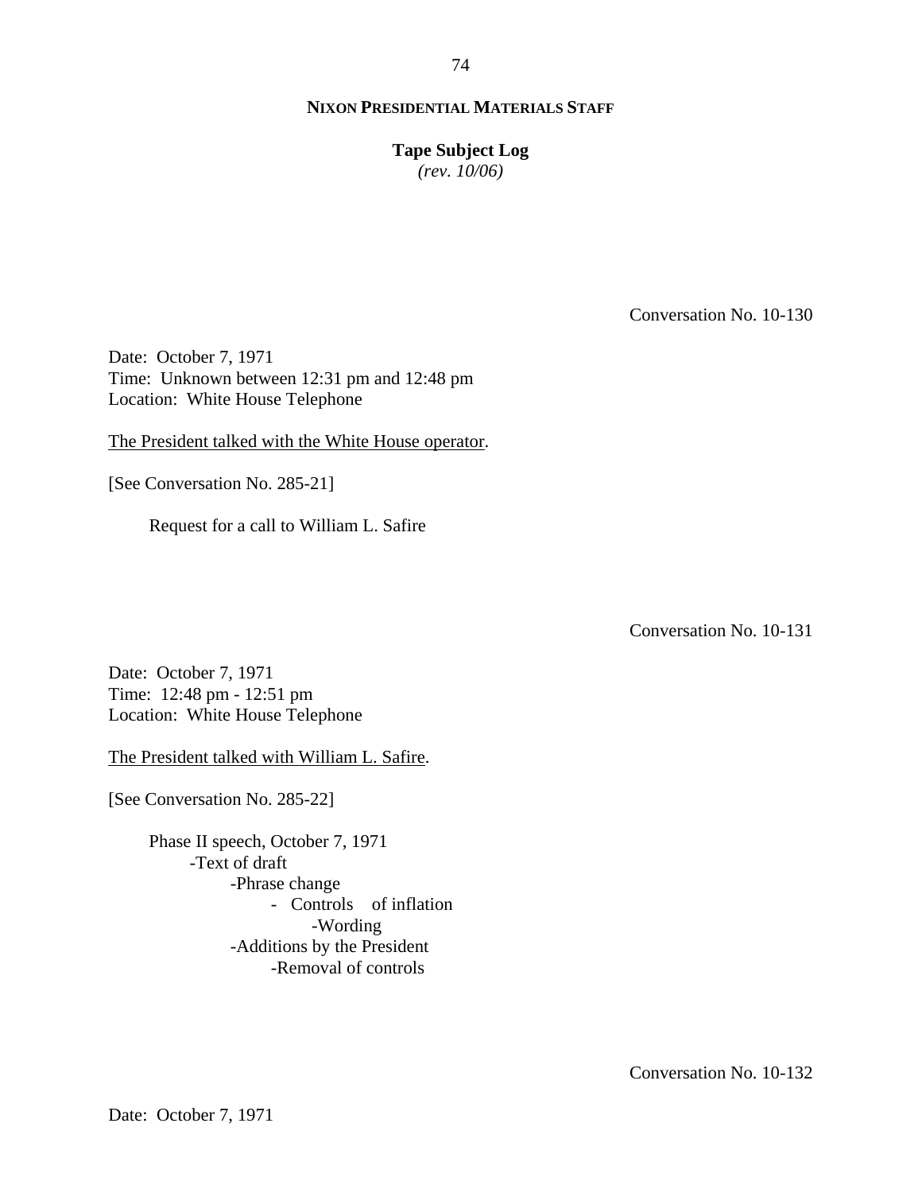**NIXON PRESIDENTIAL MATERIALS STAFF**

**Tape Subject Log**
*(rev. 10/06)*

Conversation No. 10-130

Date: October 7, 1971
Time: Unknown between 12:31 pm and 12:48 pm
Location: White House Telephone

The President talked with the White House operator.

[See Conversation No. 285-21]

Request for a call to William L. Safire

Conversation No. 10-131

Date: October 7, 1971
Time: 12:48 pm - 12:51 pm
Location: White House Telephone

The President talked with William L. Safire.

[See Conversation No. 285-22]

Phase II speech, October 7, 1971
- Text of draft
  - Phrase change
    - Controls of inflation
      - Wording
  - Additions by the President
    - Removal of controls

Conversation No. 10-132

Date: October 7, 1971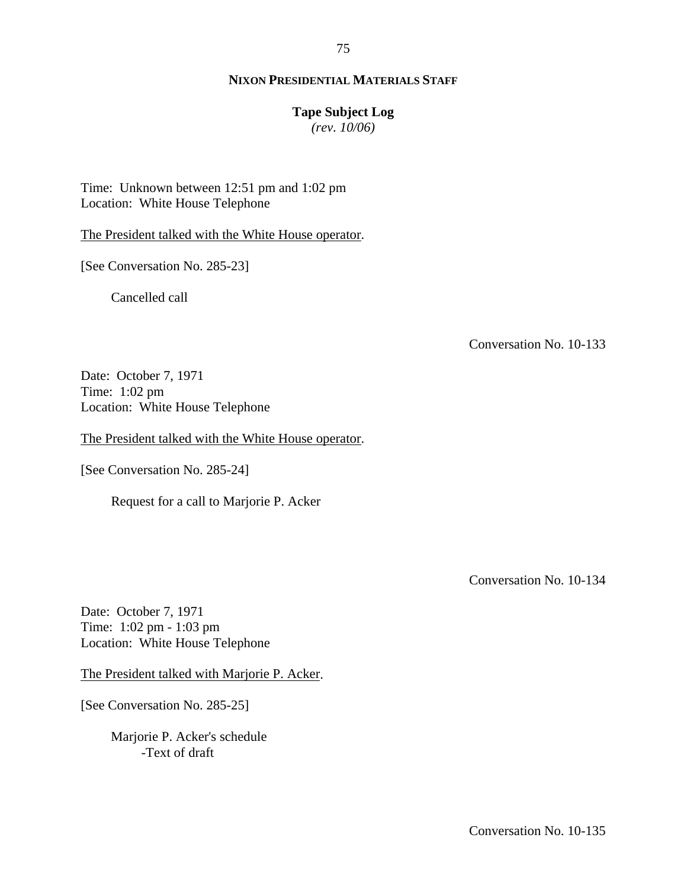Time: Unknown between 12:51 pm and 1:02 pm
Location: White House Telephone

The President talked with the White House operator.

[See Conversation No. 285-23]

Cancelled call

Conversation No. 10-133

Date: October 7, 1971
Time: 1:02 pm
Location: White House Telephone

The President talked with the White House operator.

[See Conversation No. 285-24]

Request for a call to Marjorie P. Acker

Conversation No. 10-134

Date: October 7, 1971
Time: 1:02 pm - 1:03 pm
Location: White House Telephone

The President talked with Marjorie P. Acker.

[See Conversation No. 285-25]

Marjorie P. Acker's schedule
- Text of draft

Conversation No. 10-135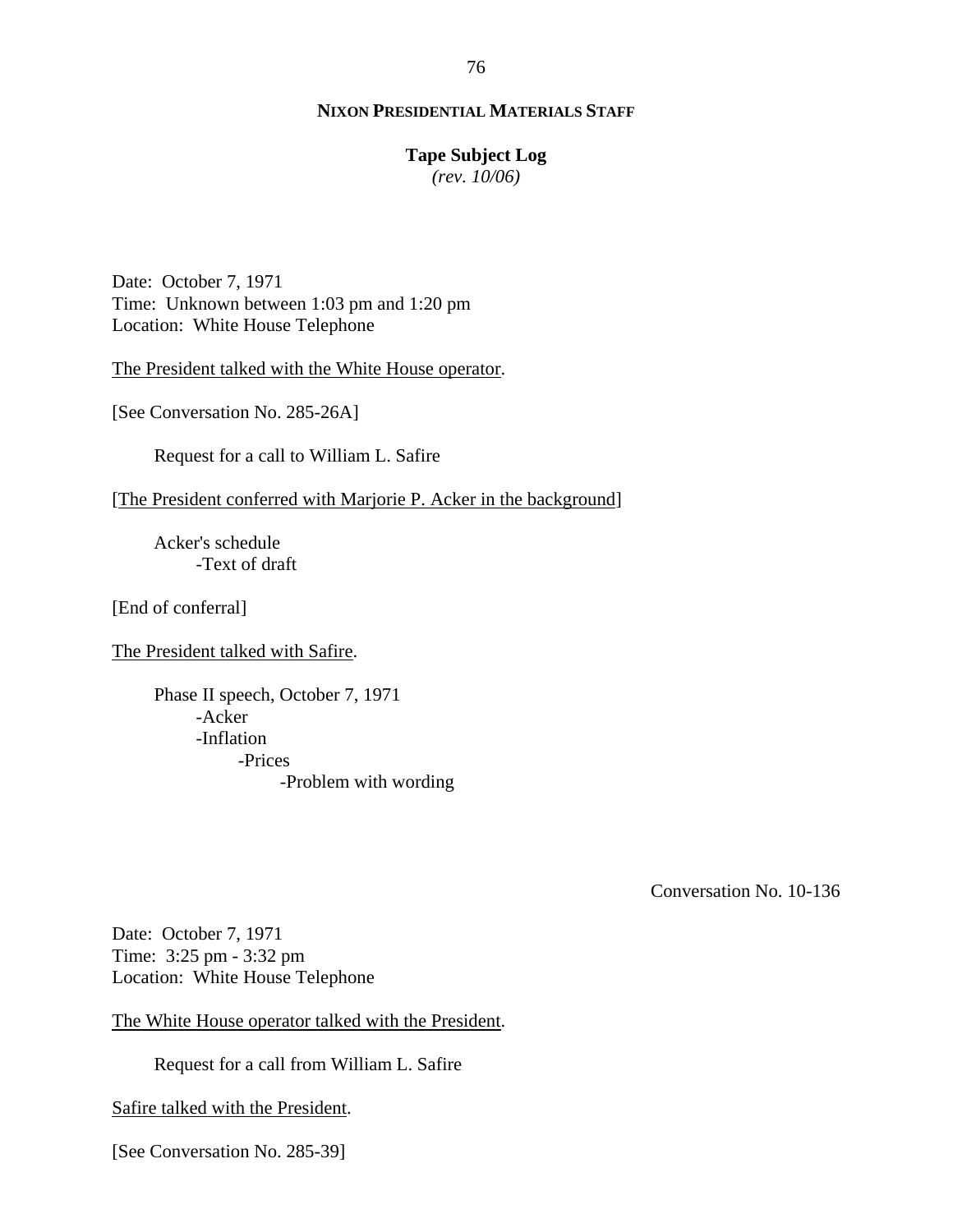**NIXON PRESIDENTIAL MATERIALS STAFF**

**Tape Subject Log**
*(rev. 10/06)*

Date: October 7, 1971
Time: Unknown between 1:03 pm and 1:20 pm
Location: White House Telephone

The President talked with the White House operator.

[See Conversation No. 285-26A]

Request for a call to William L. Safire

[The President conferred with Marjorie P. Acker in the background]

Acker's schedule
- Text of draft

[End of conferral]

The President talked with Safire.

Phase II speech, October 7, 1971
- Acker
- Inflation
  - Prices
    - Problem with wording

Conversation No. 10-136

Date: October 7, 1971
Time: 3:25 pm - 3:32 pm
Location: White House Telephone

The White House operator talked with the President.

Request for a call from William L. Safire

Safire talked with the President.

[See Conversation No. 285-39]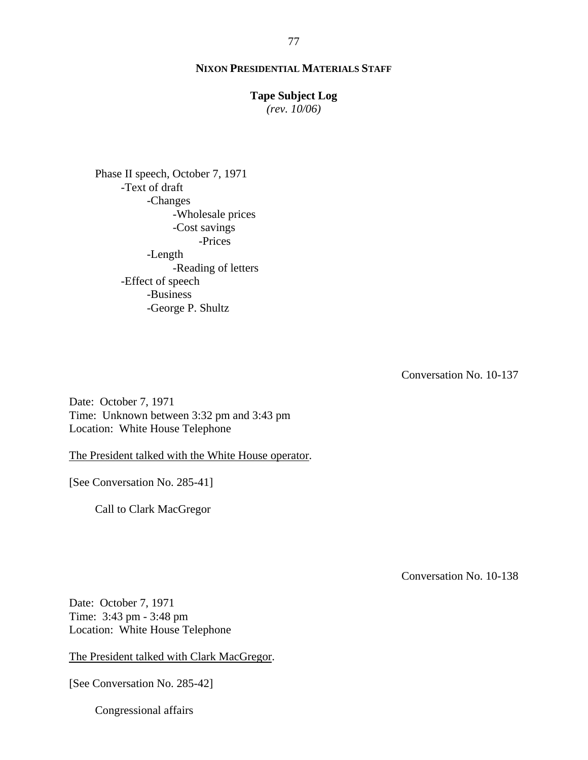Phase II speech, October 7, 1971
- Text of draft
  - Changes
    - Wholesale prices
    - Cost savings
      - Prices
  - Length
    - Reading of letters
- Effect of speech
  - Business
  - George P. Shultz

Conversation No. 10-137

Date: October 7, 1971
Time: Unknown between 3:32 pm and 3:43 pm
Location: White House Telephone

The President talked with the White House operator.

[See Conversation No. 285-41]

Call to Clark MacGregor

Conversation No. 10-138

Date: October 7, 1971
Time: 3:43 pm - 3:48 pm
Location: White House Telephone

The President talked with Clark MacGregor.

[See Conversation No. 285-42]

Congressional affairs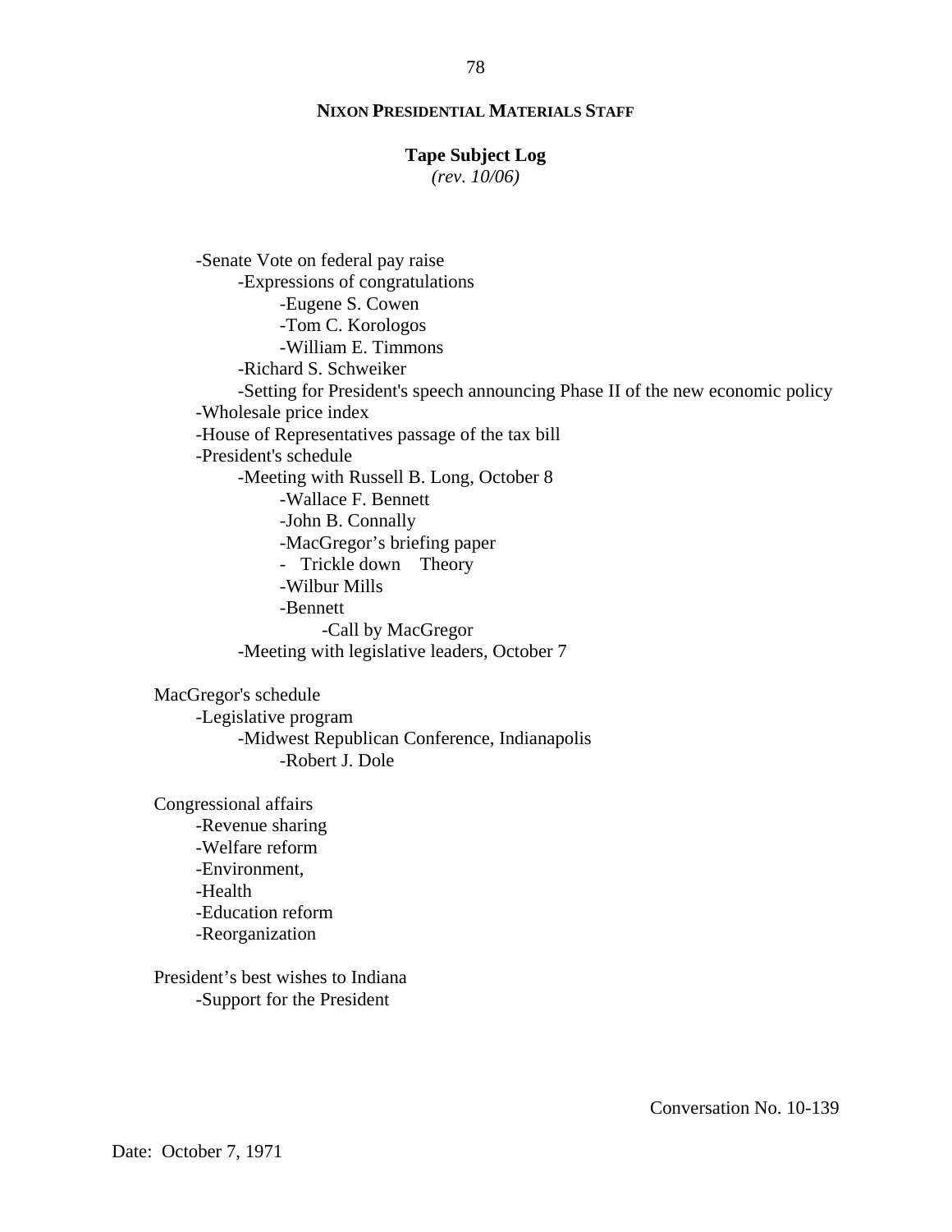**NIXON PRESIDENTIAL MATERIALS STAFF**

**Tape Subject Log**
*(rev. 10/06)*

- -Senate Vote on federal pay raise
  - -Expressions of congratulations
    - -Eugene S. Cowen
    - -Tom C. Korologos
    - -William E. Timmons
  - -Richard S. Schweiker
  - -Setting for President's speech announcing Phase II of the new economic policy
- -Wholesale price index
- -House of Representatives passage of the tax bill
- -President's schedule
  - -Meeting with Russell B. Long, October 8
    - -Wallace F. Bennett
    - -John B. Connally
    - -MacGregor's briefing paper
    - - Trickle down Theory
    - -Wilbur Mills
    - -Bennett
      - -Call by MacGregor
  - -Meeting with legislative leaders, October 7

MacGregor's schedule
- -Legislative program
  - -Midwest Republican Conference, Indianapolis
    - -Robert J. Dole

Congressional affairs
- -Revenue sharing
- -Welfare reform
- -Environment,
- -Health
- -Education reform
- -Reorganization

President's best wishes to Indiana
- -Support for the President

Conversation No. 10-139

Date: October 7, 1971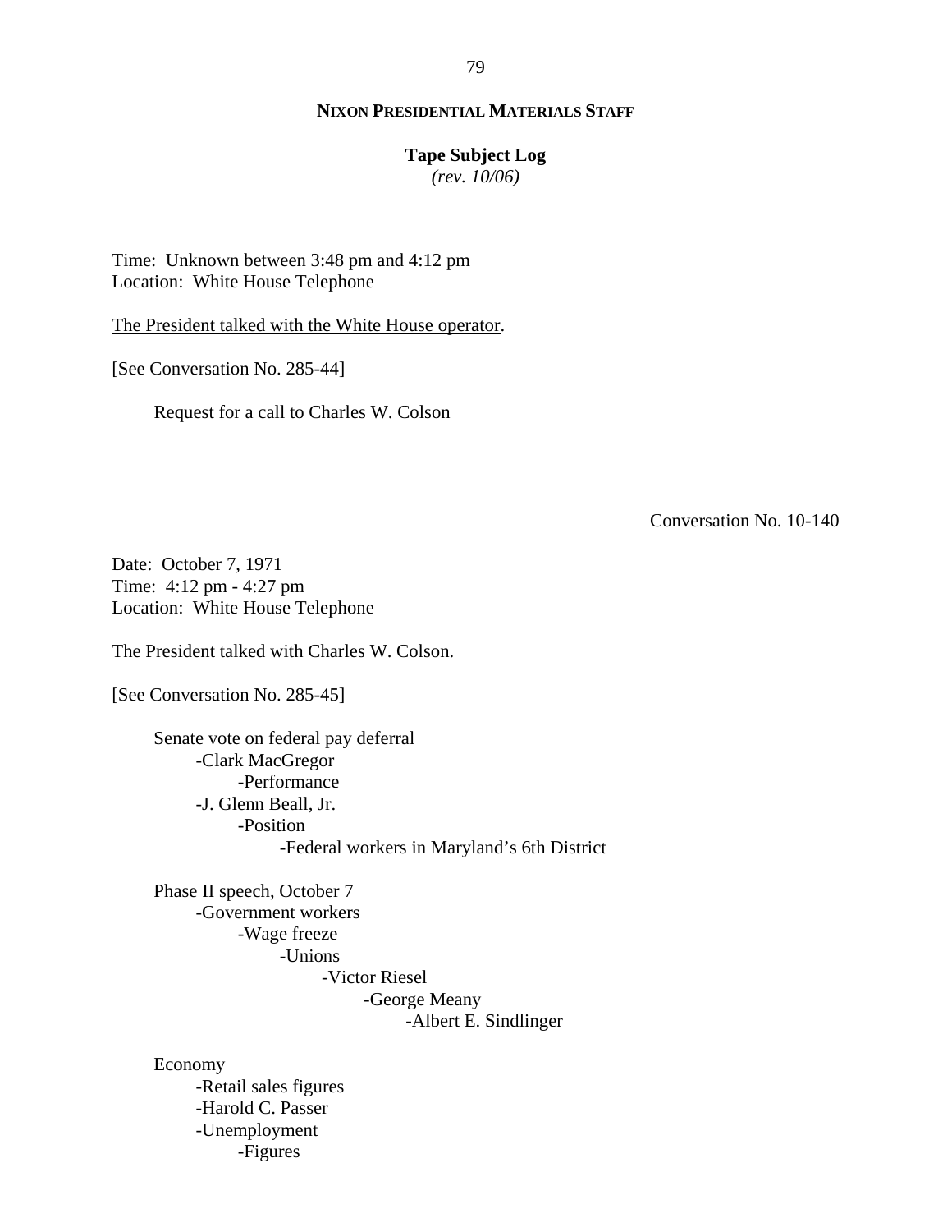**NIXON PRESIDENTIAL MATERIALS STAFF**

**Tape Subject Log**
*(rev. 10/06)*

Time: Unknown between 3:48 pm and 4:12 pm
Location: White House Telephone

The President talked with the White House operator.

[See Conversation No. 285-44]

- Request for a call to Charles W. Colson

Conversation No. 10-140

Date: October 7, 1971
Time: 4:12 pm - 4:27 pm
Location: White House Telephone

The President talked with Charles W. Colson.

[See Conversation No. 285-45]

- Senate vote on federal pay deferral
  - -Clark MacGregor
    - -Performance
  - -J. Glenn Beall, Jr.
    - -Position
      - -Federal workers in Maryland's 6th District

- Phase II speech, October 7
  - -Government workers
    - -Wage freeze
      - -Unions
        - -Victor Riesel
          - -George Meany
            - -Albert E. Sindlinger

- Economy
  - -Retail sales figures
  - -Harold C. Passer
  - -Unemployment
    - -Figures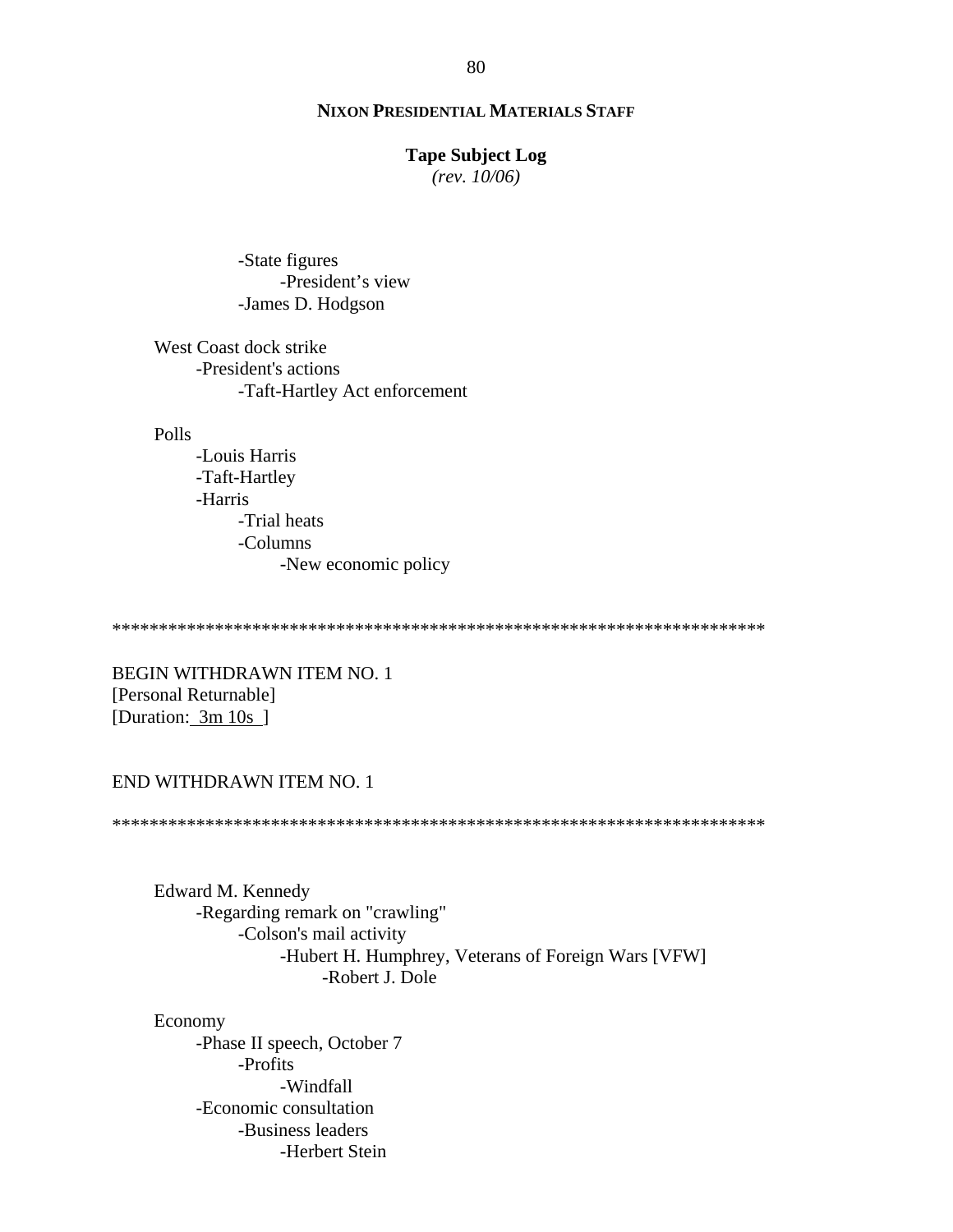-State figures
    -President's view
-James D. Hodgson

West Coast dock strike
- President's actions
    - Taft-Hartley Act enforcement

Polls
- Louis Harris
- Taft-Hartley
- Harris
    - Trial heats
    - Columns
        - New economic policy

**********************************************************************

BEGIN WITHDRAWN ITEM NO. 1
[Personal Returnable]
[Duration: 3m 10s ]

END WITHDRAWN ITEM NO. 1

**********************************************************************

Edward M. Kennedy
- Regarding remark on "crawling"
    - Colson's mail activity
        - Hubert H. Humphrey, Veterans of Foreign Wars [VFW]
            - Robert J. Dole

Economy
- Phase II speech, October 7
    - Profits
        - Windfall
- Economic consultation
    - Business leaders
        - Herbert Stein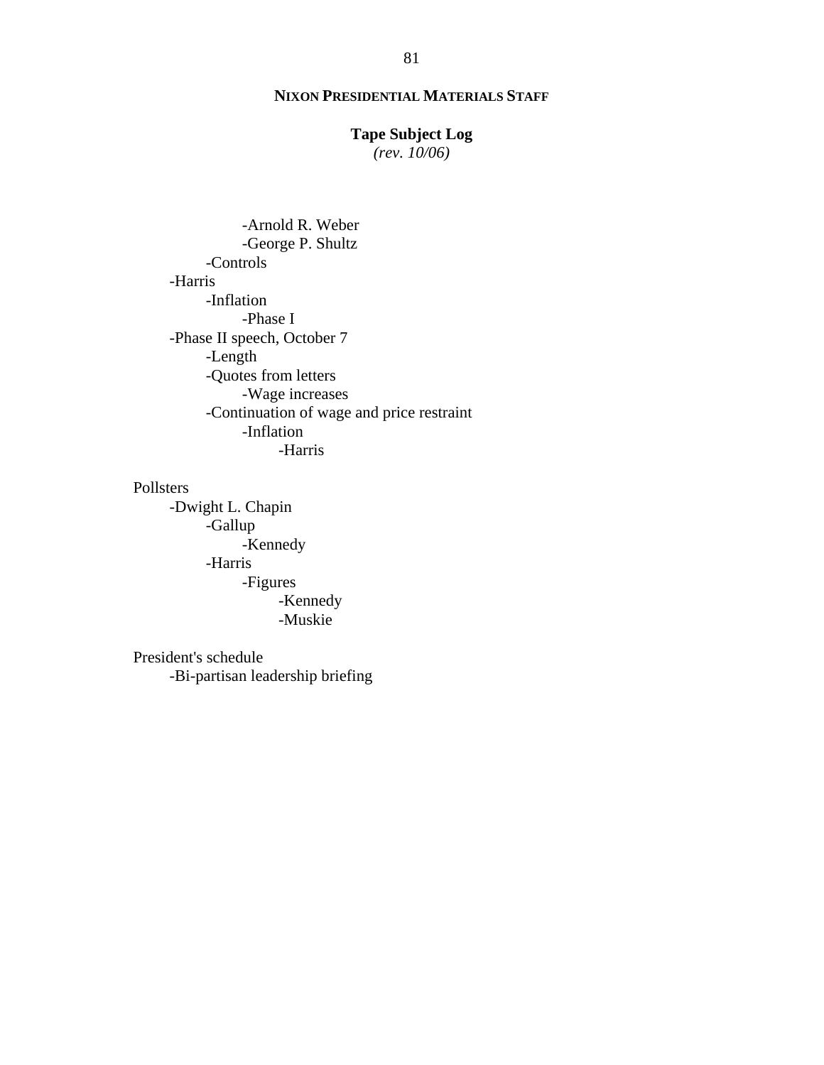**NIXON PRESIDENTIAL MATERIALS STAFF**

**Tape Subject Log**
*(rev. 10/06)*

- -Arnold R. Weber
- -George P. Shultz
- -Controls
- -Harris
  - -Inflation
    - -Phase I
- -Phase II speech, October 7
  - -Length
  - -Quotes from letters
    - -Wage increases
  - -Continuation of wage and price restraint
    - -Inflation
      - -Harris

Pollsters
- -Dwight L. Chapin
  - -Gallup
    - -Kennedy
  - -Harris
    - -Figures
      - -Kennedy
      - -Muskie

President's schedule
- -Bi-partisan leadership briefing